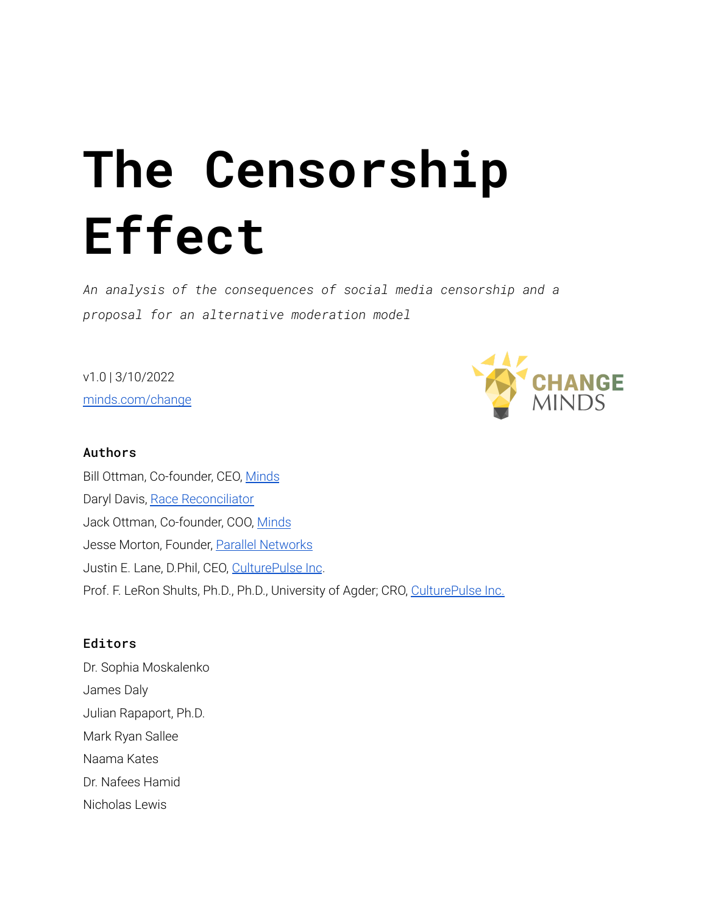# The Censorship Effect

*An analysis of the consequences of social media censorship and a proposal for an alternative moderation model*

v1.0 | 3/10/2022
[minds.com/change](minds.com/change)

CHANGE MINDS

### Authors

Bill Ottman, Co-founder, CEO, Minds
Daryl Davis, Race Reconciliator
Jack Ottman, Co-founder, COO, Minds
Jesse Morton, Founder, Parallel Networks
Justin E. Lane, D.Phil, CEO, CulturePulse Inc.
Prof. F. LeRon Shults, Ph.D., Ph.D., University of Agder; CRO, CulturePulse Inc.

### Editors

Dr. Sophia Moskalenko
James Daly
Julian Rapaport, Ph.D.
Mark Ryan Sallee
Naama Kates
Dr. Nafees Hamid
Nicholas Lewis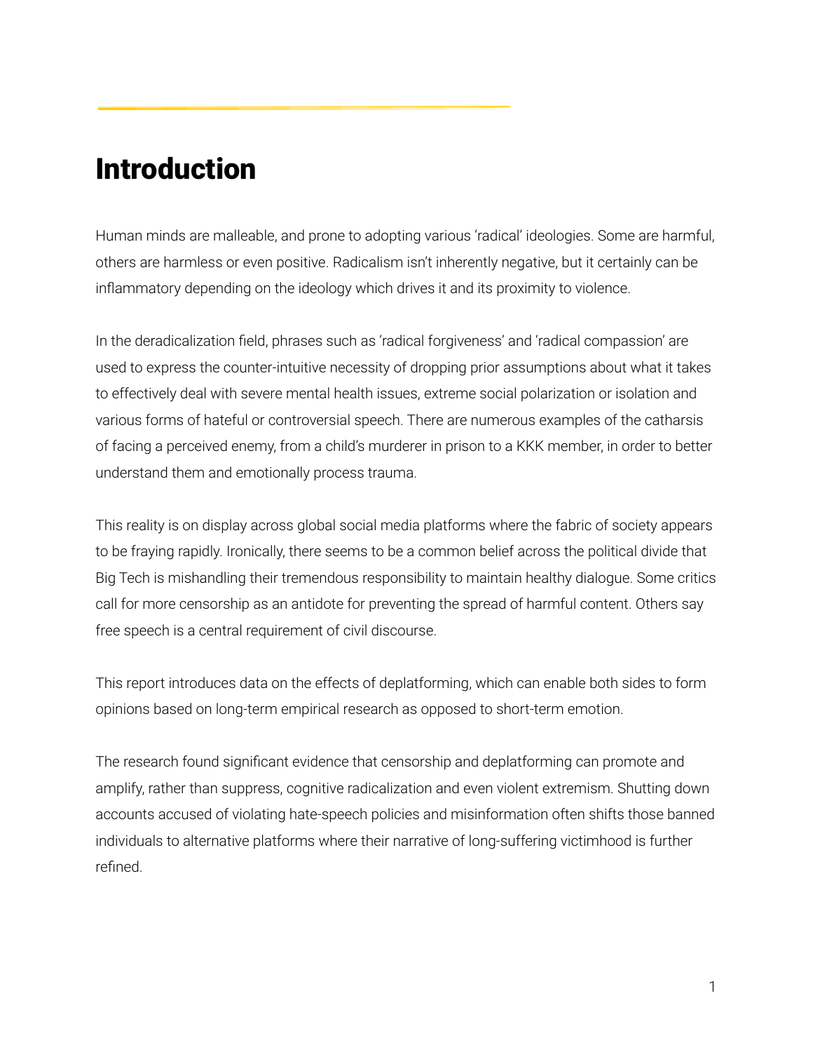# Introduction

Human minds are malleable, and prone to adopting various 'radical' ideologies. Some are harmful, others are harmless or even positive. Radicalism isn't inherently negative, but it certainly can be inflammatory depending on the ideology which drives it and its proximity to violence.

In the deradicalization field, phrases such as 'radical forgiveness' and 'radical compassion' are used to express the counter-intuitive necessity of dropping prior assumptions about what it takes to effectively deal with severe mental health issues, extreme social polarization or isolation and various forms of hateful or controversial speech. There are numerous examples of the catharsis of facing a perceived enemy, from a child's murderer in prison to a KKK member, in order to better understand them and emotionally process trauma.

This reality is on display across global social media platforms where the fabric of society appears to be fraying rapidly. Ironically, there seems to be a common belief across the political divide that Big Tech is mishandling their tremendous responsibility to maintain healthy dialogue. Some critics call for more censorship as an antidote for preventing the spread of harmful content. Others say free speech is a central requirement of civil discourse.

This report introduces data on the effects of deplatforming, which can enable both sides to form opinions based on long-term empirical research as opposed to short-term emotion.

The research found significant evidence that censorship and deplatforming can promote and amplify, rather than suppress, cognitive radicalization and even violent extremism. Shutting down accounts accused of violating hate-speech policies and misinformation often shifts those banned individuals to alternative platforms where their narrative of long-suffering victimhood is further refined.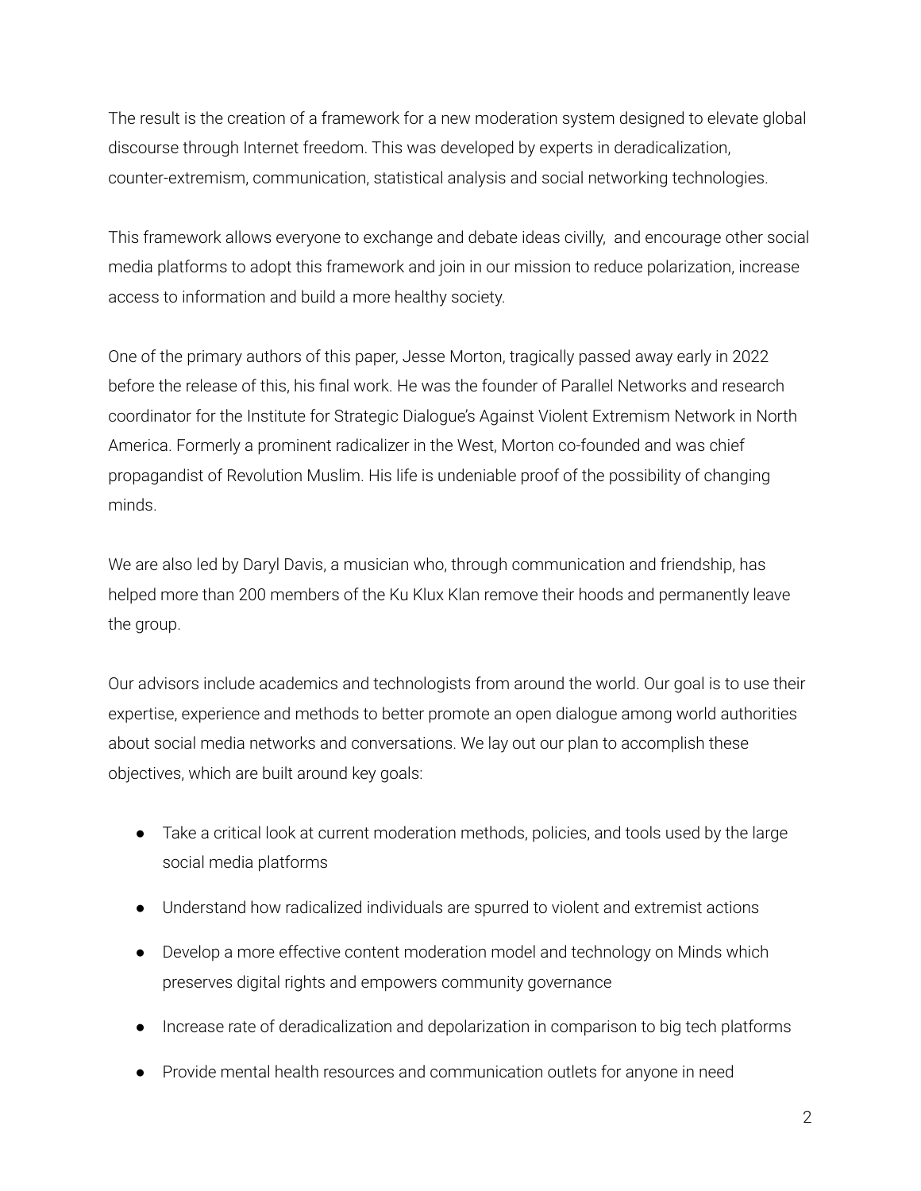The result is the creation of a framework for a new moderation system designed to elevate global discourse through Internet freedom. This was developed by experts in deradicalization, counter-extremism, communication, statistical analysis and social networking technologies.

This framework allows everyone to exchange and debate ideas civilly,  and encourage other social media platforms to adopt this framework and join in our mission to reduce polarization, increase access to information and build a more healthy society.

One of the primary authors of this paper, Jesse Morton, tragically passed away early in 2022 before the release of this, his final work. He was the founder of Parallel Networks and research coordinator for the Institute for Strategic Dialogue's Against Violent Extremism Network in North America. Formerly a prominent radicalizer in the West, Morton co-founded and was chief propagandist of Revolution Muslim. His life is undeniable proof of the possibility of changing minds.

We are also led by Daryl Davis, a musician who, through communication and friendship, has helped more than 200 members of the Ku Klux Klan remove their hoods and permanently leave the group.

Our advisors include academics and technologists from around the world. Our goal is to use their expertise, experience and methods to better promote an open dialogue among world authorities about social media networks and conversations. We lay out our plan to accomplish these objectives, which are built around key goals:

- Take a critical look at current moderation methods, policies, and tools used by the large social media platforms
- Understand how radicalized individuals are spurred to violent and extremist actions
- Develop a more effective content moderation model and technology on Minds which preserves digital rights and empowers community governance
- Increase rate of deradicalization and depolarization in comparison to big tech platforms
- Provide mental health resources and communication outlets for anyone in need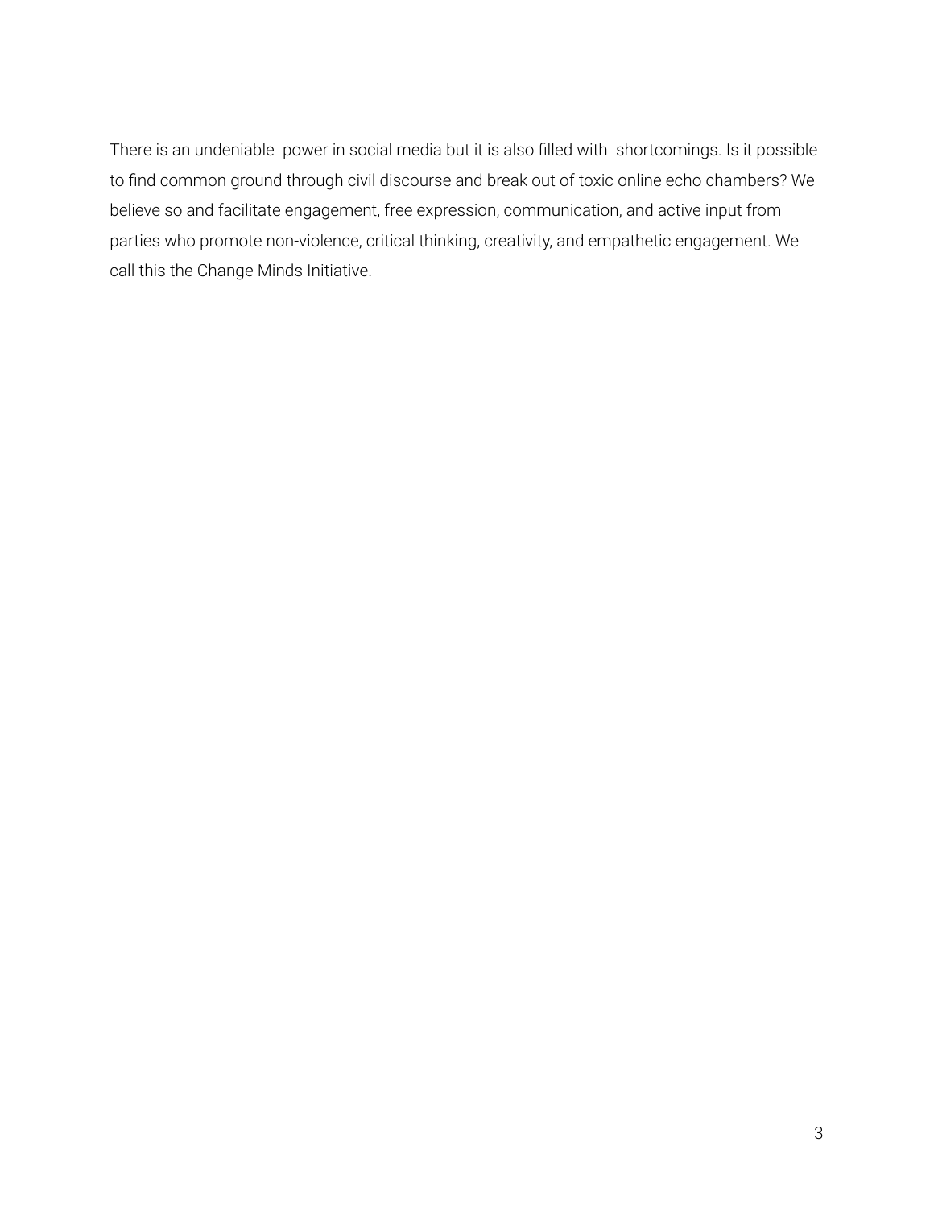There is an undeniable power in social media but it is also filled with shortcomings. Is it possible to find common ground through civil discourse and break out of toxic online echo chambers? We believe so and facilitate engagement, free expression, communication, and active input from parties who promote non-violence, critical thinking, creativity, and empathetic engagement. We call this the Change Minds Initiative.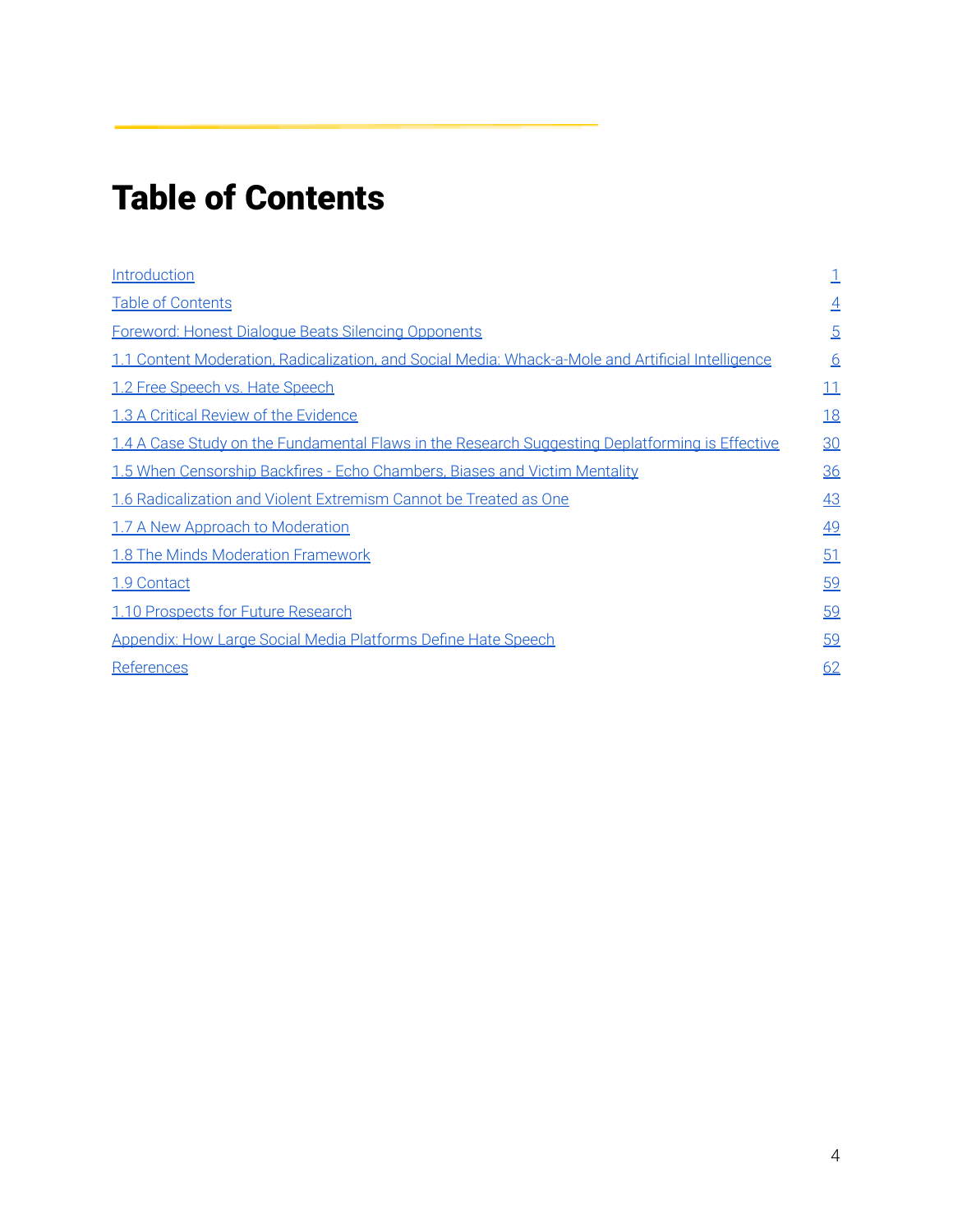# Table of Contents

| | |
|---|---|
| Introduction | 1 |
| Table of Contents | 4 |
| Foreword: Honest Dialogue Beats Silencing Opponents | 5 |
| 1.1 Content Moderation, Radicalization, and Social Media: Whack-a-Mole and Artificial Intelligence | 6 |
| 1.2 Free Speech vs. Hate Speech | 11 |
| 1.3 A Critical Review of the Evidence | 18 |
| 1.4 A Case Study on the Fundamental Flaws in the Research Suggesting Deplatforming is Effective | 30 |
| 1.5 When Censorship Backfires - Echo Chambers, Biases and Victim Mentality | 36 |
| 1.6 Radicalization and Violent Extremism Cannot be Treated as One | 43 |
| 1.7 A New Approach to Moderation | 49 |
| 1.8 The Minds Moderation Framework | 51 |
| 1.9 Contact | 59 |
| 1.10 Prospects for Future Research | 59 |
| Appendix: How Large Social Media Platforms Define Hate Speech | 59 |
| References | 62 |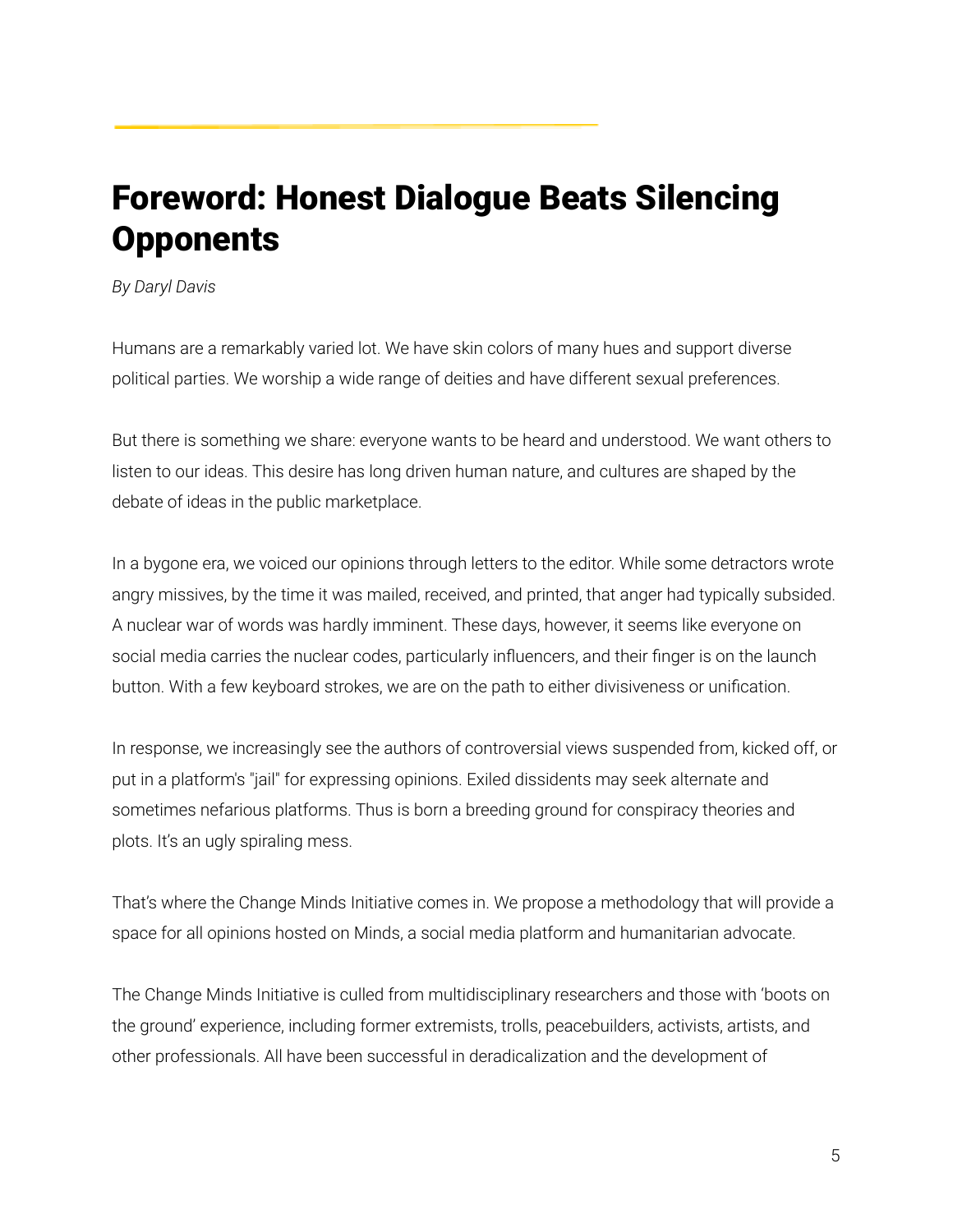# Foreword: Honest Dialogue Beats Silencing Opponents

*By Daryl Davis*

Humans are a remarkably varied lot. We have skin colors of many hues and support diverse political parties. We worship a wide range of deities and have different sexual preferences.

But there is something we share: everyone wants to be heard and understood. We want others to listen to our ideas. This desire has long driven human nature, and cultures are shaped by the debate of ideas in the public marketplace.

In a bygone era, we voiced our opinions through letters to the editor. While some detractors wrote angry missives, by the time it was mailed, received, and printed, that anger had typically subsided. A nuclear war of words was hardly imminent. These days, however, it seems like everyone on social media carries the nuclear codes, particularly influencers, and their finger is on the launch button. With a few keyboard strokes, we are on the path to either divisiveness or unification.

In response, we increasingly see the authors of controversial views suspended from, kicked off, or put in a platform's "jail" for expressing opinions. Exiled dissidents may seek alternate and sometimes nefarious platforms. Thus is born a breeding ground for conspiracy theories and plots. It's an ugly spiraling mess.

That's where the Change Minds Initiative comes in. We propose a methodology that will provide a space for all opinions hosted on Minds, a social media platform and humanitarian advocate.

The Change Minds Initiative is culled from multidisciplinary researchers and those with 'boots on the ground' experience, including former extremists, trolls, peacebuilders, activists, artists, and other professionals. All have been successful in deradicalization and the development of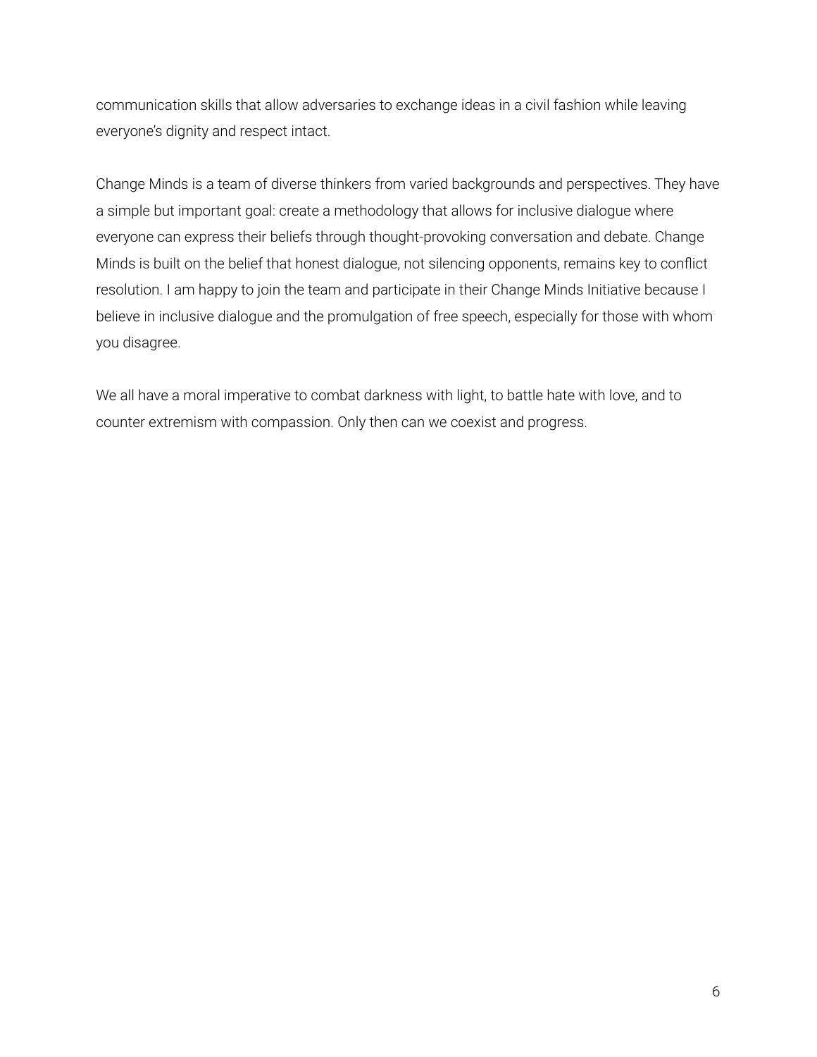communication skills that allow adversaries to exchange ideas in a civil fashion while leaving everyone's dignity and respect intact.

Change Minds is a team of diverse thinkers from varied backgrounds and perspectives. They have a simple but important goal: create a methodology that allows for inclusive dialogue where everyone can express their beliefs through thought-provoking conversation and debate. Change Minds is built on the belief that honest dialogue, not silencing opponents, remains key to conflict resolution. I am happy to join the team and participate in their Change Minds Initiative because I believe in inclusive dialogue and the promulgation of free speech, especially for those with whom you disagree.

We all have a moral imperative to combat darkness with light, to battle hate with love, and to counter extremism with compassion. Only then can we coexist and progress.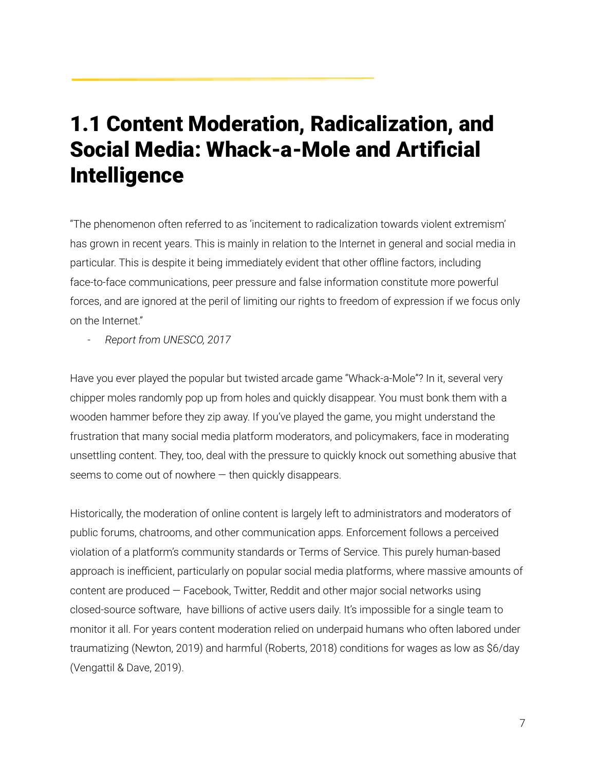## 1.1 Content Moderation, Radicalization, and Social Media: Whack-a-Mole and Artificial Intelligence

"The phenomenon often referred to as 'incitement to radicalization towards violent extremism' has grown in recent years. This is mainly in relation to the Internet in general and social media in particular. This is despite it being immediately evident that other offline factors, including face-to-face communications, peer pressure and false information constitute more powerful forces, and are ignored at the peril of limiting our rights to freedom of expression if we focus only on the Internet."

- *Report from UNESCO, 2017*

Have you ever played the popular but twisted arcade game "Whack-a-Mole"? In it, several very chipper moles randomly pop up from holes and quickly disappear. You must bonk them with a wooden hammer before they zip away. If you've played the game, you might understand the frustration that many social media platform moderators, and policymakers, face in moderating unsettling content. They, too, deal with the pressure to quickly knock out something abusive that seems to come out of nowhere — then quickly disappears.

Historically, the moderation of online content is largely left to administrators and moderators of public forums, chatrooms, and other communication apps. Enforcement follows a perceived violation of a platform's community standards or Terms of Service. This purely human-based approach is inefficient, particularly on popular social media platforms, where massive amounts of content are produced — Facebook, Twitter, Reddit and other major social networks using closed-source software, have billions of active users daily. It's impossible for a single team to monitor it all. For years content moderation relied on underpaid humans who often labored under traumatizing (Newton, 2019) and harmful (Roberts, 2018) conditions for wages as low as $6/day (Vengattil & Dave, 2019).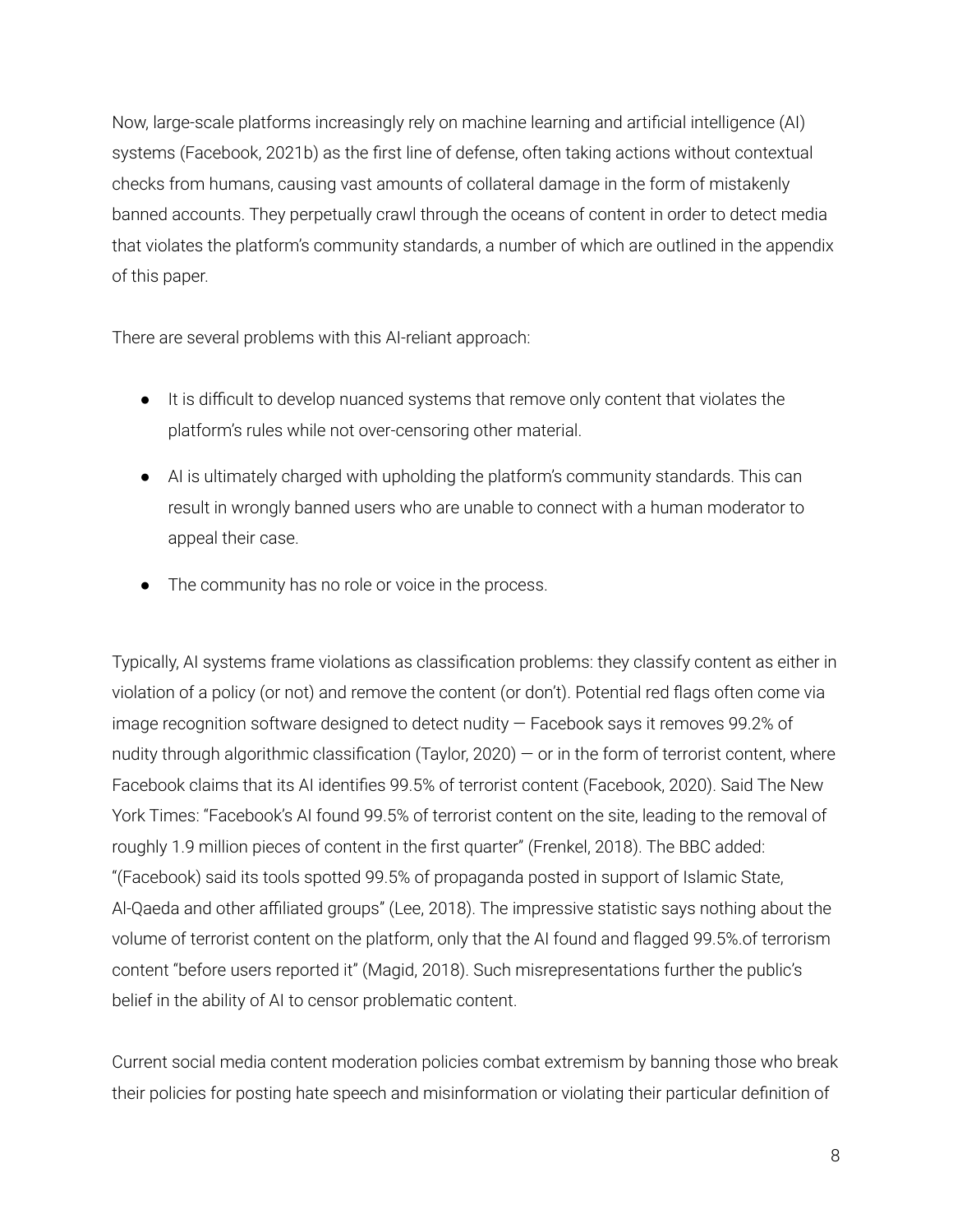Now, large-scale platforms increasingly rely on machine learning and artificial intelligence (AI) systems (Facebook, 2021b) as the first line of defense, often taking actions without contextual checks from humans, causing vast amounts of collateral damage in the form of mistakenly banned accounts. They perpetually crawl through the oceans of content in order to detect media that violates the platform's community standards, a number of which are outlined in the appendix of this paper.

There are several problems with this AI-reliant approach:

- It is difficult to develop nuanced systems that remove only content that violates the platform's rules while not over-censoring other material.
- AI is ultimately charged with upholding the platform's community standards. This can result in wrongly banned users who are unable to connect with a human moderator to appeal their case.
- The community has no role or voice in the process.

Typically, AI systems frame violations as classification problems: they classify content as either in violation of a policy (or not) and remove the content (or don't). Potential red flags often come via image recognition software designed to detect nudity — Facebook says it removes 99.2% of nudity through algorithmic classification (Taylor, 2020) — or in the form of terrorist content, where Facebook claims that its AI identifies 99.5% of terrorist content (Facebook, 2020). Said The New York Times: "Facebook's AI found 99.5% of terrorist content on the site, leading to the removal of roughly 1.9 million pieces of content in the first quarter" (Frenkel, 2018). The BBC added: "(Facebook) said its tools spotted 99.5% of propaganda posted in support of Islamic State, Al-Qaeda and other affiliated groups" (Lee, 2018). The impressive statistic says nothing about the volume of terrorist content on the platform, only that the AI found and flagged 99.5%.of terrorism content "before users reported it" (Magid, 2018). Such misrepresentations further the public's belief in the ability of AI to censor problematic content.

Current social media content moderation policies combat extremism by banning those who break their policies for posting hate speech and misinformation or violating their particular definition of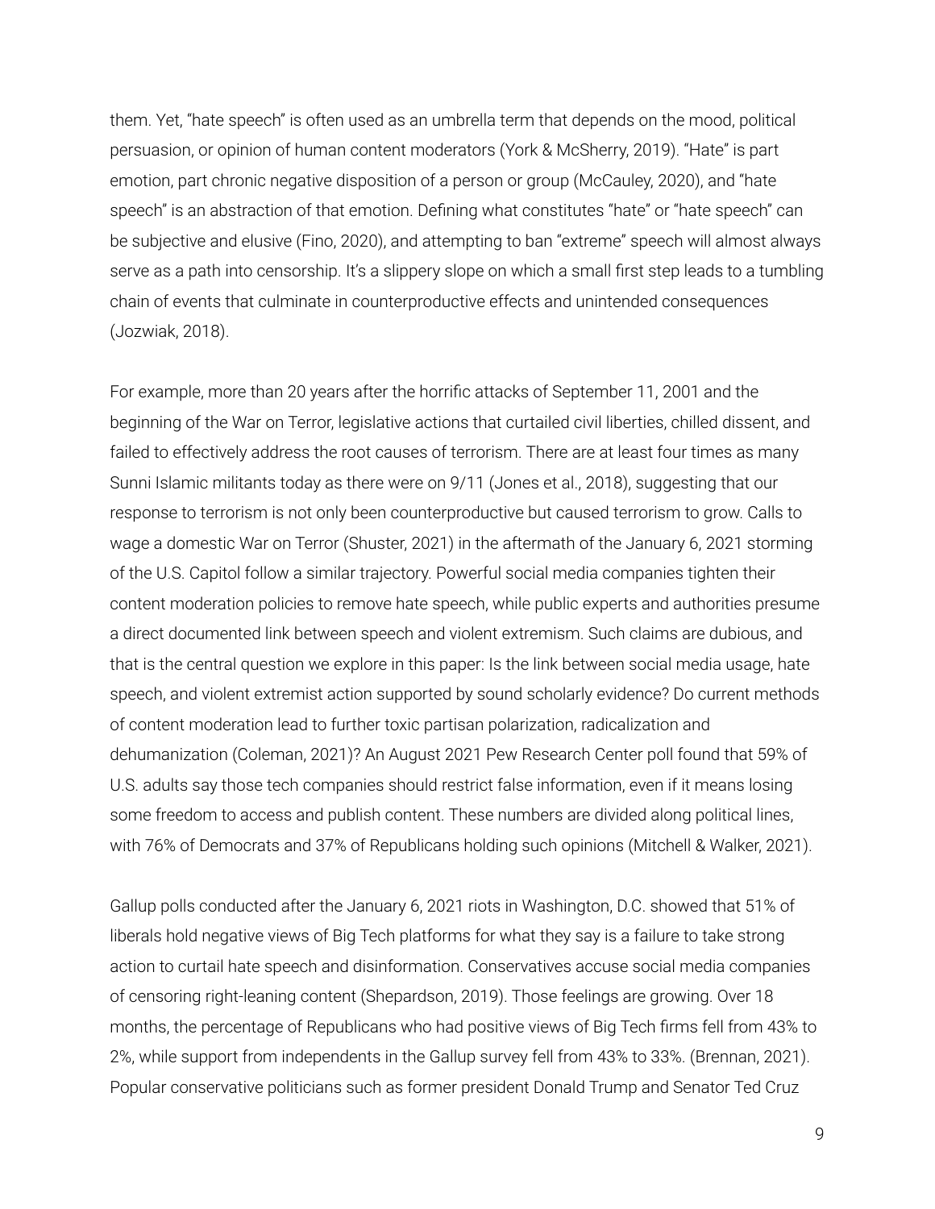them. Yet, “hate speech” is often used as an umbrella term that depends on the mood, political persuasion, or opinion of human content moderators (York & McSherry, 2019). “Hate” is part emotion, part chronic negative disposition of a person or group (McCauley, 2020), and “hate speech” is an abstraction of that emotion. Defining what constitutes “hate” or “hate speech” can be subjective and elusive (Fino, 2020), and attempting to ban “extreme” speech will almost always serve as a path into censorship. It’s a slippery slope on which a small first step leads to a tumbling chain of events that culminate in counterproductive effects and unintended consequences (Jozwiak, 2018).

For example, more than 20 years after the horrific attacks of September 11, 2001 and the beginning of the War on Terror, legislative actions that curtailed civil liberties, chilled dissent, and failed to effectively address the root causes of terrorism. There are at least four times as many Sunni Islamic militants today as there were on 9/11 (Jones et al., 2018), suggesting that our response to terrorism is not only been counterproductive but caused terrorism to grow. Calls to wage a domestic War on Terror (Shuster, 2021) in the aftermath of the January 6, 2021 storming of the U.S. Capitol follow a similar trajectory. Powerful social media companies tighten their content moderation policies to remove hate speech, while public experts and authorities presume a direct documented link between speech and violent extremism. Such claims are dubious, and that is the central question we explore in this paper: Is the link between social media usage, hate speech, and violent extremist action supported by sound scholarly evidence? Do current methods of content moderation lead to further toxic partisan polarization, radicalization and dehumanization (Coleman, 2021)? An August 2021 Pew Research Center poll found that 59% of U.S. adults say those tech companies should restrict false information, even if it means losing some freedom to access and publish content. These numbers are divided along political lines, with 76% of Democrats and 37% of Republicans holding such opinions (Mitchell & Walker, 2021).

Gallup polls conducted after the January 6, 2021 riots in Washington, D.C. showed that 51% of liberals hold negative views of Big Tech platforms for what they say is a failure to take strong action to curtail hate speech and disinformation. Conservatives accuse social media companies of censoring right-leaning content (Shepardson, 2019). Those feelings are growing. Over 18 months, the percentage of Republicans who had positive views of Big Tech firms fell from 43% to 2%, while support from independents in the Gallup survey fell from 43% to 33%. (Brennan, 2021). Popular conservative politicians such as former president Donald Trump and Senator Ted Cruz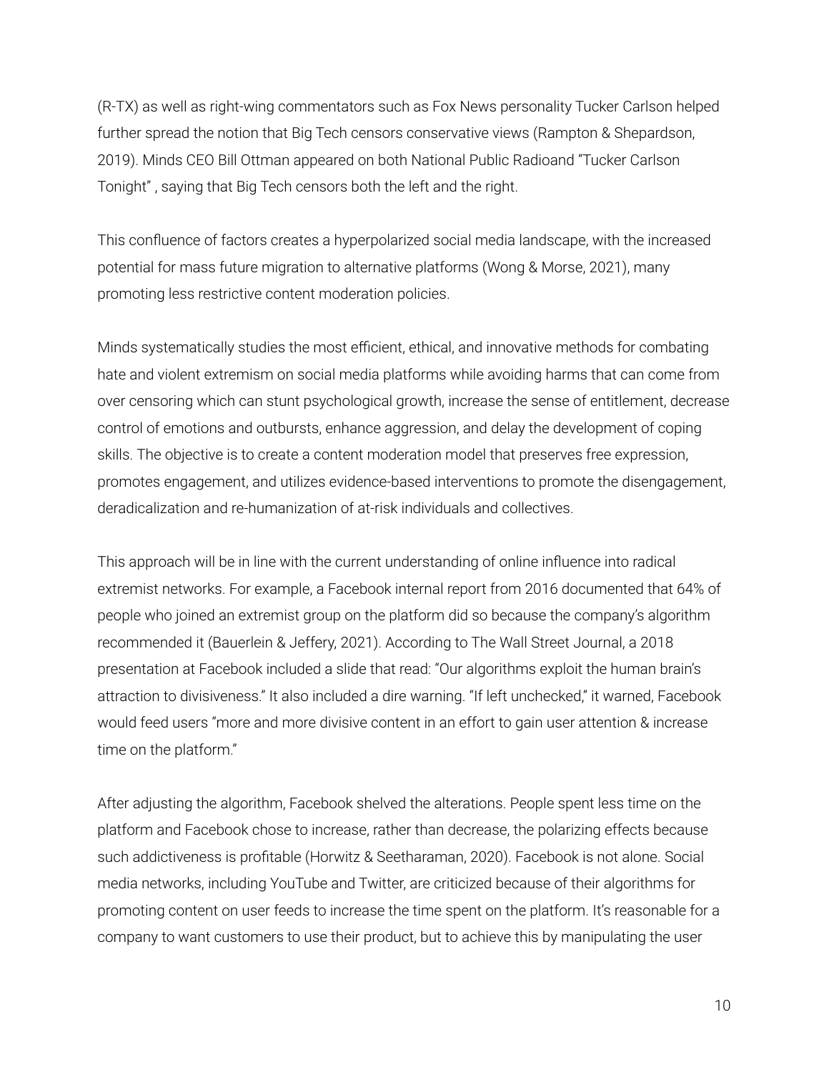(R-TX) as well as right-wing commentators such as Fox News personality Tucker Carlson helped further spread the notion that Big Tech censors conservative views (Rampton & Shepardson, 2019). Minds CEO Bill Ottman appeared on both National Public Radioand "Tucker Carlson Tonight" , saying that Big Tech censors both the left and the right.

This confluence of factors creates a hyperpolarized social media landscape, with the increased potential for mass future migration to alternative platforms (Wong & Morse, 2021), many promoting less restrictive content moderation policies.

Minds systematically studies the most efficient, ethical, and innovative methods for combating hate and violent extremism on social media platforms while avoiding harms that can come from over censoring which can stunt psychological growth, increase the sense of entitlement, decrease control of emotions and outbursts, enhance aggression, and delay the development of coping skills. The objective is to create a content moderation model that preserves free expression, promotes engagement, and utilizes evidence-based interventions to promote the disengagement, deradicalization and re-humanization of at-risk individuals and collectives.

This approach will be in line with the current understanding of online influence into radical extremist networks. For example, a Facebook internal report from 2016 documented that 64% of people who joined an extremist group on the platform did so because the company's algorithm recommended it (Bauerlein & Jeffery, 2021). According to The Wall Street Journal, a 2018 presentation at Facebook included a slide that read: "Our algorithms exploit the human brain's attraction to divisiveness." It also included a dire warning. "If left unchecked," it warned, Facebook would feed users "more and more divisive content in an effort to gain user attention & increase time on the platform."

After adjusting the algorithm, Facebook shelved the alterations. People spent less time on the platform and Facebook chose to increase, rather than decrease, the polarizing effects because such addictiveness is profitable (Horwitz & Seetharaman, 2020). Facebook is not alone. Social media networks, including YouTube and Twitter, are criticized because of their algorithms for promoting content on user feeds to increase the time spent on the platform. It's reasonable for a company to want customers to use their product, but to achieve this by manipulating the user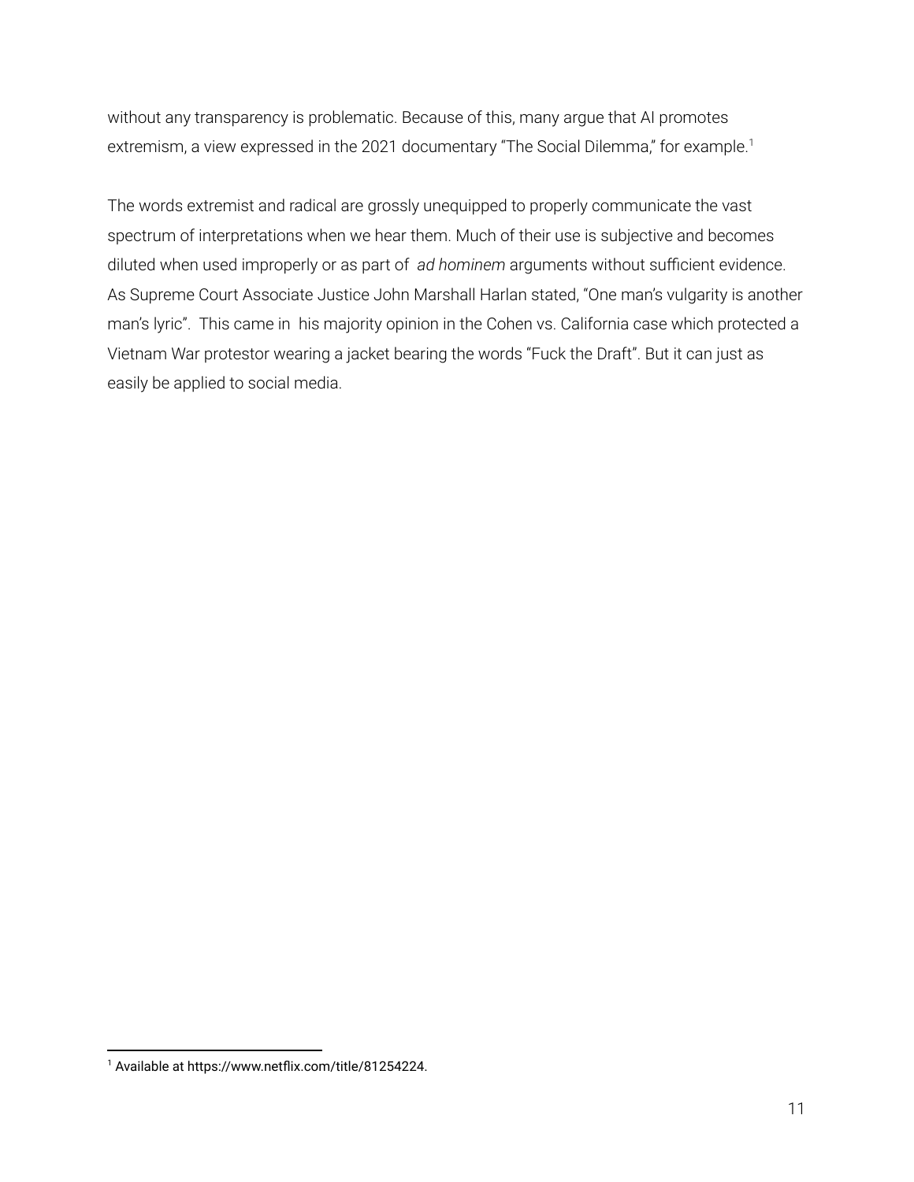without any transparency is problematic. Because of this, many argue that AI promotes extremism, a view expressed in the 2021 documentary "The Social Dilemma," for example.[1]

The words extremist and radical are grossly unequipped to properly communicate the vast spectrum of interpretations when we hear them. Much of their use is subjective and becomes diluted when used improperly or as part of *ad hominem* arguments without sufficient evidence. As Supreme Court Associate Justice John Marshall Harlan stated, "One man's vulgarity is another man's lyric". This came in his majority opinion in the Cohen vs. California case which protected a Vietnam War protestor wearing a jacket bearing the words "Fuck the Draft". But it can just as easily be applied to social media.

[1] Available at https://www.netflix.com/title/81254224.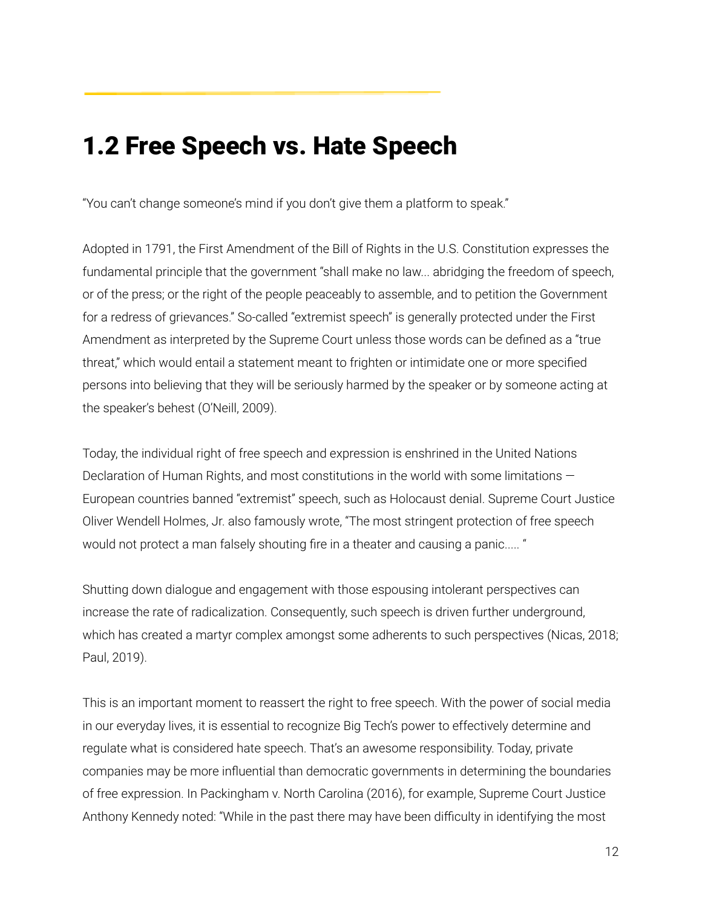## 1.2 Free Speech vs. Hate Speech

"You can't change someone's mind if you don't give them a platform to speak."

Adopted in 1791, the First Amendment of the Bill of Rights in the U.S. Constitution expresses the fundamental principle that the government "shall make no law... abridging the freedom of speech, or of the press; or the right of the people peaceably to assemble, and to petition the Government for a redress of grievances." So-called "extremist speech" is generally protected under the First Amendment as interpreted by the Supreme Court unless those words can be defined as a "true threat," which would entail a statement meant to frighten or intimidate one or more specified persons into believing that they will be seriously harmed by the speaker or by someone acting at the speaker's behest (O'Neill, 2009).

Today, the individual right of free speech and expression is enshrined in the United Nations Declaration of Human Rights, and most constitutions in the world with some limitations — European countries banned "extremist" speech, such as Holocaust denial. Supreme Court Justice Oliver Wendell Holmes, Jr. also famously wrote, "The most stringent protection of free speech would not protect a man falsely shouting fire in a theater and causing a panic..... "

Shutting down dialogue and engagement with those espousing intolerant perspectives can increase the rate of radicalization. Consequently, such speech is driven further underground, which has created a martyr complex amongst some adherents to such perspectives (Nicas, 2018; Paul, 2019).

This is an important moment to reassert the right to free speech. With the power of social media in our everyday lives, it is essential to recognize Big Tech's power to effectively determine and regulate what is considered hate speech. That's an awesome responsibility. Today, private companies may be more influential than democratic governments in determining the boundaries of free expression. In Packingham v. North Carolina (2016), for example, Supreme Court Justice Anthony Kennedy noted: "While in the past there may have been difficulty in identifying the most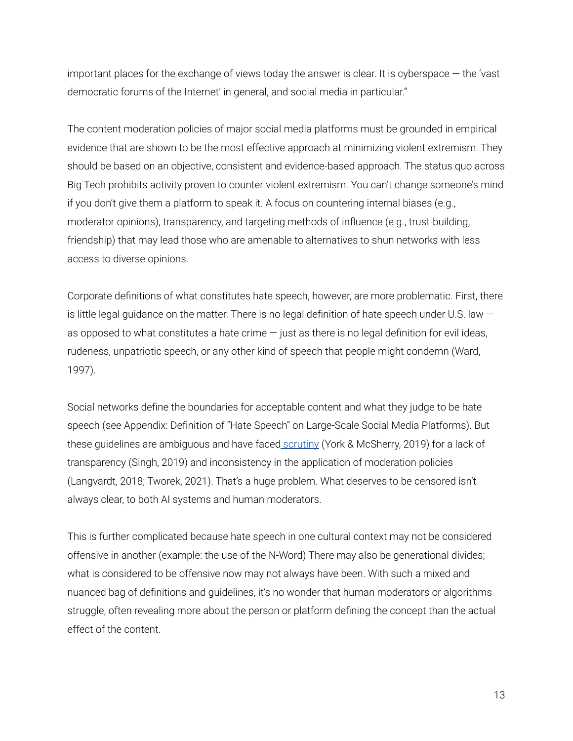important places for the exchange of views today the answer is clear. It is cyberspace — the 'vast democratic forums of the Internet' in general, and social media in particular."

The content moderation policies of major social media platforms must be grounded in empirical evidence that are shown to be the most effective approach at minimizing violent extremism. They should be based on an objective, consistent and evidence-based approach. The status quo across Big Tech prohibits activity proven to counter violent extremism. You can't change someone's mind if you don't give them a platform to speak it. A focus on countering internal biases (e.g., moderator opinions), transparency, and targeting methods of influence (e.g., trust-building, friendship) that may lead those who are amenable to alternatives to shun networks with less access to diverse opinions.

Corporate definitions of what constitutes hate speech, however, are more problematic. First, there is little legal guidance on the matter. There is no legal definition of hate speech under U.S. law — as opposed to what constitutes a hate crime — just as there is no legal definition for evil ideas, rudeness, unpatriotic speech, or any other kind of speech that people might condemn (Ward, 1997).

Social networks define the boundaries for acceptable content and what they judge to be hate speech (see Appendix: Definition of "Hate Speech" on Large-Scale Social Media Platforms). But these guidelines are ambiguous and have faced scrutiny (York & McSherry, 2019) for a lack of transparency (Singh, 2019) and inconsistency in the application of moderation policies (Langvardt, 2018; Tworek, 2021). That's a huge problem. What deserves to be censored isn't always clear, to both AI systems and human moderators.

This is further complicated because hate speech in one cultural context may not be considered offensive in another (example: the use of the N-Word) There may also be generational divides; what is considered to be offensive now may not always have been. With such a mixed and nuanced bag of definitions and guidelines, it's no wonder that human moderators or algorithms struggle, often revealing more about the person or platform defining the concept than the actual effect of the content.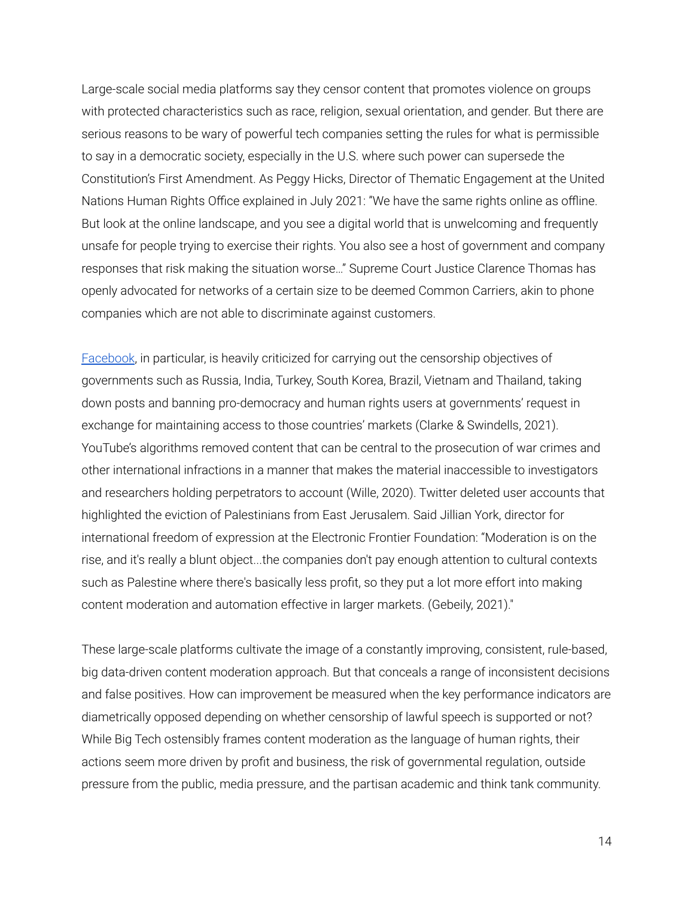Large-scale social media platforms say they censor content that promotes violence on groups with protected characteristics such as race, religion, sexual orientation, and gender. But there are serious reasons to be wary of powerful tech companies setting the rules for what is permissible to say in a democratic society, especially in the U.S. where such power can supersede the Constitution's First Amendment. As Peggy Hicks, Director of Thematic Engagement at the United Nations Human Rights Office explained in July 2021: "We have the same rights online as offline. But look at the online landscape, and you see a digital world that is unwelcoming and frequently unsafe for people trying to exercise their rights. You also see a host of government and company responses that risk making the situation worse…" Supreme Court Justice Clarence Thomas has openly advocated for networks of a certain size to be deemed Common Carriers, akin to phone companies which are not able to discriminate against customers.

Facebook, in particular, is heavily criticized for carrying out the censorship objectives of governments such as Russia, India, Turkey, South Korea, Brazil, Vietnam and Thailand, taking down posts and banning pro-democracy and human rights users at governments' request in exchange for maintaining access to those countries' markets (Clarke & Swindells, 2021). YouTube's algorithms removed content that can be central to the prosecution of war crimes and other international infractions in a manner that makes the material inaccessible to investigators and researchers holding perpetrators to account (Wille, 2020). Twitter deleted user accounts that highlighted the eviction of Palestinians from East Jerusalem. Said Jillian York, director for international freedom of expression at the Electronic Frontier Foundation: "Moderation is on the rise, and it's really a blunt object...the companies don't pay enough attention to cultural contexts such as Palestine where there's basically less profit, so they put a lot more effort into making content moderation and automation effective in larger markets. (Gebeily, 2021)."

These large-scale platforms cultivate the image of a constantly improving, consistent, rule-based, big data-driven content moderation approach. But that conceals a range of inconsistent decisions and false positives. How can improvement be measured when the key performance indicators are diametrically opposed depending on whether censorship of lawful speech is supported or not? While Big Tech ostensibly frames content moderation as the language of human rights, their actions seem more driven by profit and business, the risk of governmental regulation, outside pressure from the public, media pressure, and the partisan academic and think tank community.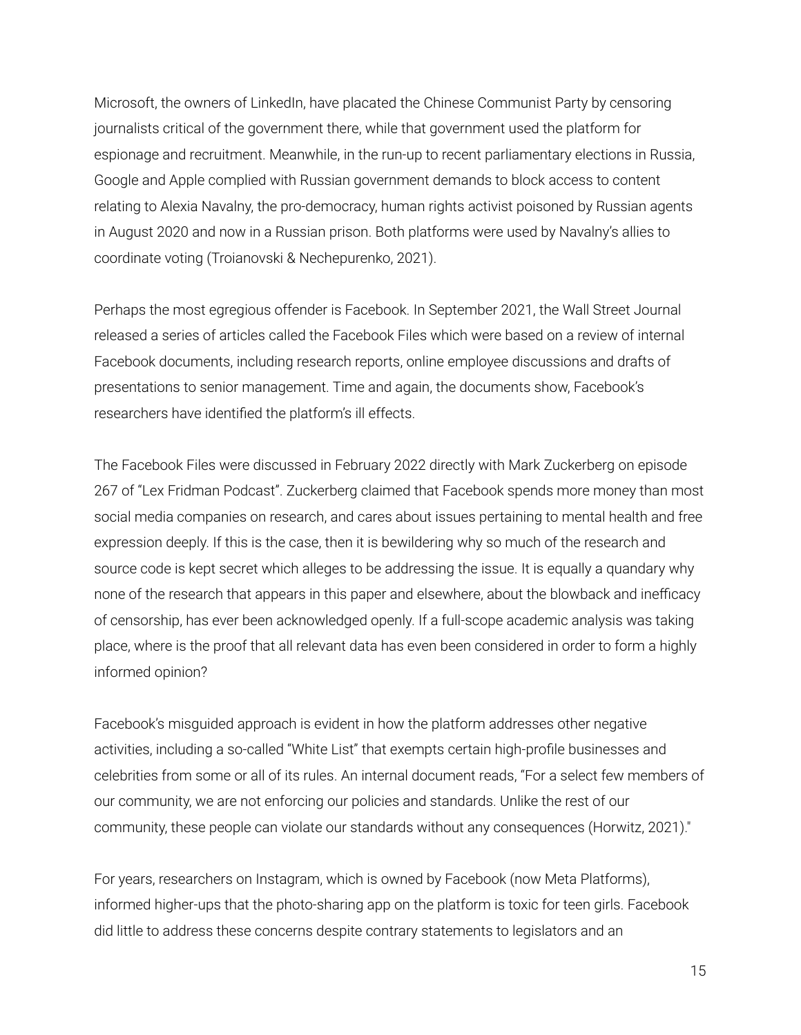Microsoft, the owners of LinkedIn, have placated the Chinese Communist Party by censoring journalists critical of the government there, while that government used the platform for espionage and recruitment. Meanwhile, in the run-up to recent parliamentary elections in Russia, Google and Apple complied with Russian government demands to block access to content relating to Alexia Navalny, the pro-democracy, human rights activist poisoned by Russian agents in August 2020 and now in a Russian prison. Both platforms were used by Navalny's allies to coordinate voting (Troianovski & Nechepurenko, 2021).

Perhaps the most egregious offender is Facebook. In September 2021, the Wall Street Journal released a series of articles called the Facebook Files which were based on a review of internal Facebook documents, including research reports, online employee discussions and drafts of presentations to senior management. Time and again, the documents show, Facebook's researchers have identified the platform's ill effects.

The Facebook Files were discussed in February 2022 directly with Mark Zuckerberg on episode 267 of "Lex Fridman Podcast". Zuckerberg claimed that Facebook spends more money than most social media companies on research, and cares about issues pertaining to mental health and free expression deeply. If this is the case, then it is bewildering why so much of the research and source code is kept secret which alleges to be addressing the issue. It is equally a quandary why none of the research that appears in this paper and elsewhere, about the blowback and inefficacy of censorship, has ever been acknowledged openly. If a full-scope academic analysis was taking place, where is the proof that all relevant data has even been considered in order to form a highly informed opinion?

Facebook's misguided approach is evident in how the platform addresses other negative activities, including a so-called "White List" that exempts certain high-profile businesses and celebrities from some or all of its rules. An internal document reads, "For a select few members of our community, we are not enforcing our policies and standards. Unlike the rest of our community, these people can violate our standards without any consequences (Horwitz, 2021)."

For years, researchers on Instagram, which is owned by Facebook (now Meta Platforms), informed higher-ups that the photo-sharing app on the platform is toxic for teen girls. Facebook did little to address these concerns despite contrary statements to legislators and an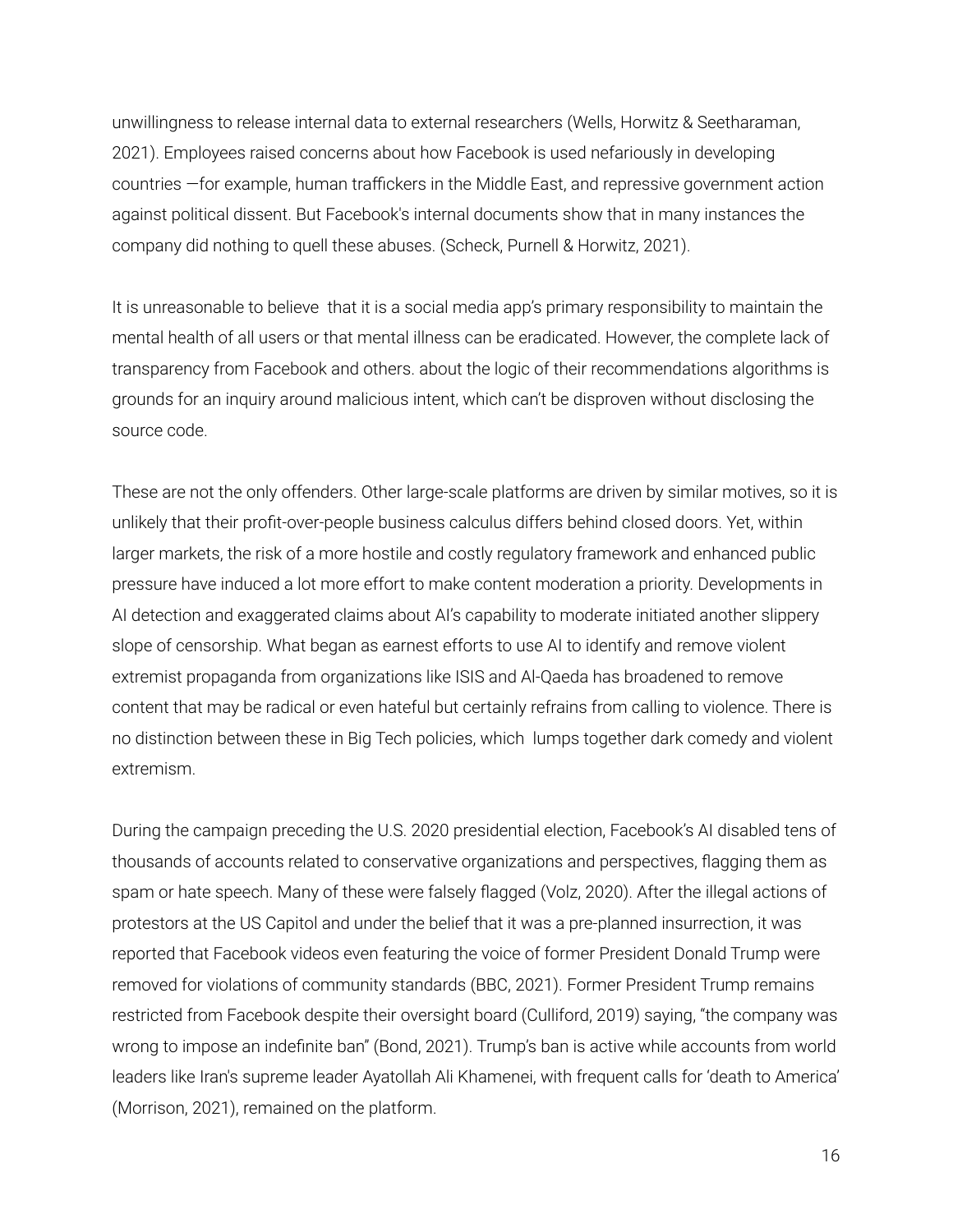unwillingness to release internal data to external researchers (Wells, Horwitz & Seetharaman, 2021). Employees raised concerns about how Facebook is used nefariously in developing countries —for example, human traffickers in the Middle East, and repressive government action against political dissent. But Facebook's internal documents show that in many instances the company did nothing to quell these abuses. (Scheck, Purnell & Horwitz, 2021).

It is unreasonable to believe  that it is a social media app's primary responsibility to maintain the mental health of all users or that mental illness can be eradicated. However, the complete lack of transparency from Facebook and others. about the logic of their recommendations algorithms is grounds for an inquiry around malicious intent, which can't be disproven without disclosing the source code.

These are not the only offenders. Other large-scale platforms are driven by similar motives, so it is unlikely that their profit-over-people business calculus differs behind closed doors. Yet, within larger markets, the risk of a more hostile and costly regulatory framework and enhanced public pressure have induced a lot more effort to make content moderation a priority. Developments in AI detection and exaggerated claims about AI's capability to moderate initiated another slippery slope of censorship. What began as earnest efforts to use AI to identify and remove violent extremist propaganda from organizations like ISIS and Al-Qaeda has broadened to remove content that may be radical or even hateful but certainly refrains from calling to violence. There is no distinction between these in Big Tech policies, which  lumps together dark comedy and violent extremism.

During the campaign preceding the U.S. 2020 presidential election, Facebook's AI disabled tens of thousands of accounts related to conservative organizations and perspectives, flagging them as spam or hate speech. Many of these were falsely flagged (Volz, 2020). After the illegal actions of protestors at the US Capitol and under the belief that it was a pre-planned insurrection, it was reported that Facebook videos even featuring the voice of former President Donald Trump were removed for violations of community standards (BBC, 2021). Former President Trump remains restricted from Facebook despite their oversight board (Culliford, 2019) saying, "the company was wrong to impose an indefinite ban" (Bond, 2021). Trump's ban is active while accounts from world leaders like Iran's supreme leader Ayatollah Ali Khamenei, with frequent calls for 'death to America' (Morrison, 2021), remained on the platform.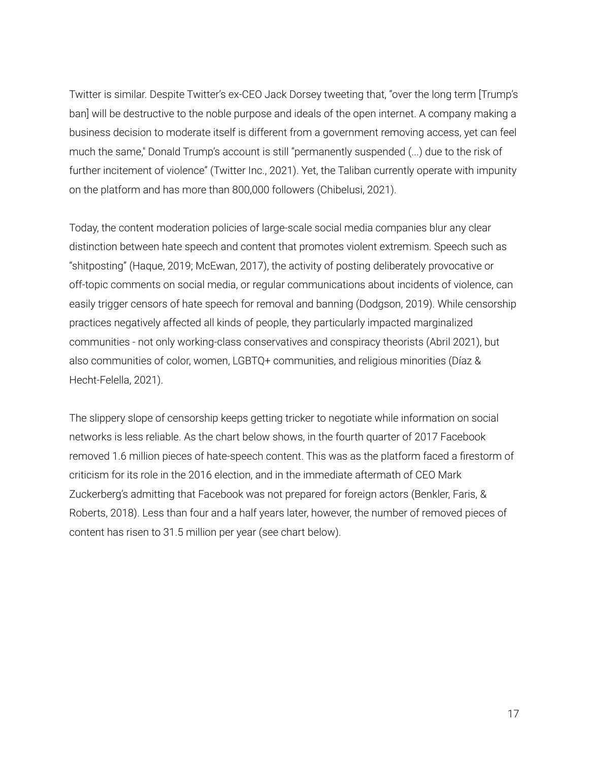Twitter is similar. Despite Twitter's ex-CEO Jack Dorsey tweeting that, "over the long term [Trump's ban] will be destructive to the noble purpose and ideals of the open internet. A company making a business decision to moderate itself is different from a government removing access, yet can feel much the same," Donald Trump's account is still "permanently suspended (...) due to the risk of further incitement of violence" (Twitter Inc., 2021). Yet, the Taliban currently operate with impunity on the platform and has more than 800,000 followers (Chibelusi, 2021).

Today, the content moderation policies of large-scale social media companies blur any clear distinction between hate speech and content that promotes violent extremism. Speech such as "shitposting" (Haque, 2019; McEwan, 2017), the activity of posting deliberately provocative or off-topic comments on social media, or regular communications about incidents of violence, can easily trigger censors of hate speech for removal and banning (Dodgson, 2019). While censorship practices negatively affected all kinds of people, they particularly impacted marginalized communities - not only working-class conservatives and conspiracy theorists (Abril 2021), but also communities of color, women, LGBTQ+ communities, and religious minorities (Díaz & Hecht-Felella, 2021).

The slippery slope of censorship keeps getting tricker to negotiate while information on social networks is less reliable. As the chart below shows, in the fourth quarter of 2017 Facebook removed 1.6 million pieces of hate-speech content. This was as the platform faced a firestorm of criticism for its role in the 2016 election, and in the immediate aftermath of CEO Mark Zuckerberg's admitting that Facebook was not prepared for foreign actors (Benkler, Faris, & Roberts, 2018). Less than four and a half years later, however, the number of removed pieces of content has risen to 31.5 million per year (see chart below).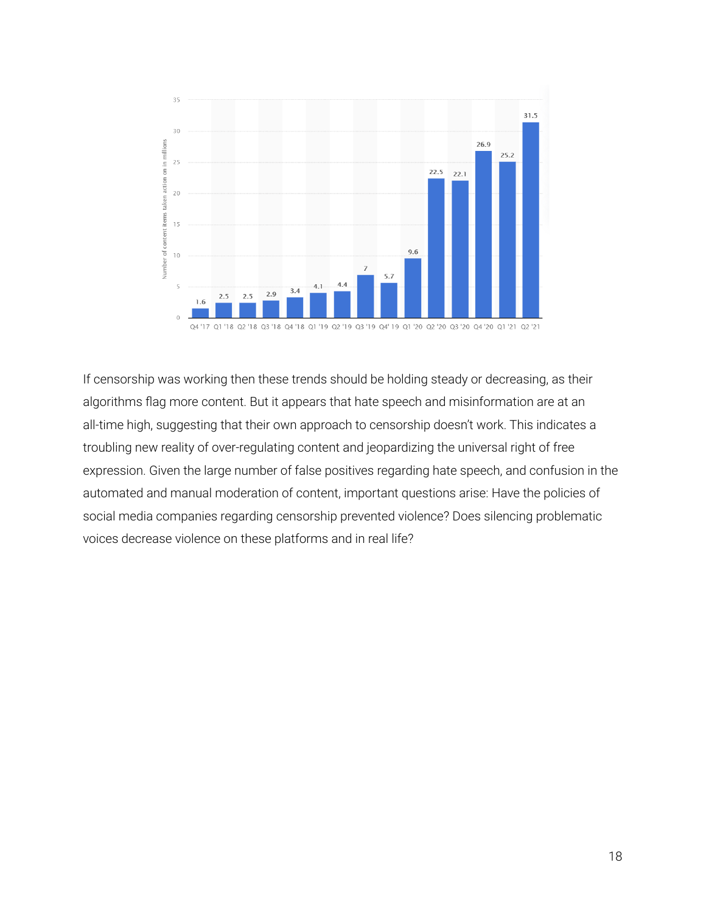If censorship was working then these trends should be holding steady or decreasing, as their algorithms flag more content. But it appears that hate speech and misinformation are at an all-time high, suggesting that their own approach to censorship doesn't work. This indicates a troubling new reality of over-regulating content and jeopardizing the universal right of free expression. Given the large number of false positives regarding hate speech, and confusion in the automated and manual moderation of content, important questions arise: Have the policies of social media companies regarding censorship prevented violence? Does silencing problematic voices decrease violence on these platforms and in real life?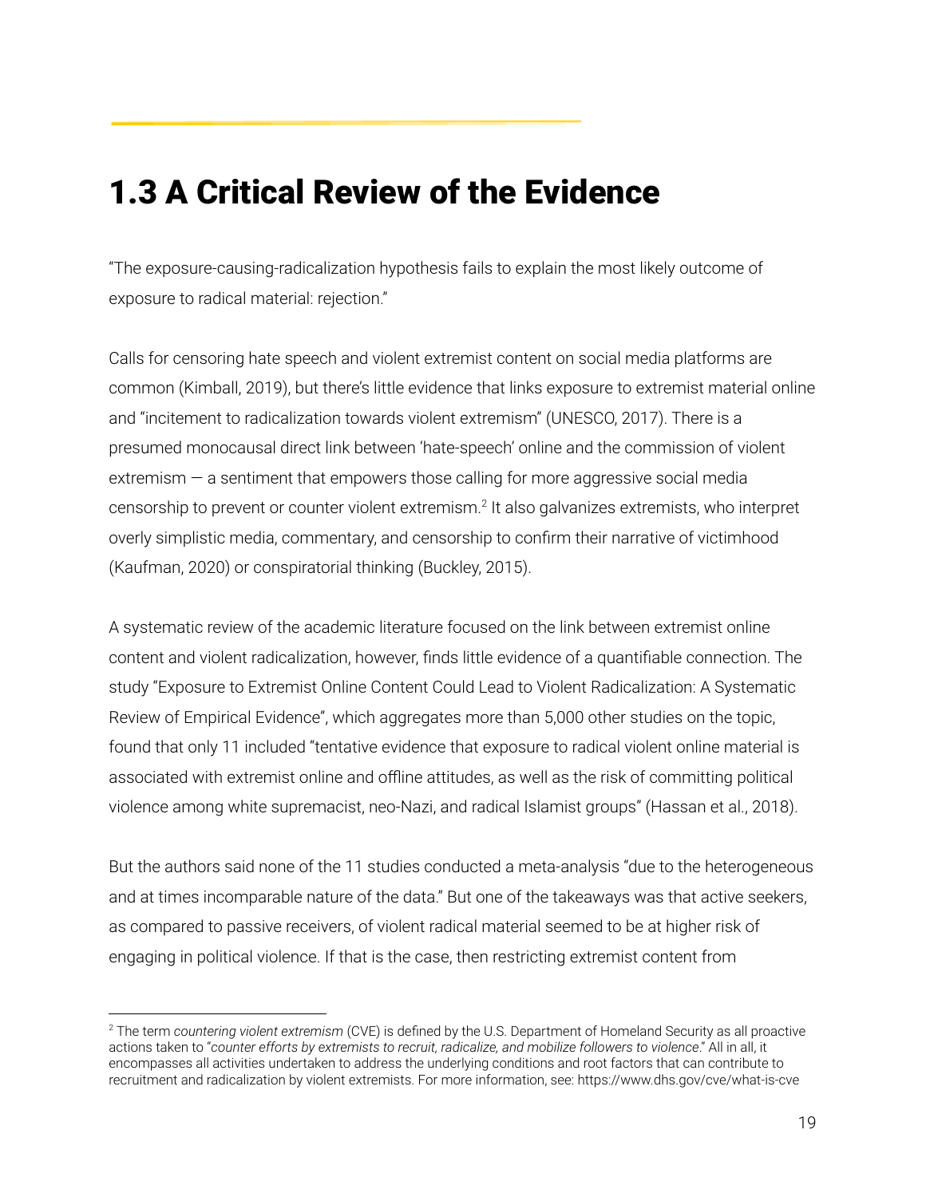## 1.3 A Critical Review of the Evidence

"The exposure-causing-radicalization hypothesis fails to explain the most likely outcome of exposure to radical material: rejection."

Calls for censoring hate speech and violent extremist content on social media platforms are common (Kimball, 2019), but there's little evidence that links exposure to extremist material online and "incitement to radicalization towards violent extremism" (UNESCO, 2017). There is a presumed monocausal direct link between 'hate-speech' online and the commission of violent extremism — a sentiment that empowers those calling for more aggressive social media censorship to prevent or counter violent extremism.[2] It also galvanizes extremists, who interpret overly simplistic media, commentary, and censorship to confirm their narrative of victimhood (Kaufman, 2020) or conspiratorial thinking (Buckley, 2015).

A systematic review of the academic literature focused on the link between extremist online content and violent radicalization, however, finds little evidence of a quantifiable connection. The study "Exposure to Extremist Online Content Could Lead to Violent Radicalization: A Systematic Review of Empirical Evidence", which aggregates more than 5,000 other studies on the topic, found that only 11 included "tentative evidence that exposure to radical violent online material is associated with extremist online and offline attitudes, as well as the risk of committing political violence among white supremacist, neo-Nazi, and radical Islamist groups" (Hassan et al., 2018).

But the authors said none of the 11 studies conducted a meta-analysis "due to the heterogeneous and at times incomparable nature of the data." But one of the takeaways was that active seekers, as compared to passive receivers, of violent radical material seemed to be at higher risk of engaging in political violence. If that is the case, then restricting extremist content from

[2] The term *countering violent extremism* (CVE) is defined by the U.S. Department of Homeland Security as all proactive actions taken to "*counter efforts by extremists to recruit, radicalize, and mobilize followers to violence*." All in all, it encompasses all activities undertaken to address the underlying conditions and root factors that can contribute to recruitment and radicalization by violent extremists. For more information, see: https://www.dhs.gov/cve/what-is-cve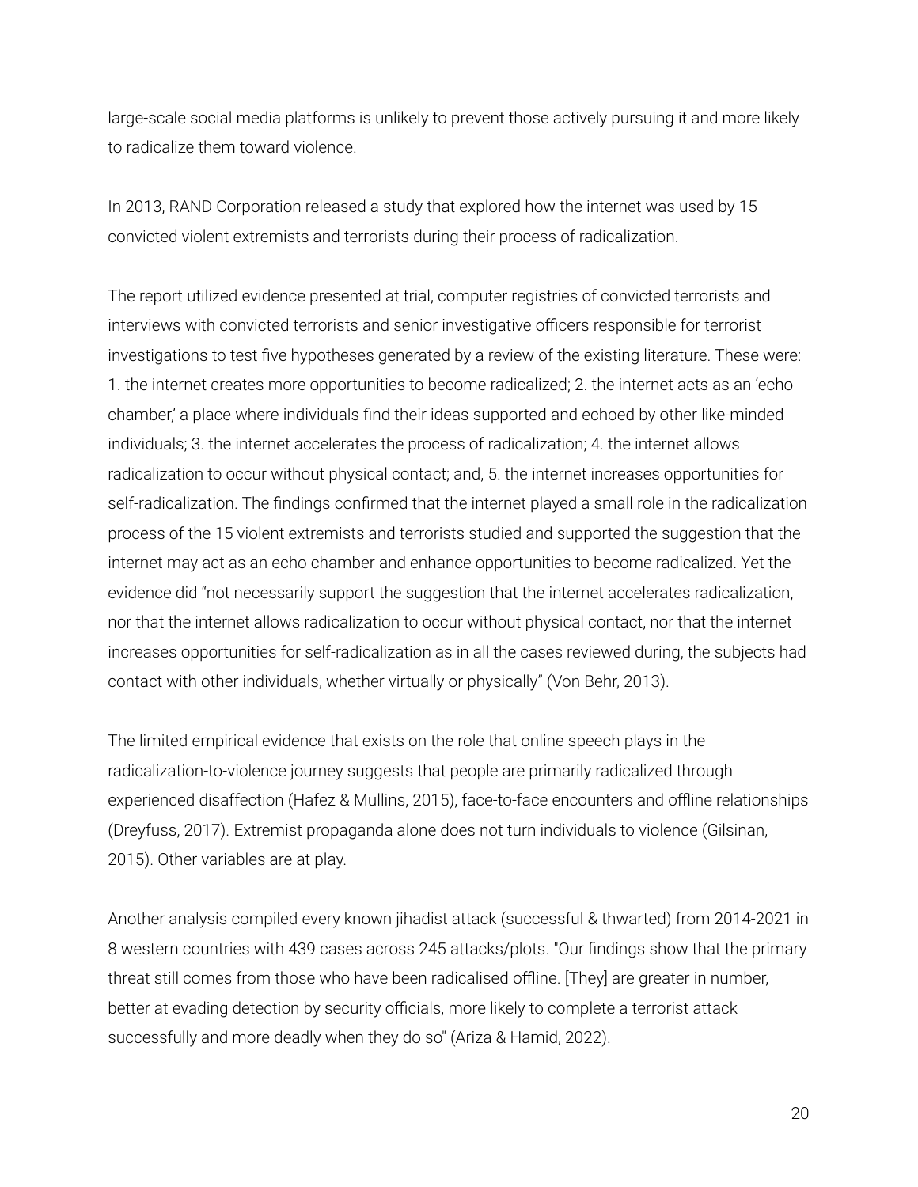large-scale social media platforms is unlikely to prevent those actively pursuing it and more likely to radicalize them toward violence.

In 2013, RAND Corporation released a study that explored how the internet was used by 15 convicted violent extremists and terrorists during their process of radicalization.

The report utilized evidence presented at trial, computer registries of convicted terrorists and interviews with convicted terrorists and senior investigative officers responsible for terrorist investigations to test five hypotheses generated by a review of the existing literature. These were: 1. the internet creates more opportunities to become radicalized; 2. the internet acts as an 'echo chamber,' a place where individuals find their ideas supported and echoed by other like-minded individuals; 3. the internet accelerates the process of radicalization; 4. the internet allows radicalization to occur without physical contact; and, 5. the internet increases opportunities for self-radicalization. The findings confirmed that the internet played a small role in the radicalization process of the 15 violent extremists and terrorists studied and supported the suggestion that the internet may act as an echo chamber and enhance opportunities to become radicalized. Yet the evidence did "not necessarily support the suggestion that the internet accelerates radicalization, nor that the internet allows radicalization to occur without physical contact, nor that the internet increases opportunities for self-radicalization as in all the cases reviewed during, the subjects had contact with other individuals, whether virtually or physically" (Von Behr, 2013).

The limited empirical evidence that exists on the role that online speech plays in the radicalization-to-violence journey suggests that people are primarily radicalized through experienced disaffection (Hafez & Mullins, 2015), face-to-face encounters and offline relationships (Dreyfuss, 2017). Extremist propaganda alone does not turn individuals to violence (Gilsinan, 2015). Other variables are at play.

Another analysis compiled every known jihadist attack (successful & thwarted) from 2014-2021 in 8 western countries with 439 cases across 245 attacks/plots. "Our findings show that the primary threat still comes from those who have been radicalised offline. [They] are greater in number, better at evading detection by security officials, more likely to complete a terrorist attack successfully and more deadly when they do so" (Ariza & Hamid, 2022).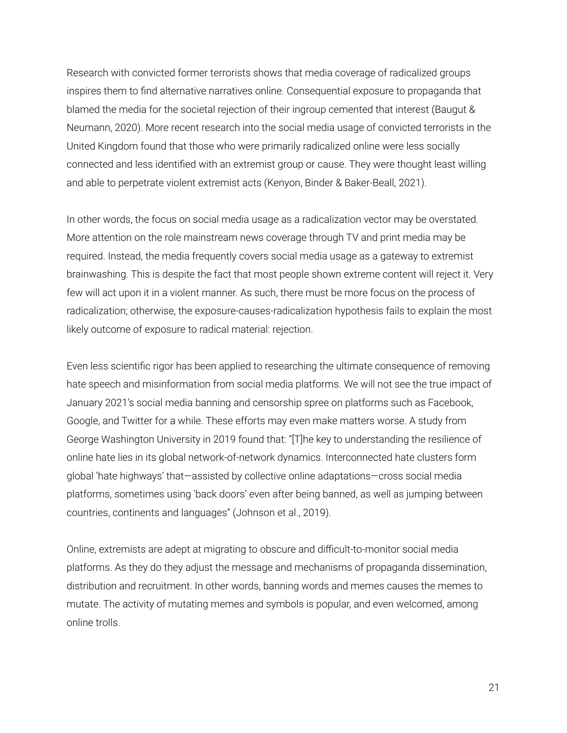Research with convicted former terrorists shows that media coverage of radicalized groups inspires them to find alternative narratives online. Consequential exposure to propaganda that blamed the media for the societal rejection of their ingroup cemented that interest (Baugut & Neumann, 2020). More recent research into the social media usage of convicted terrorists in the United Kingdom found that those who were primarily radicalized online were less socially connected and less identified with an extremist group or cause. They were thought least willing and able to perpetrate violent extremist acts (Kenyon, Binder & Baker-Beall, 2021).

In other words, the focus on social media usage as a radicalization vector may be overstated. More attention on the role mainstream news coverage through TV and print media may be required. Instead, the media frequently covers social media usage as a gateway to extremist brainwashing. This is despite the fact that most people shown extreme content will reject it. Very few will act upon it in a violent manner. As such, there must be more focus on the process of radicalization; otherwise, the exposure-causes-radicalization hypothesis fails to explain the most likely outcome of exposure to radical material: rejection.

Even less scientific rigor has been applied to researching the ultimate consequence of removing hate speech and misinformation from social media platforms. We will not see the true impact of January 2021's social media banning and censorship spree on platforms such as Facebook, Google, and Twitter for a while. These efforts may even make matters worse. A study from George Washington University in 2019 found that: "[T]he key to understanding the resilience of online hate lies in its global network-of-network dynamics. Interconnected hate clusters form global 'hate highways' that—assisted by collective online adaptations—cross social media platforms, sometimes using 'back doors' even after being banned, as well as jumping between countries, continents and languages" (Johnson et al., 2019).

Online, extremists are adept at migrating to obscure and difficult-to-monitor social media platforms. As they do they adjust the message and mechanisms of propaganda dissemination, distribution and recruitment. In other words, banning words and memes causes the memes to mutate. The activity of mutating memes and symbols is popular, and even welcomed, among online trolls.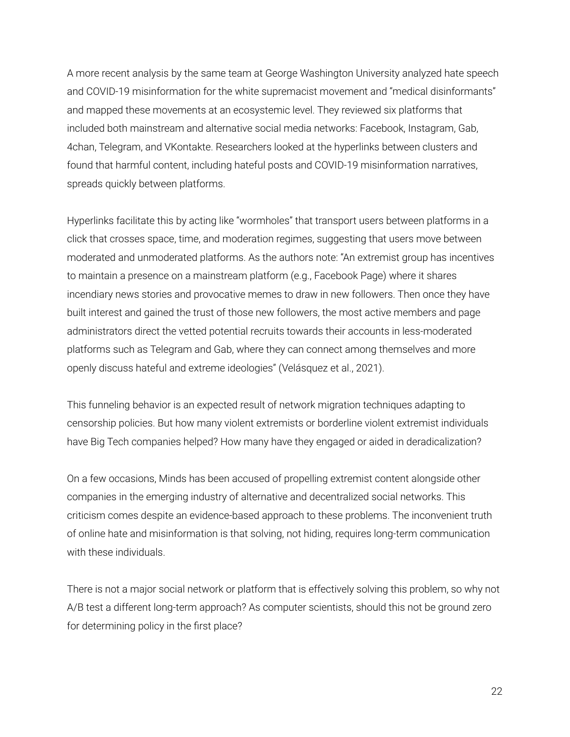A more recent analysis by the same team at George Washington University analyzed hate speech and COVID-19 misinformation for the white supremacist movement and "medical disinformants" and mapped these movements at an ecosystemic level. They reviewed six platforms that included both mainstream and alternative social media networks: Facebook, Instagram, Gab, 4chan, Telegram, and VKontakte. Researchers looked at the hyperlinks between clusters and found that harmful content, including hateful posts and COVID-19 misinformation narratives, spreads quickly between platforms.

Hyperlinks facilitate this by acting like "wormholes" that transport users between platforms in a click that crosses space, time, and moderation regimes, suggesting that users move between moderated and unmoderated platforms. As the authors note: "An extremist group has incentives to maintain a presence on a mainstream platform (e.g., Facebook Page) where it shares incendiary news stories and provocative memes to draw in new followers. Then once they have built interest and gained the trust of those new followers, the most active members and page administrators direct the vetted potential recruits towards their accounts in less-moderated platforms such as Telegram and Gab, where they can connect among themselves and more openly discuss hateful and extreme ideologies" (Velásquez et al., 2021).

This funneling behavior is an expected result of network migration techniques adapting to censorship policies. But how many violent extremists or borderline violent extremist individuals have Big Tech companies helped? How many have they engaged or aided in deradicalization?

On a few occasions, Minds has been accused of propelling extremist content alongside other companies in the emerging industry of alternative and decentralized social networks. This criticism comes despite an evidence-based approach to these problems. The inconvenient truth of online hate and misinformation is that solving, not hiding, requires long-term communication with these individuals.

There is not a major social network or platform that is effectively solving this problem, so why not A/B test a different long-term approach? As computer scientists, should this not be ground zero for determining policy in the first place?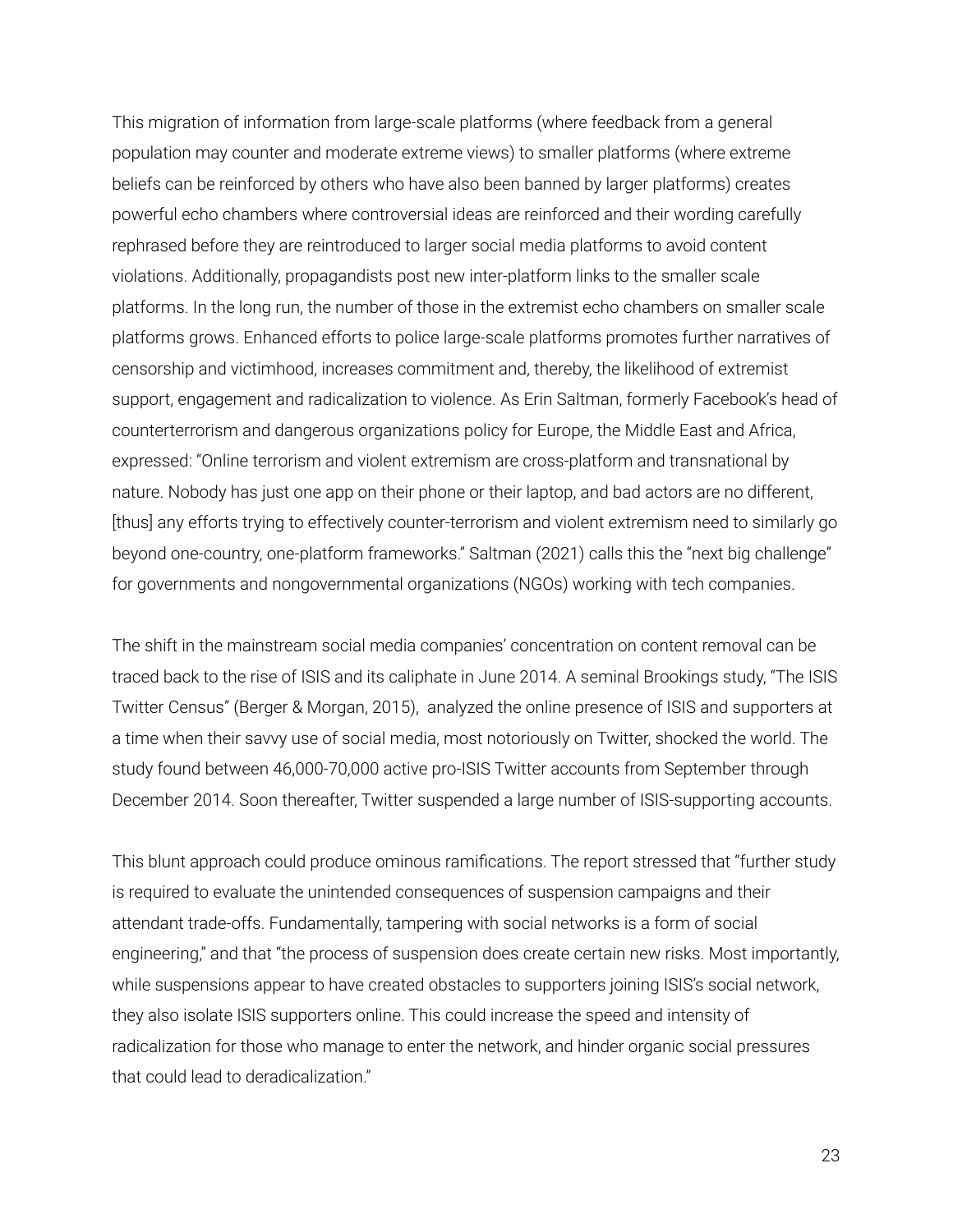This migration of information from large-scale platforms (where feedback from a general population may counter and moderate extreme views) to smaller platforms (where extreme beliefs can be reinforced by others who have also been banned by larger platforms) creates powerful echo chambers where controversial ideas are reinforced and their wording carefully rephrased before they are reintroduced to larger social media platforms to avoid content violations. Additionally, propagandists post new inter-platform links to the smaller scale platforms. In the long run, the number of those in the extremist echo chambers on smaller scale platforms grows. Enhanced efforts to police large-scale platforms promotes further narratives of censorship and victimhood, increases commitment and, thereby, the likelihood of extremist support, engagement and radicalization to violence. As Erin Saltman, formerly Facebook's head of counterterrorism and dangerous organizations policy for Europe, the Middle East and Africa, expressed: "Online terrorism and violent extremism are cross-platform and transnational by nature. Nobody has just one app on their phone or their laptop, and bad actors are no different, [thus] any efforts trying to effectively counter-terrorism and violent extremism need to similarly go beyond one-country, one-platform frameworks." Saltman (2021) calls this the "next big challenge" for governments and nongovernmental organizations (NGOs) working with tech companies.

The shift in the mainstream social media companies' concentration on content removal can be traced back to the rise of ISIS and its caliphate in June 2014. A seminal Brookings study, "The ISIS Twitter Census" (Berger & Morgan, 2015), analyzed the online presence of ISIS and supporters at a time when their savvy use of social media, most notoriously on Twitter, shocked the world. The study found between 46,000-70,000 active pro-ISIS Twitter accounts from September through December 2014. Soon thereafter, Twitter suspended a large number of ISIS-supporting accounts.

This blunt approach could produce ominous ramifications. The report stressed that "further study is required to evaluate the unintended consequences of suspension campaigns and their attendant trade-offs. Fundamentally, tampering with social networks is a form of social engineering," and that "the process of suspension does create certain new risks. Most importantly, while suspensions appear to have created obstacles to supporters joining ISIS's social network, they also isolate ISIS supporters online. This could increase the speed and intensity of radicalization for those who manage to enter the network, and hinder organic social pressures that could lead to deradicalization."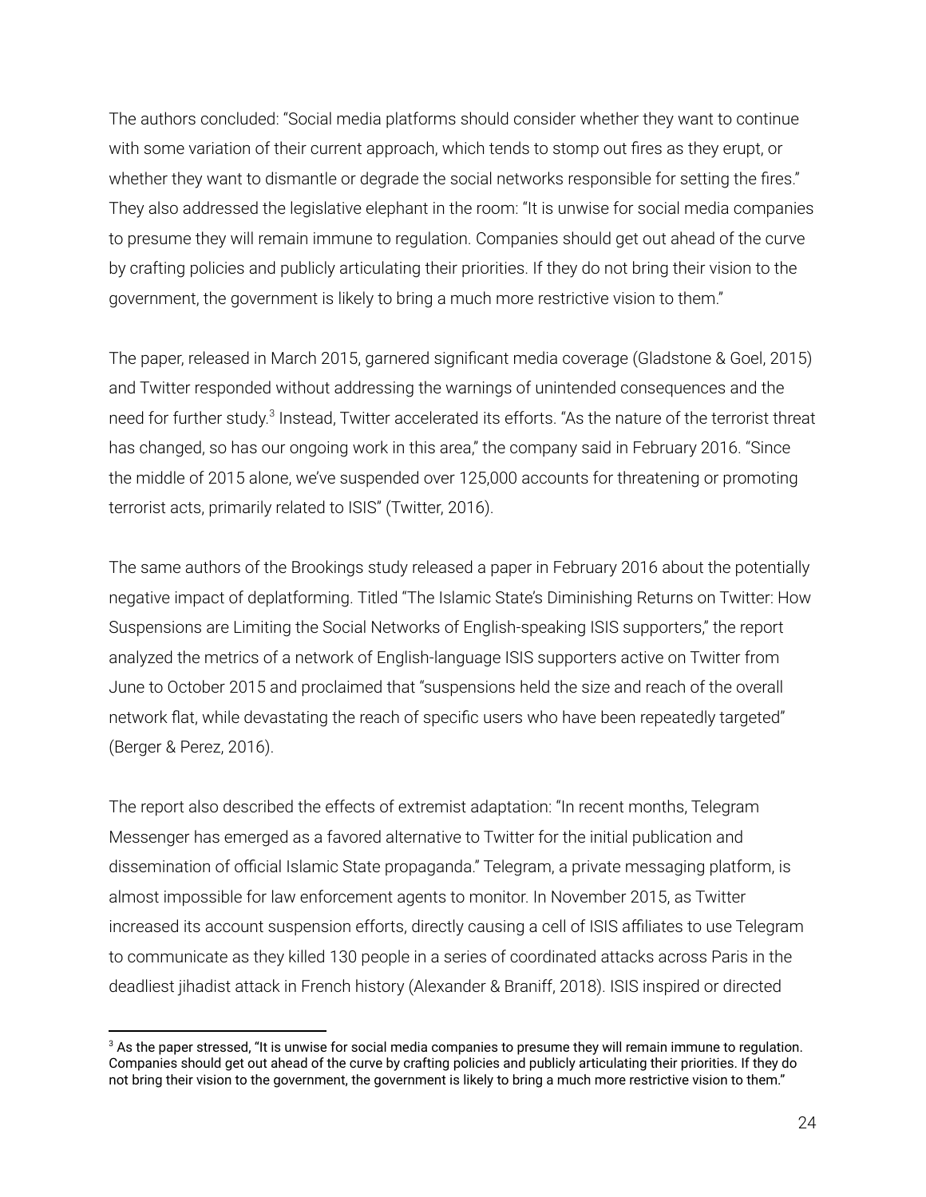The authors concluded: "Social media platforms should consider whether they want to continue with some variation of their current approach, which tends to stomp out fires as they erupt, or whether they want to dismantle or degrade the social networks responsible for setting the fires." They also addressed the legislative elephant in the room: "It is unwise for social media companies to presume they will remain immune to regulation. Companies should get out ahead of the curve by crafting policies and publicly articulating their priorities. If they do not bring their vision to the government, the government is likely to bring a much more restrictive vision to them."

The paper, released in March 2015, garnered significant media coverage (Gladstone & Goel, 2015) and Twitter responded without addressing the warnings of unintended consequences and the need for further study.[3] Instead, Twitter accelerated its efforts. "As the nature of the terrorist threat has changed, so has our ongoing work in this area," the company said in February 2016. "Since the middle of 2015 alone, we've suspended over 125,000 accounts for threatening or promoting terrorist acts, primarily related to ISIS" (Twitter, 2016).

The same authors of the Brookings study released a paper in February 2016 about the potentially negative impact of deplatforming. Titled "The Islamic State's Diminishing Returns on Twitter: How Suspensions are Limiting the Social Networks of English-speaking ISIS supporters," the report analyzed the metrics of a network of English-language ISIS supporters active on Twitter from June to October 2015 and proclaimed that "suspensions held the size and reach of the overall network flat, while devastating the reach of specific users who have been repeatedly targeted" (Berger & Perez, 2016).

The report also described the effects of extremist adaptation: "In recent months, Telegram Messenger has emerged as a favored alternative to Twitter for the initial publication and dissemination of official Islamic State propaganda." Telegram, a private messaging platform, is almost impossible for law enforcement agents to monitor. In November 2015, as Twitter increased its account suspension efforts, directly causing a cell of ISIS affiliates to use Telegram to communicate as they killed 130 people in a series of coordinated attacks across Paris in the deadliest jihadist attack in French history (Alexander & Braniff, 2018). ISIS inspired or directed

[3] As the paper stressed, "It is unwise for social media companies to presume they will remain immune to regulation. Companies should get out ahead of the curve by crafting policies and publicly articulating their priorities. If they do not bring their vision to the government, the government is likely to bring a much more restrictive vision to them."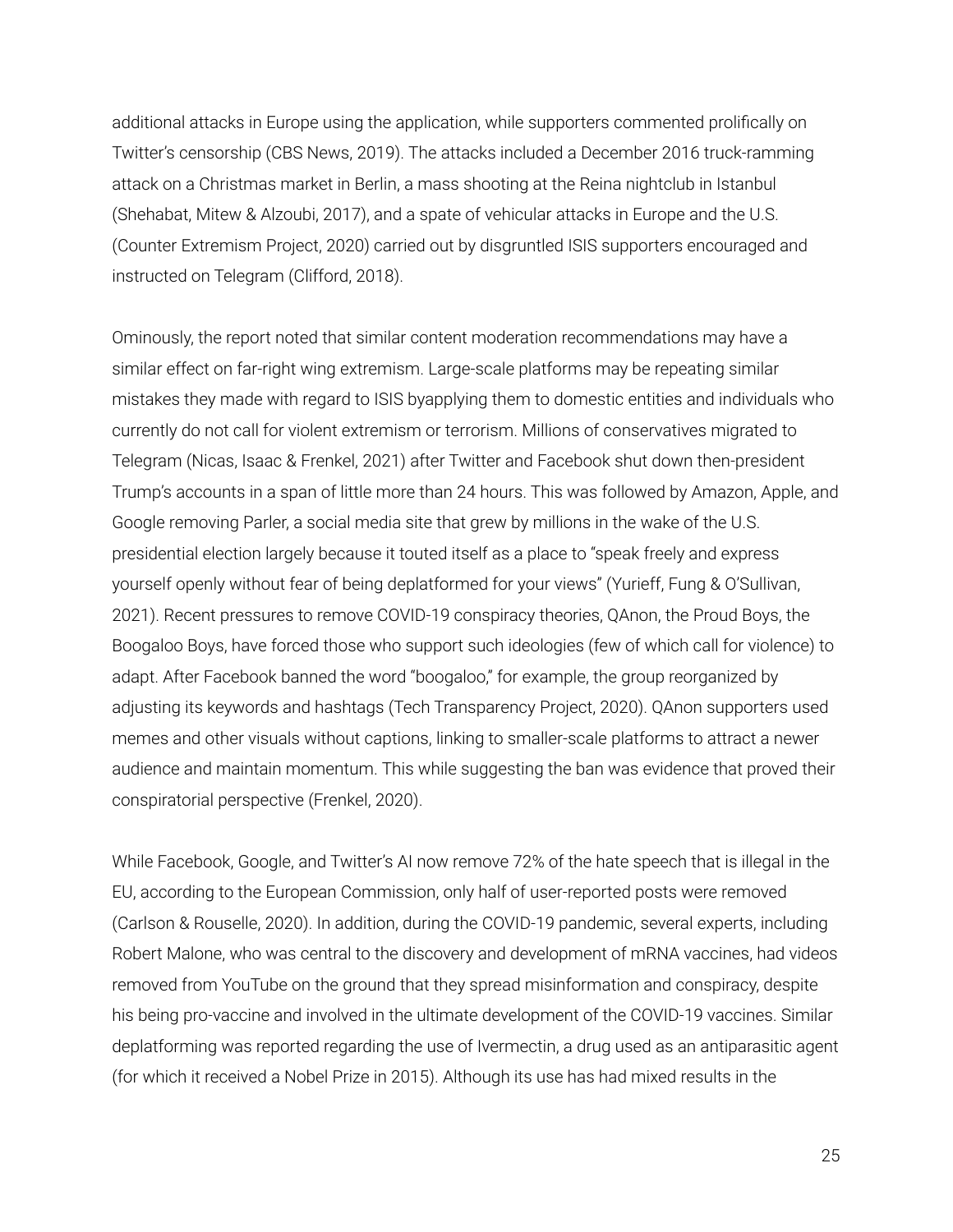additional attacks in Europe using the application, while supporters commented prolifically on Twitter's censorship (CBS News, 2019). The attacks included a December 2016 truck-ramming attack on a Christmas market in Berlin, a mass shooting at the Reina nightclub in Istanbul (Shehabat, Mitew & Alzoubi, 2017), and a spate of vehicular attacks in Europe and the U.S. (Counter Extremism Project, 2020) carried out by disgruntled ISIS supporters encouraged and instructed on Telegram (Clifford, 2018).

Ominously, the report noted that similar content moderation recommendations may have a similar effect on far-right wing extremism. Large-scale platforms may be repeating similar mistakes they made with regard to ISIS byapplying them to domestic entities and individuals who currently do not call for violent extremism or terrorism. Millions of conservatives migrated to Telegram (Nicas, Isaac & Frenkel, 2021) after Twitter and Facebook shut down then-president Trump's accounts in a span of little more than 24 hours. This was followed by Amazon, Apple, and Google removing Parler, a social media site that grew by millions in the wake of the U.S. presidential election largely because it touted itself as a place to "speak freely and express yourself openly without fear of being deplatformed for your views" (Yurieff, Fung & O'Sullivan, 2021). Recent pressures to remove COVID-19 conspiracy theories, QAnon, the Proud Boys, the Boogaloo Boys, have forced those who support such ideologies (few of which call for violence) to adapt. After Facebook banned the word "boogaloo," for example, the group reorganized by adjusting its keywords and hashtags (Tech Transparency Project, 2020). QAnon supporters used memes and other visuals without captions, linking to smaller-scale platforms to attract a newer audience and maintain momentum. This while suggesting the ban was evidence that proved their conspiratorial perspective (Frenkel, 2020).

While Facebook, Google, and Twitter's AI now remove 72% of the hate speech that is illegal in the EU, according to the European Commission, only half of user-reported posts were removed (Carlson & Rouselle, 2020). In addition, during the COVID-19 pandemic, several experts, including Robert Malone, who was central to the discovery and development of mRNA vaccines, had videos removed from YouTube on the ground that they spread misinformation and conspiracy, despite his being pro-vaccine and involved in the ultimate development of the COVID-19 vaccines. Similar deplatforming was reported regarding the use of Ivermectin, a drug used as an antiparasitic agent (for which it received a Nobel Prize in 2015). Although its use has had mixed results in the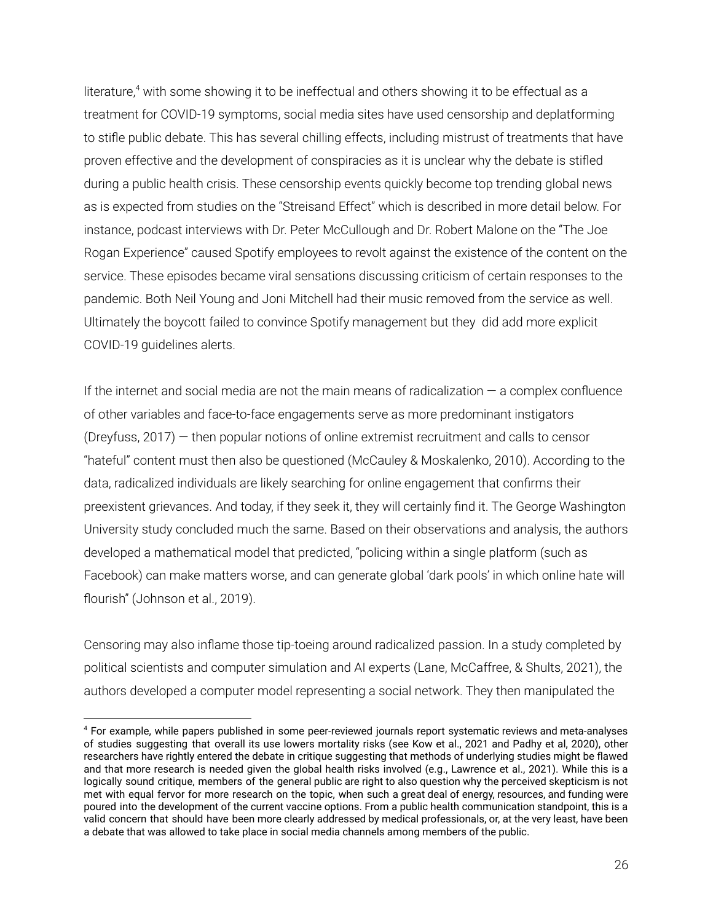literature,[4] with some showing it to be ineffectual and others showing it to be effectual as a treatment for COVID-19 symptoms, social media sites have used censorship and deplatforming to stifle public debate. This has several chilling effects, including mistrust of treatments that have proven effective and the development of conspiracies as it is unclear why the debate is stifled during a public health crisis. These censorship events quickly become top trending global news as is expected from studies on the "Streisand Effect" which is described in more detail below. For instance, podcast interviews with Dr. Peter McCullough and Dr. Robert Malone on the "The Joe Rogan Experience" caused Spotify employees to revolt against the existence of the content on the service. These episodes became viral sensations discussing criticism of certain responses to the pandemic. Both Neil Young and Joni Mitchell had their music removed from the service as well. Ultimately the boycott failed to convince Spotify management but they did add more explicit COVID-19 guidelines alerts.

If the internet and social media are not the main means of radicalization — a complex confluence of other variables and face-to-face engagements serve as more predominant instigators (Dreyfuss, 2017) — then popular notions of online extremist recruitment and calls to censor "hateful" content must then also be questioned (McCauley & Moskalenko, 2010). According to the data, radicalized individuals are likely searching for online engagement that confirms their preexistent grievances. And today, if they seek it, they will certainly find it. The George Washington University study concluded much the same. Based on their observations and analysis, the authors developed a mathematical model that predicted, "policing within a single platform (such as Facebook) can make matters worse, and can generate global 'dark pools' in which online hate will flourish" (Johnson et al., 2019).

Censoring may also inflame those tip-toeing around radicalized passion. In a study completed by political scientists and computer simulation and AI experts (Lane, McCaffree, & Shults, 2021), the authors developed a computer model representing a social network. They then manipulated the

---

[4] For example, while papers published in some peer-reviewed journals report systematic reviews and meta-analyses of studies suggesting that overall its use lowers mortality risks (see Kow et al., 2021 and Padhy et al, 2020), other researchers have rightly entered the debate in critique suggesting that methods of underlying studies might be flawed and that more research is needed given the global health risks involved (e.g., Lawrence et al., 2021). While this is a logically sound critique, members of the general public are right to also question why the perceived skepticism is not met with equal fervor for more research on the topic, when such a great deal of energy, resources, and funding were poured into the development of the current vaccine options. From a public health communication standpoint, this is a valid concern that should have been more clearly addressed by medical professionals, or, at the very least, have been a debate that was allowed to take place in social media channels among members of the public.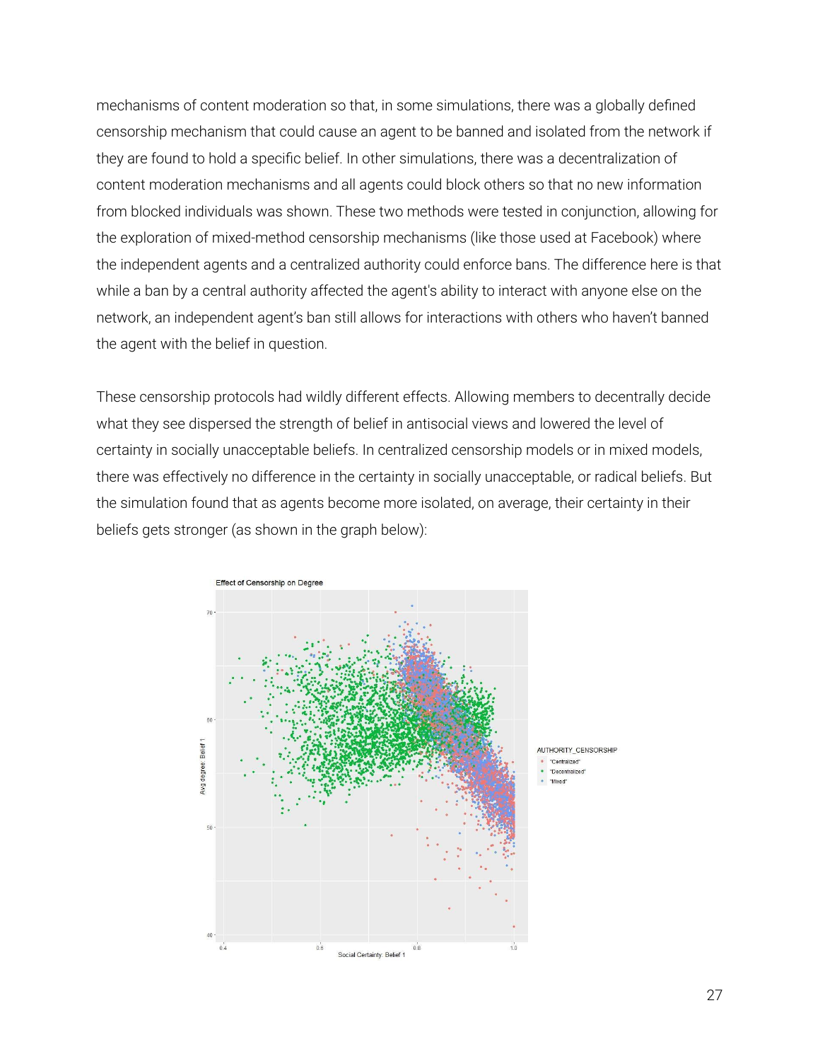mechanisms of content moderation so that, in some simulations, there was a globally defined censorship mechanism that could cause an agent to be banned and isolated from the network if they are found to hold a specific belief. In other simulations, there was a decentralization of content moderation mechanisms and all agents could block others so that no new information from blocked individuals was shown. These two methods were tested in conjunction, allowing for the exploration of mixed-method censorship mechanisms (like those used at Facebook) where the independent agents and a centralized authority could enforce bans. The difference here is that while a ban by a central authority affected the agent's ability to interact with anyone else on the network, an independent agent's ban still allows for interactions with others who haven't banned the agent with the belief in question.

These censorship protocols had wildly different effects. Allowing members to decentrally decide what they see dispersed the strength of belief in antisocial views and lowered the level of certainty in socially unacceptable beliefs. In centralized censorship models or in mixed models, there was effectively no difference in the certainty in socially unacceptable, or radical beliefs. But the simulation found that as agents become more isolated, on average, their certainty in their beliefs gets stronger (as shown in the graph below):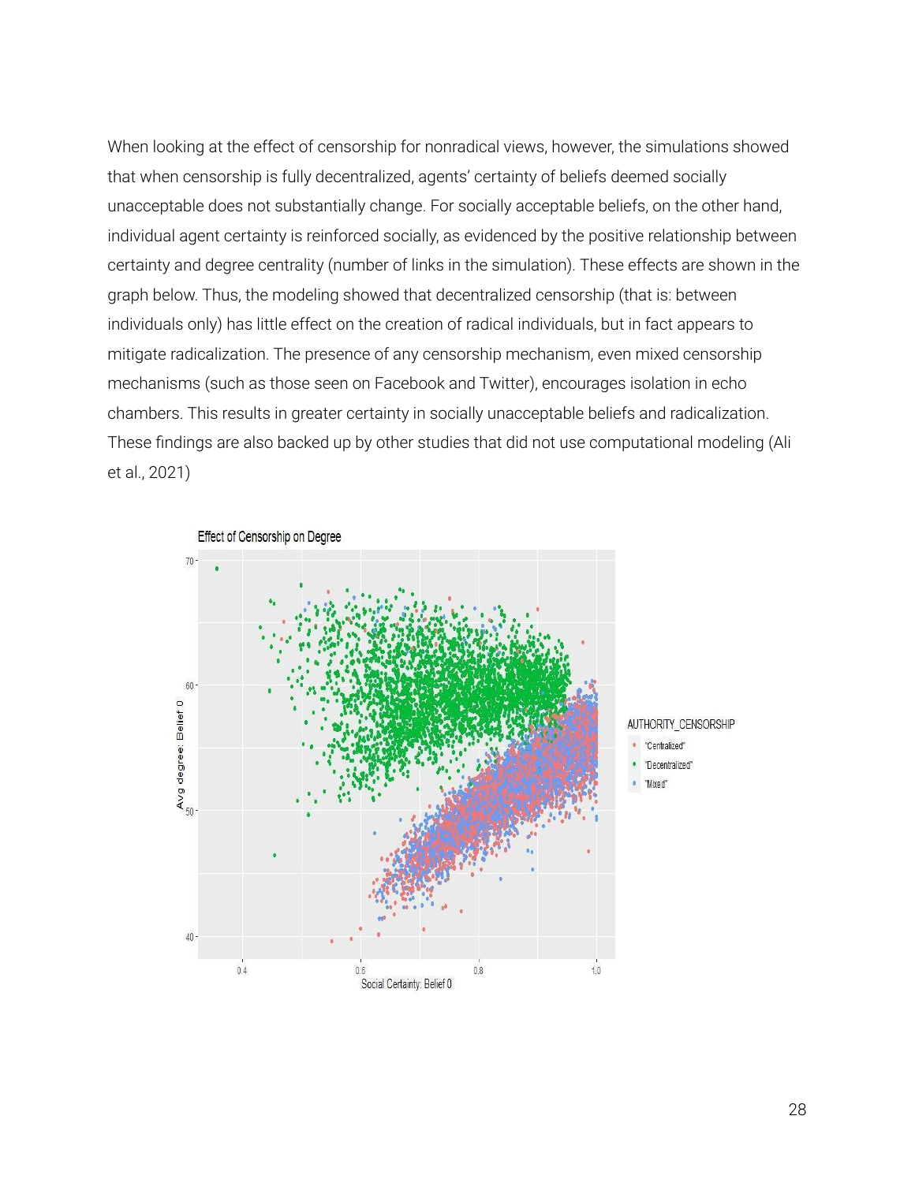When looking at the effect of censorship for nonradical views, however, the simulations showed that when censorship is fully decentralized, agents' certainty of beliefs deemed socially unacceptable does not substantially change. For socially acceptable beliefs, on the other hand, individual agent certainty is reinforced socially, as evidenced by the positive relationship between certainty and degree centrality (number of links in the simulation). These effects are shown in the graph below. Thus, the modeling showed that decentralized censorship (that is: between individuals only) has little effect on the creation of radical individuals, but in fact appears to mitigate radicalization. The presence of any censorship mechanism, even mixed censorship mechanisms (such as those seen on Facebook and Twitter), encourages isolation in echo chambers. This results in greater certainty in socially unacceptable beliefs and radicalization. These findings are also backed up by other studies that did not use computational modeling (Ali et al., 2021)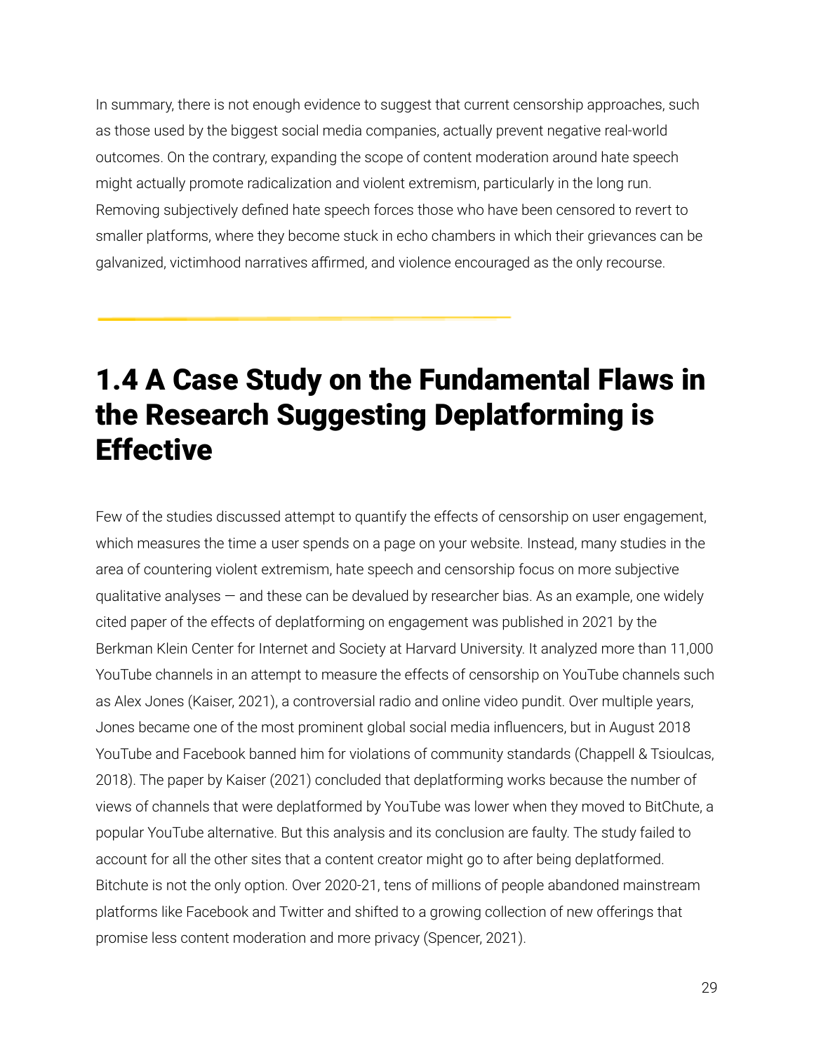In summary, there is not enough evidence to suggest that current censorship approaches, such as those used by the biggest social media companies, actually prevent negative real-world outcomes. On the contrary, expanding the scope of content moderation around hate speech might actually promote radicalization and violent extremism, particularly in the long run. Removing subjectively defined hate speech forces those who have been censored to revert to smaller platforms, where they become stuck in echo chambers in which their grievances can be galvanized, victimhood narratives affirmed, and violence encouraged as the only recourse.

## 1.4 A Case Study on the Fundamental Flaws in the Research Suggesting Deplatforming is Effective

Few of the studies discussed attempt to quantify the effects of censorship on user engagement, which measures the time a user spends on a page on your website. Instead, many studies in the area of countering violent extremism, hate speech and censorship focus on more subjective qualitative analyses — and these can be devalued by researcher bias. As an example, one widely cited paper of the effects of deplatforming on engagement was published in 2021 by the Berkman Klein Center for Internet and Society at Harvard University. It analyzed more than 11,000 YouTube channels in an attempt to measure the effects of censorship on YouTube channels such as Alex Jones (Kaiser, 2021), a controversial radio and online video pundit. Over multiple years, Jones became one of the most prominent global social media influencers, but in August 2018 YouTube and Facebook banned him for violations of community standards (Chappell & Tsioulcas, 2018). The paper by Kaiser (2021) concluded that deplatforming works because the number of views of channels that were deplatformed by YouTube was lower when they moved to BitChute, a popular YouTube alternative. But this analysis and its conclusion are faulty. The study failed to account for all the other sites that a content creator might go to after being deplatformed. Bitchute is not the only option. Over 2020-21, tens of millions of people abandoned mainstream platforms like Facebook and Twitter and shifted to a growing collection of new offerings that promise less content moderation and more privacy (Spencer, 2021).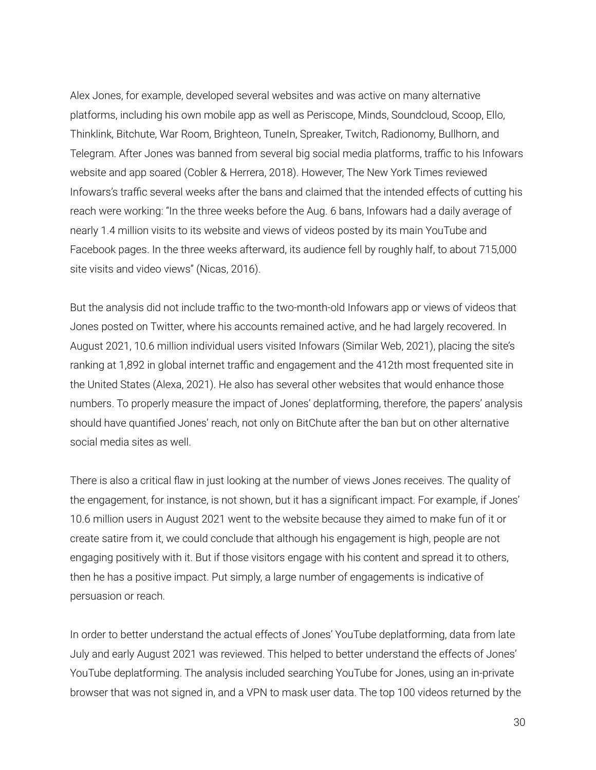Alex Jones, for example, developed several websites and was active on many alternative platforms, including his own mobile app as well as Periscope, Minds, Soundcloud, Scoop, Ello, Thinklink, Bitchute, War Room, Brighteon, TuneIn, Spreaker, Twitch, Radionomy, Bullhorn, and Telegram. After Jones was banned from several big social media platforms, traffic to his Infowars website and app soared (Cobler & Herrera, 2018). However, The New York Times reviewed Infowars's traffic several weeks after the bans and claimed that the intended effects of cutting his reach were working: "In the three weeks before the Aug. 6 bans, Infowars had a daily average of nearly 1.4 million visits to its website and views of videos posted by its main YouTube and Facebook pages. In the three weeks afterward, its audience fell by roughly half, to about 715,000 site visits and video views" (Nicas, 2016).

But the analysis did not include traffic to the two-month-old Infowars app or views of videos that Jones posted on Twitter, where his accounts remained active, and he had largely recovered. In August 2021, 10.6 million individual users visited Infowars (Similar Web, 2021), placing the site's ranking at 1,892 in global internet traffic and engagement and the 412th most frequented site in the United States (Alexa, 2021). He also has several other websites that would enhance those numbers. To properly measure the impact of Jones' deplatforming, therefore, the papers' analysis should have quantified Jones' reach, not only on BitChute after the ban but on other alternative social media sites as well.

There is also a critical flaw in just looking at the number of views Jones receives. The quality of the engagement, for instance, is not shown, but it has a significant impact. For example, if Jones' 10.6 million users in August 2021 went to the website because they aimed to make fun of it or create satire from it, we could conclude that although his engagement is high, people are not engaging positively with it. But if those visitors engage with his content and spread it to others, then he has a positive impact. Put simply, a large number of engagements is indicative of persuasion or reach.

In order to better understand the actual effects of Jones' YouTube deplatforming, data from late July and early August 2021 was reviewed. This helped to better understand the effects of Jones' YouTube deplatforming. The analysis included searching YouTube for Jones, using an in-private browser that was not signed in, and a VPN to mask user data. The top 100 videos returned by the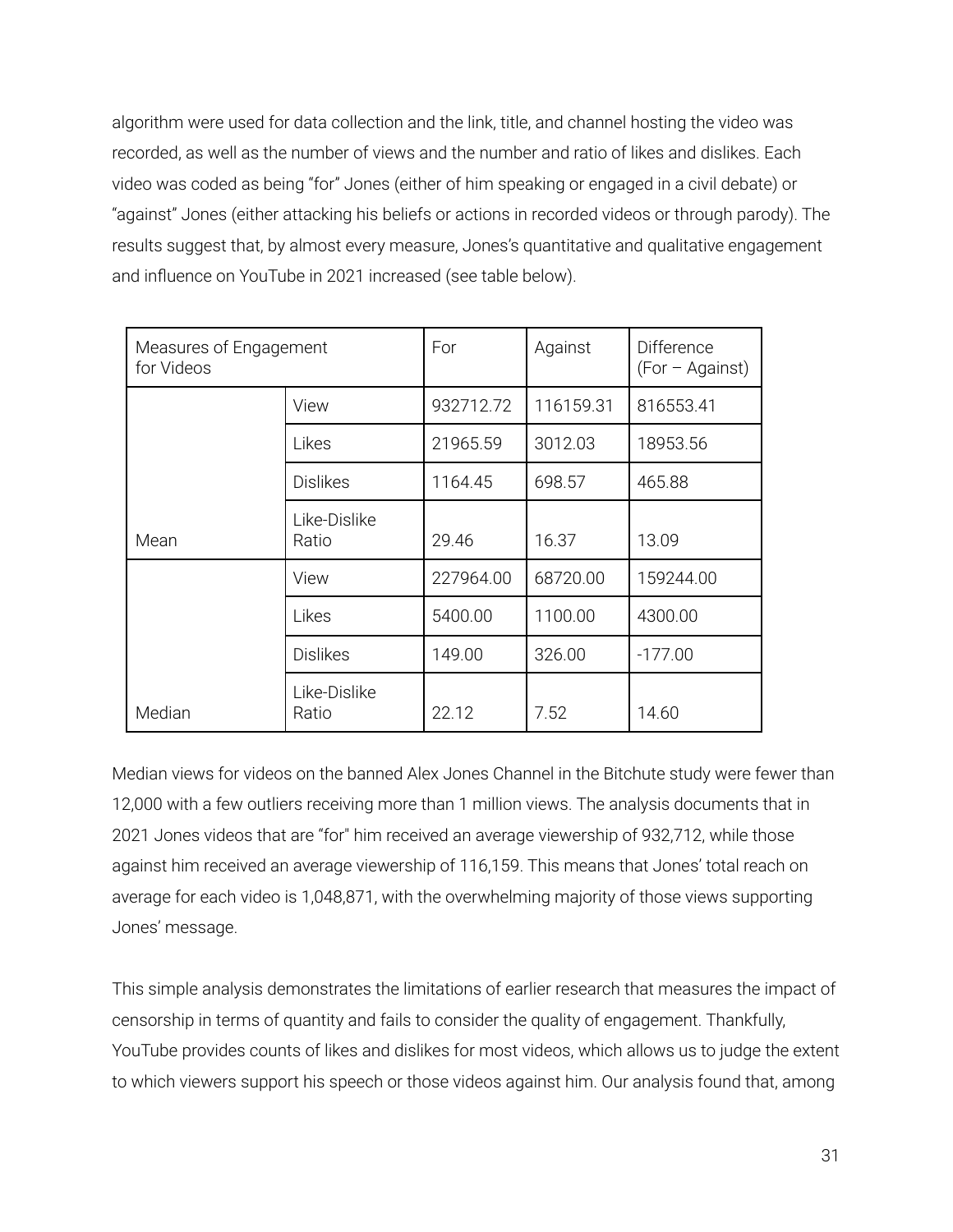algorithm were used for data collection and the link, title, and channel hosting the video was recorded, as well as the number of views and the number and ratio of likes and dislikes. Each video was coded as being "for" Jones (either of him speaking or engaged in a civil debate) or "against" Jones (either attacking his beliefs or actions in recorded videos or through parody). The results suggest that, by almost every measure, Jones's quantitative and qualitative engagement and influence on YouTube in 2021 increased (see table below).

| Measures of Engagement for Videos | | For | Against | Difference (For – Against) |
|---|---|---|---|---|
| Mean | View | 932712.72 | 116159.31 | 816553.41 |
| | Likes | 21965.59 | 3012.03 | 18953.56 |
| | Dislikes | 1164.45 | 698.57 | 465.88 |
| | Like-Dislike Ratio | 29.46 | 16.37 | 13.09 |
| Median | View | 227964.00 | 68720.00 | 159244.00 |
| | Likes | 5400.00 | 1100.00 | 4300.00 |
| | Dislikes | 149.00 | 326.00 | -177.00 |
| | Like-Dislike Ratio | 22.12 | 7.52 | 14.60 |

Median views for videos on the banned Alex Jones Channel in the Bitchute study were fewer than 12,000 with a few outliers receiving more than 1 million views. The analysis documents that in 2021 Jones videos that are "for" him received an average viewership of 932,712, while those against him received an average viewership of 116,159. This means that Jones' total reach on average for each video is 1,048,871, with the overwhelming majority of those views supporting Jones' message.

This simple analysis demonstrates the limitations of earlier research that measures the impact of censorship in terms of quantity and fails to consider the quality of engagement. Thankfully, YouTube provides counts of likes and dislikes for most videos, which allows us to judge the extent to which viewers support his speech or those videos against him. Our analysis found that, among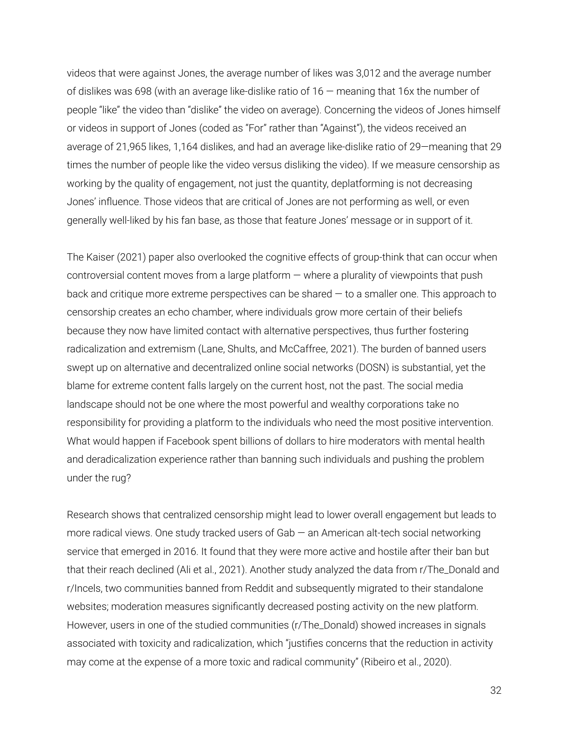videos that were against Jones, the average number of likes was 3,012 and the average number of dislikes was 698 (with an average like-dislike ratio of 16 — meaning that 16x the number of people "like" the video than "dislike" the video on average). Concerning the videos of Jones himself or videos in support of Jones (coded as "For" rather than "Against"), the videos received an average of 21,965 likes, 1,164 dislikes, and had an average like-dislike ratio of 29—meaning that 29 times the number of people like the video versus disliking the video). If we measure censorship as working by the quality of engagement, not just the quantity, deplatforming is not decreasing Jones' influence. Those videos that are critical of Jones are not performing as well, or even generally well-liked by his fan base, as those that feature Jones' message or in support of it.

The Kaiser (2021) paper also overlooked the cognitive effects of group-think that can occur when controversial content moves from a large platform — where a plurality of viewpoints that push back and critique more extreme perspectives can be shared — to a smaller one. This approach to censorship creates an echo chamber, where individuals grow more certain of their beliefs because they now have limited contact with alternative perspectives, thus further fostering radicalization and extremism (Lane, Shults, and McCaffree, 2021). The burden of banned users swept up on alternative and decentralized online social networks (DOSN) is substantial, yet the blame for extreme content falls largely on the current host, not the past. The social media landscape should not be one where the most powerful and wealthy corporations take no responsibility for providing a platform to the individuals who need the most positive intervention. What would happen if Facebook spent billions of dollars to hire moderators with mental health and deradicalization experience rather than banning such individuals and pushing the problem under the rug?

Research shows that centralized censorship might lead to lower overall engagement but leads to more radical views. One study tracked users of Gab — an American alt-tech social networking service that emerged in 2016. It found that they were more active and hostile after their ban but that their reach declined (Ali et al., 2021). Another study analyzed the data from r/The_Donald and r/Incels, two communities banned from Reddit and subsequently migrated to their standalone websites; moderation measures significantly decreased posting activity on the new platform. However, users in one of the studied communities (r/The_Donald) showed increases in signals associated with toxicity and radicalization, which "justifies concerns that the reduction in activity may come at the expense of a more toxic and radical community" (Ribeiro et al., 2020).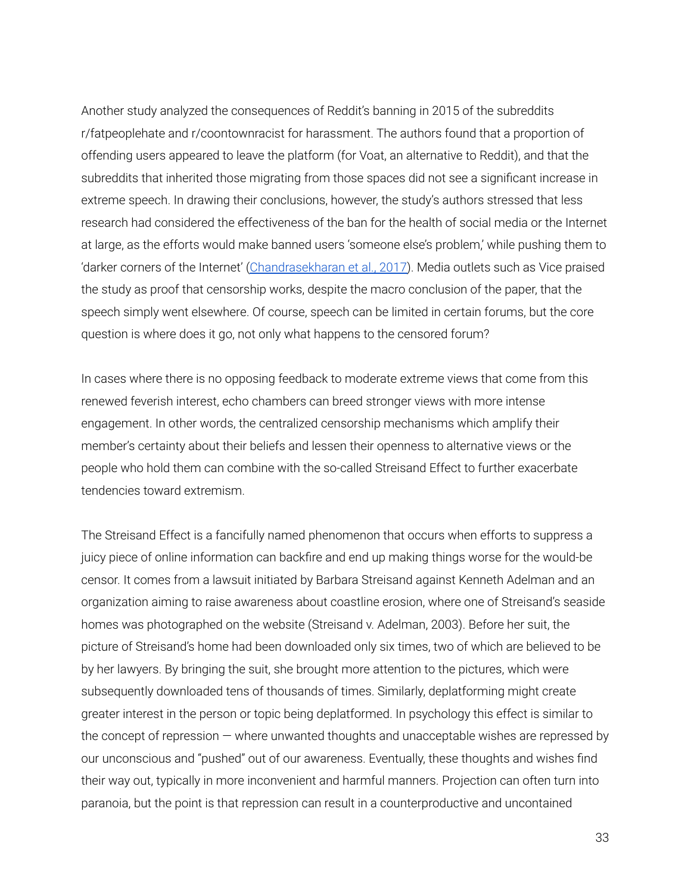Another study analyzed the consequences of Reddit's banning in 2015 of the subreddits r/fatpeoplehate and r/coontownracist for harassment. The authors found that a proportion of offending users appeared to leave the platform (for Voat, an alternative to Reddit), and that the subreddits that inherited those migrating from those spaces did not see a significant increase in extreme speech. In drawing their conclusions, however, the study's authors stressed that less research had considered the effectiveness of the ban for the health of social media or the Internet at large, as the efforts would make banned users 'someone else's problem,' while pushing them to 'darker corners of the Internet' (Chandrasekharan et al., 2017). Media outlets such as Vice praised the study as proof that censorship works, despite the macro conclusion of the paper, that the speech simply went elsewhere. Of course, speech can be limited in certain forums, but the core question is where does it go, not only what happens to the censored forum?

In cases where there is no opposing feedback to moderate extreme views that come from this renewed feverish interest, echo chambers can breed stronger views with more intense engagement. In other words, the centralized censorship mechanisms which amplify their member's certainty about their beliefs and lessen their openness to alternative views or the people who hold them can combine with the so-called Streisand Effect to further exacerbate tendencies toward extremism.

The Streisand Effect is a fancifully named phenomenon that occurs when efforts to suppress a juicy piece of online information can backfire and end up making things worse for the would-be censor. It comes from a lawsuit initiated by Barbara Streisand against Kenneth Adelman and an organization aiming to raise awareness about coastline erosion, where one of Streisand's seaside homes was photographed on the website (Streisand v. Adelman, 2003). Before her suit, the picture of Streisand's home had been downloaded only six times, two of which are believed to be by her lawyers. By bringing the suit, she brought more attention to the pictures, which were subsequently downloaded tens of thousands of times. Similarly, deplatforming might create greater interest in the person or topic being deplatformed. In psychology this effect is similar to the concept of repression — where unwanted thoughts and unacceptable wishes are repressed by our unconscious and "pushed" out of our awareness. Eventually, these thoughts and wishes find their way out, typically in more inconvenient and harmful manners. Projection can often turn into paranoia, but the point is that repression can result in a counterproductive and uncontained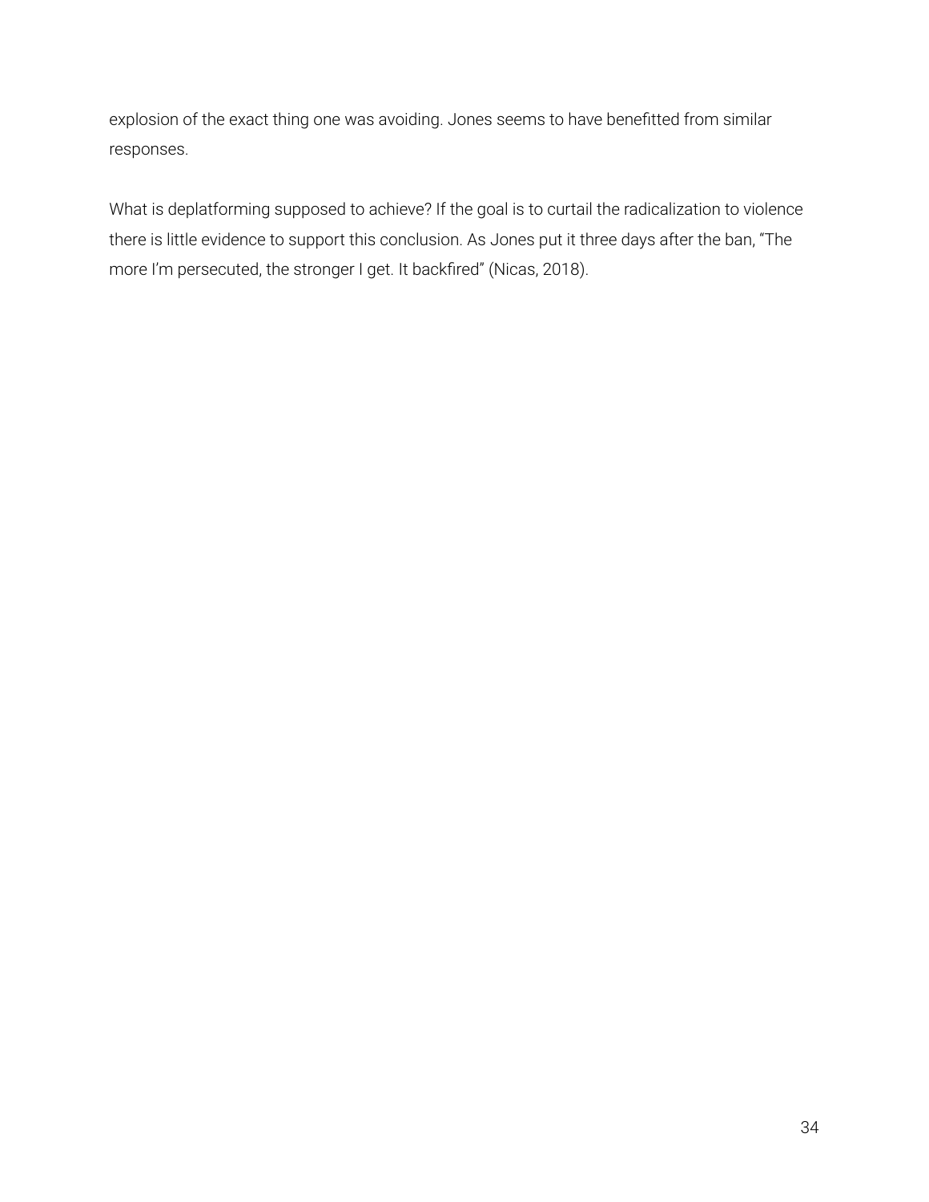explosion of the exact thing one was avoiding. Jones seems to have benefitted from similar responses.

What is deplatforming supposed to achieve? If the goal is to curtail the radicalization to violence there is little evidence to support this conclusion. As Jones put it three days after the ban, “The more I’m persecuted, the stronger I get. It backfired” (Nicas, 2018).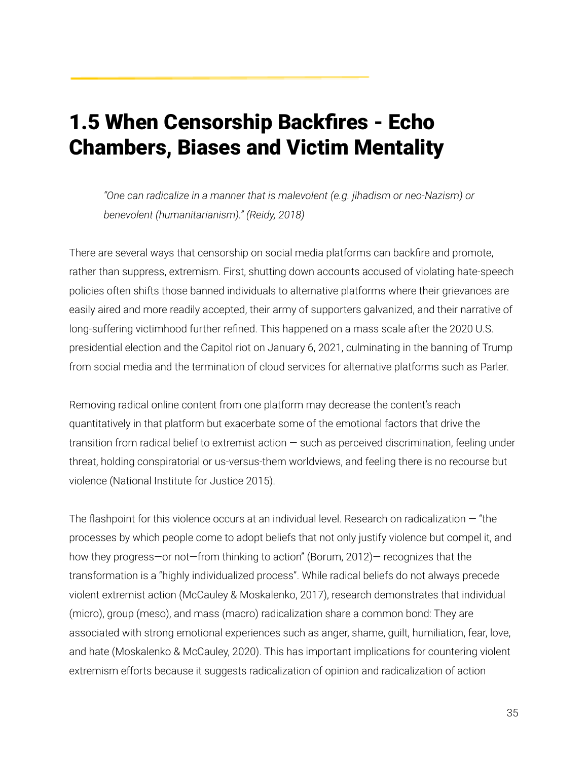## 1.5 When Censorship Backfires - Echo Chambers, Biases and Victim Mentality

> *"One can radicalize in a manner that is malevolent (e.g. jihadism or neo-Nazism) or benevolent (humanitarianism)." (Reidy, 2018)*

There are several ways that censorship on social media platforms can backfire and promote, rather than suppress, extremism. First, shutting down accounts accused of violating hate-speech policies often shifts those banned individuals to alternative platforms where their grievances are easily aired and more readily accepted, their army of supporters galvanized, and their narrative of long-suffering victimhood further refined. This happened on a mass scale after the 2020 U.S. presidential election and the Capitol riot on January 6, 2021, culminating in the banning of Trump from social media and the termination of cloud services for alternative platforms such as Parler.

Removing radical online content from one platform may decrease the content's reach quantitatively in that platform but exacerbate some of the emotional factors that drive the transition from radical belief to extremist action — such as perceived discrimination, feeling under threat, holding conspiratorial or us-versus-them worldviews, and feeling there is no recourse but violence (National Institute for Justice 2015).

The flashpoint for this violence occurs at an individual level. Research on radicalization — "the processes by which people come to adopt beliefs that not only justify violence but compel it, and how they progress—or not—from thinking to action" (Borum, 2012)— recognizes that the transformation is a "highly individualized process". While radical beliefs do not always precede violent extremist action (McCauley & Moskalenko, 2017), research demonstrates that individual (micro), group (meso), and mass (macro) radicalization share a common bond: They are associated with strong emotional experiences such as anger, shame, guilt, humiliation, fear, love, and hate (Moskalenko & McCauley, 2020). This has important implications for countering violent extremism efforts because it suggests radicalization of opinion and radicalization of action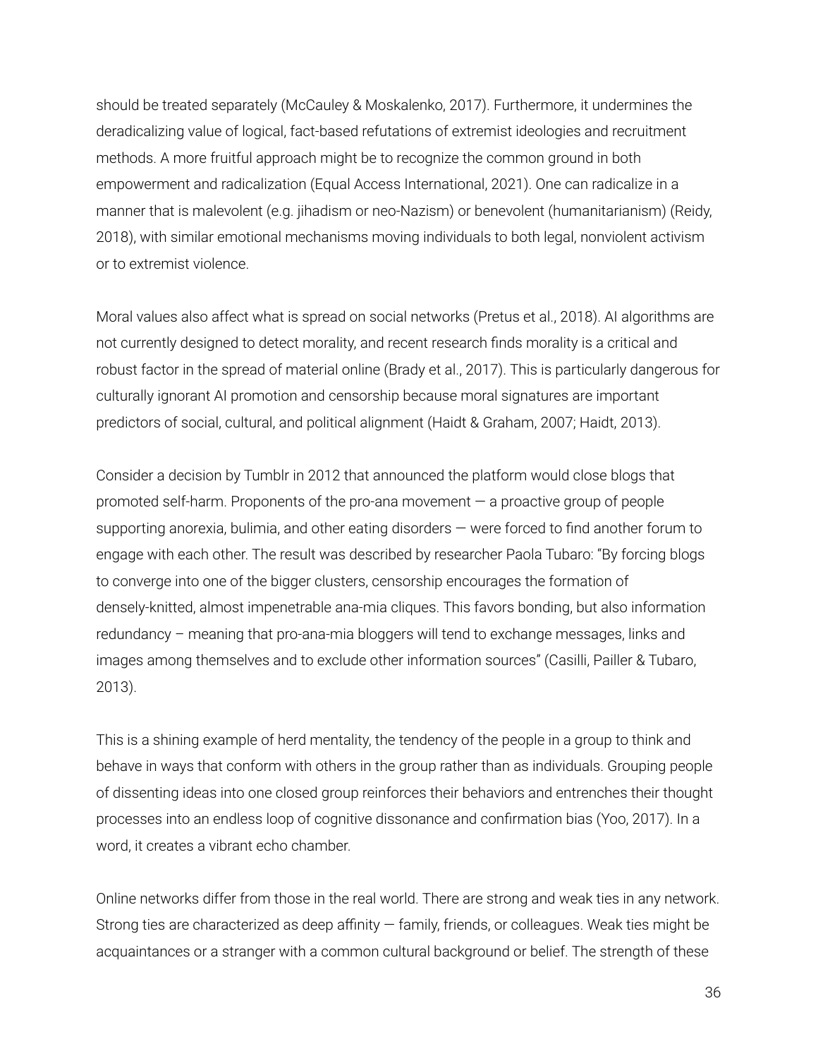should be treated separately (McCauley & Moskalenko, 2017). Furthermore, it undermines the deradicalizing value of logical, fact-based refutations of extremist ideologies and recruitment methods. A more fruitful approach might be to recognize the common ground in both empowerment and radicalization (Equal Access International, 2021). One can radicalize in a manner that is malevolent (e.g. jihadism or neo-Nazism) or benevolent (humanitarianism) (Reidy, 2018), with similar emotional mechanisms moving individuals to both legal, nonviolent activism or to extremist violence.

Moral values also affect what is spread on social networks (Pretus et al., 2018). AI algorithms are not currently designed to detect morality, and recent research finds morality is a critical and robust factor in the spread of material online (Brady et al., 2017). This is particularly dangerous for culturally ignorant AI promotion and censorship because moral signatures are important predictors of social, cultural, and political alignment (Haidt & Graham, 2007; Haidt, 2013).

Consider a decision by Tumblr in 2012 that announced the platform would close blogs that promoted self-harm. Proponents of the pro-ana movement — a proactive group of people supporting anorexia, bulimia, and other eating disorders — were forced to find another forum to engage with each other. The result was described by researcher Paola Tubaro: "By forcing blogs to converge into one of the bigger clusters, censorship encourages the formation of densely-knitted, almost impenetrable ana-mia cliques. This favors bonding, but also information redundancy – meaning that pro-ana-mia bloggers will tend to exchange messages, links and images among themselves and to exclude other information sources" (Casilli, Pailler & Tubaro, 2013).

This is a shining example of herd mentality, the tendency of the people in a group to think and behave in ways that conform with others in the group rather than as individuals. Grouping people of dissenting ideas into one closed group reinforces their behaviors and entrenches their thought processes into an endless loop of cognitive dissonance and confirmation bias (Yoo, 2017). In a word, it creates a vibrant echo chamber.

Online networks differ from those in the real world. There are strong and weak ties in any network. Strong ties are characterized as deep affinity — family, friends, or colleagues. Weak ties might be acquaintances or a stranger with a common cultural background or belief. The strength of these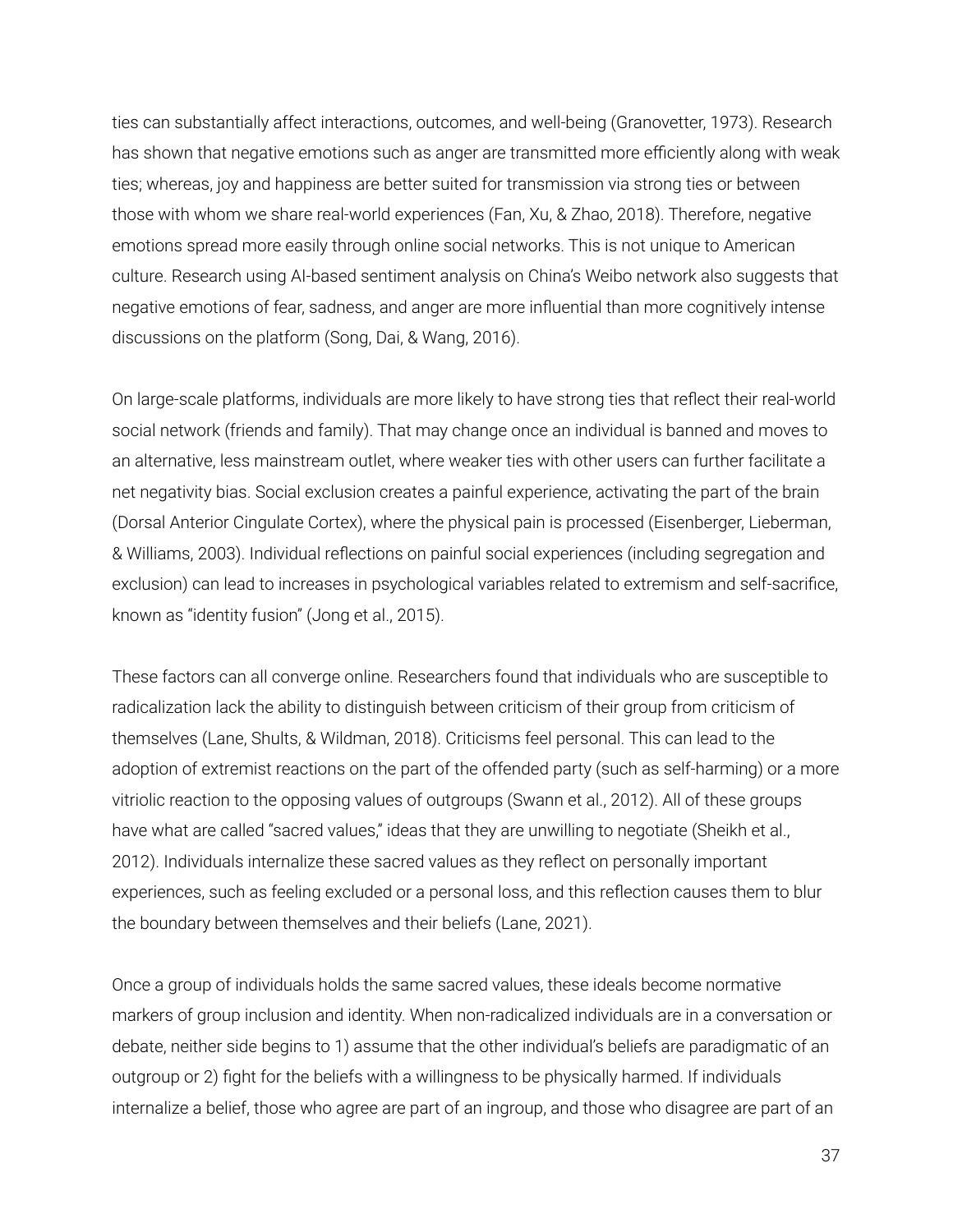ties can substantially affect interactions, outcomes, and well-being (Granovetter, 1973). Research has shown that negative emotions such as anger are transmitted more efficiently along with weak ties; whereas, joy and happiness are better suited for transmission via strong ties or between those with whom we share real-world experiences (Fan, Xu, & Zhao, 2018). Therefore, negative emotions spread more easily through online social networks. This is not unique to American culture. Research using AI-based sentiment analysis on China's Weibo network also suggests that negative emotions of fear, sadness, and anger are more influential than more cognitively intense discussions on the platform (Song, Dai, & Wang, 2016).

On large-scale platforms, individuals are more likely to have strong ties that reflect their real-world social network (friends and family). That may change once an individual is banned and moves to an alternative, less mainstream outlet, where weaker ties with other users can further facilitate a net negativity bias. Social exclusion creates a painful experience, activating the part of the brain (Dorsal Anterior Cingulate Cortex), where the physical pain is processed (Eisenberger, Lieberman, & Williams, 2003). Individual reflections on painful social experiences (including segregation and exclusion) can lead to increases in psychological variables related to extremism and self-sacrifice, known as "identity fusion" (Jong et al., 2015).

These factors can all converge online. Researchers found that individuals who are susceptible to radicalization lack the ability to distinguish between criticism of their group from criticism of themselves (Lane, Shults, & Wildman, 2018). Criticisms feel personal. This can lead to the adoption of extremist reactions on the part of the offended party (such as self-harming) or a more vitriolic reaction to the opposing values of outgroups (Swann et al., 2012). All of these groups have what are called "sacred values," ideas that they are unwilling to negotiate (Sheikh et al., 2012). Individuals internalize these sacred values as they reflect on personally important experiences, such as feeling excluded or a personal loss, and this reflection causes them to blur the boundary between themselves and their beliefs (Lane, 2021).

Once a group of individuals holds the same sacred values, these ideals become normative markers of group inclusion and identity. When non-radicalized individuals are in a conversation or debate, neither side begins to 1) assume that the other individual's beliefs are paradigmatic of an outgroup or 2) fight for the beliefs with a willingness to be physically harmed. If individuals internalize a belief, those who agree are part of an ingroup, and those who disagree are part of an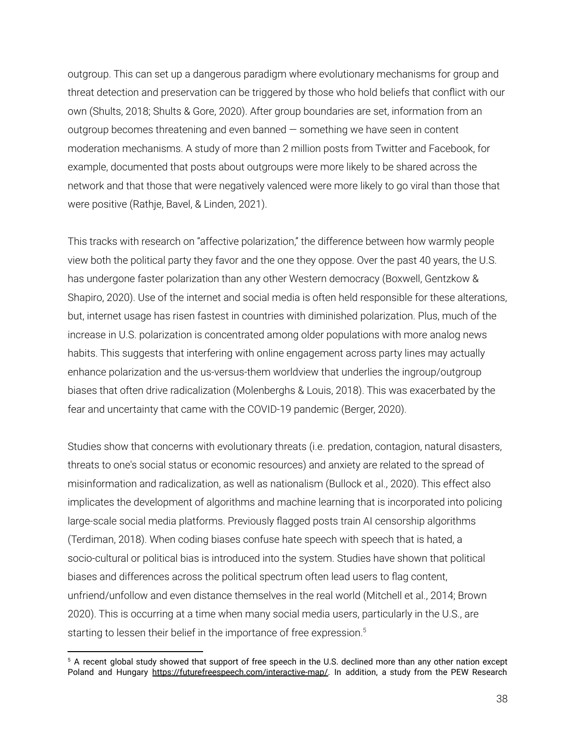outgroup. This can set up a dangerous paradigm where evolutionary mechanisms for group and threat detection and preservation can be triggered by those who hold beliefs that conflict with our own (Shults, 2018; Shults & Gore, 2020). After group boundaries are set, information from an outgroup becomes threatening and even banned — something we have seen in content moderation mechanisms. A study of more than 2 million posts from Twitter and Facebook, for example, documented that posts about outgroups were more likely to be shared across the network and that those that were negatively valenced were more likely to go viral than those that were positive (Rathje, Bavel, & Linden, 2021).

This tracks with research on "affective polarization," the difference between how warmly people view both the political party they favor and the one they oppose. Over the past 40 years, the U.S. has undergone faster polarization than any other Western democracy (Boxwell, Gentzkow & Shapiro, 2020). Use of the internet and social media is often held responsible for these alterations, but, internet usage has risen fastest in countries with diminished polarization. Plus, much of the increase in U.S. polarization is concentrated among older populations with more analog news habits. This suggests that interfering with online engagement across party lines may actually enhance polarization and the us-versus-them worldview that underlies the ingroup/outgroup biases that often drive radicalization (Molenberghs & Louis, 2018). This was exacerbated by the fear and uncertainty that came with the COVID-19 pandemic (Berger, 2020).

Studies show that concerns with evolutionary threats (i.e. predation, contagion, natural disasters, threats to one's social status or economic resources) and anxiety are related to the spread of misinformation and radicalization, as well as nationalism (Bullock et al., 2020). This effect also implicates the development of algorithms and machine learning that is incorporated into policing large-scale social media platforms. Previously flagged posts train AI censorship algorithms (Terdiman, 2018). When coding biases confuse hate speech with speech that is hated, a socio-cultural or political bias is introduced into the system. Studies have shown that political biases and differences across the political spectrum often lead users to flag content, unfriend/unfollow and even distance themselves in the real world (Mitchell et al., 2014; Brown 2020). This is occurring at a time when many social media users, particularly in the U.S., are starting to lessen their belief in the importance of free expression.[5]

---

[5] A recent global study showed that support of free speech in the U.S. declined more than any other nation except Poland and Hungary https://futurefreespeech.com/interactive-map/. In addition, a study from the PEW Research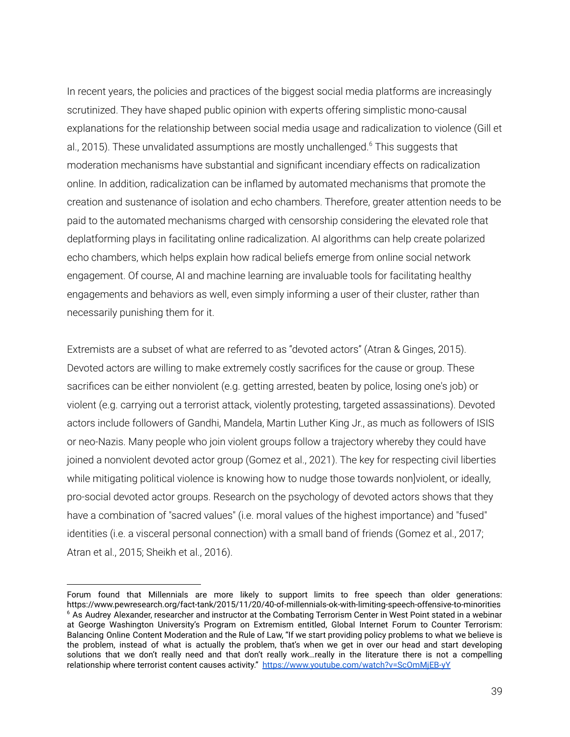In recent years, the policies and practices of the biggest social media platforms are increasingly scrutinized. They have shaped public opinion with experts offering simplistic mono-causal explanations for the relationship between social media usage and radicalization to violence (Gill et al., 2015). These unvalidated assumptions are mostly unchallenged.[6] This suggests that moderation mechanisms have substantial and significant incendiary effects on radicalization online. In addition, radicalization can be inflamed by automated mechanisms that promote the creation and sustenance of isolation and echo chambers. Therefore, greater attention needs to be paid to the automated mechanisms charged with censorship considering the elevated role that deplatforming plays in facilitating online radicalization. AI algorithms can help create polarized echo chambers, which helps explain how radical beliefs emerge from online social network engagement. Of course, AI and machine learning are invaluable tools for facilitating healthy engagements and behaviors as well, even simply informing a user of their cluster, rather than necessarily punishing them for it.

Extremists are a subset of what are referred to as "devoted actors" (Atran & Ginges, 2015). Devoted actors are willing to make extremely costly sacrifices for the cause or group. These sacrifices can be either nonviolent (e.g. getting arrested, beaten by police, losing one's job) or violent (e.g. carrying out a terrorist attack, violently protesting, targeted assassinations). Devoted actors include followers of Gandhi, Mandela, Martin Luther King Jr., as much as followers of ISIS or neo-Nazis. Many people who join violent groups follow a trajectory whereby they could have joined a nonviolent devoted actor group (Gomez et al., 2021). The key for respecting civil liberties while mitigating political violence is knowing how to nudge those towards non]violent, or ideally, pro-social devoted actor groups. Research on the psychology of devoted actors shows that they have a combination of "sacred values" (i.e. moral values of the highest importance) and "fused" identities (i.e. a visceral personal connection) with a small band of friends (Gomez et al., 2017; Atran et al., 2015; Sheikh et al., 2016).

---

Forum found that Millennials are more likely to support limits to free speech than older generations: https://www.pewresearch.org/fact-tank/2015/11/20/40-of-millennials-ok-with-limiting-speech-offensive-to-minorities

[6] As Audrey Alexander, researcher and instructor at the Combating Terrorism Center in West Point stated in a webinar at George Washington University's Program on Extremism entitled, Global Internet Forum to Counter Terrorism: Balancing Online Content Moderation and the Rule of Law, "If we start providing policy problems to what we believe is the problem, instead of what is actually the problem, that's when we get in over our head and start developing solutions that we don't really need and that don't really work…really in the literature there is not a compelling relationship where terrorist content causes activity." https://www.youtube.com/watch?v=ScOmMjEB-yY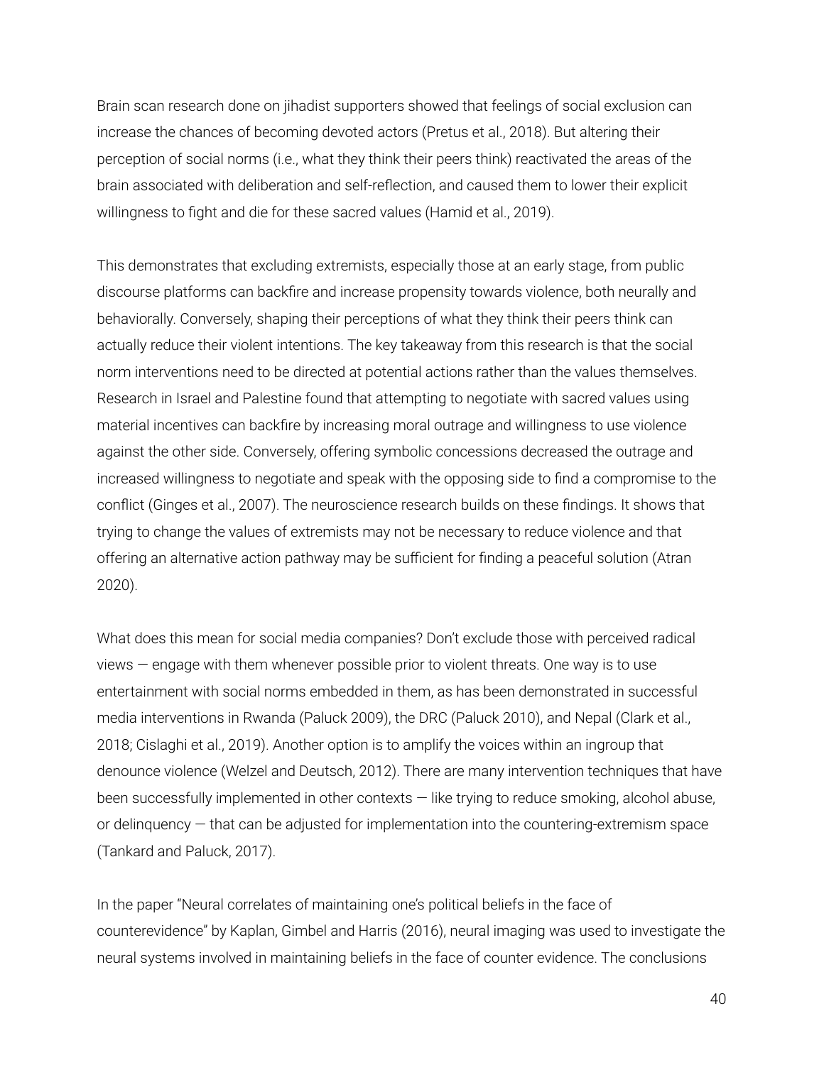Brain scan research done on jihadist supporters showed that feelings of social exclusion can increase the chances of becoming devoted actors (Pretus et al., 2018). But altering their perception of social norms (i.e., what they think their peers think) reactivated the areas of the brain associated with deliberation and self-reflection, and caused them to lower their explicit willingness to fight and die for these sacred values (Hamid et al., 2019).

This demonstrates that excluding extremists, especially those at an early stage, from public discourse platforms can backfire and increase propensity towards violence, both neurally and behaviorally. Conversely, shaping their perceptions of what they think their peers think can actually reduce their violent intentions. The key takeaway from this research is that the social norm interventions need to be directed at potential actions rather than the values themselves. Research in Israel and Palestine found that attempting to negotiate with sacred values using material incentives can backfire by increasing moral outrage and willingness to use violence against the other side. Conversely, offering symbolic concessions decreased the outrage and increased willingness to negotiate and speak with the opposing side to find a compromise to the conflict (Ginges et al., 2007). The neuroscience research builds on these findings. It shows that trying to change the values of extremists may not be necessary to reduce violence and that offering an alternative action pathway may be sufficient for finding a peaceful solution (Atran 2020).

What does this mean for social media companies? Don't exclude those with perceived radical views — engage with them whenever possible prior to violent threats. One way is to use entertainment with social norms embedded in them, as has been demonstrated in successful media interventions in Rwanda (Paluck 2009), the DRC (Paluck 2010), and Nepal (Clark et al., 2018; Cislaghi et al., 2019). Another option is to amplify the voices within an ingroup that denounce violence (Welzel and Deutsch, 2012). There are many intervention techniques that have been successfully implemented in other contexts — like trying to reduce smoking, alcohol abuse, or delinquency — that can be adjusted for implementation into the countering-extremism space (Tankard and Paluck, 2017).

In the paper "Neural correlates of maintaining one's political beliefs in the face of counterevidence" by Kaplan, Gimbel and Harris (2016), neural imaging was used to investigate the neural systems involved in maintaining beliefs in the face of counter evidence. The conclusions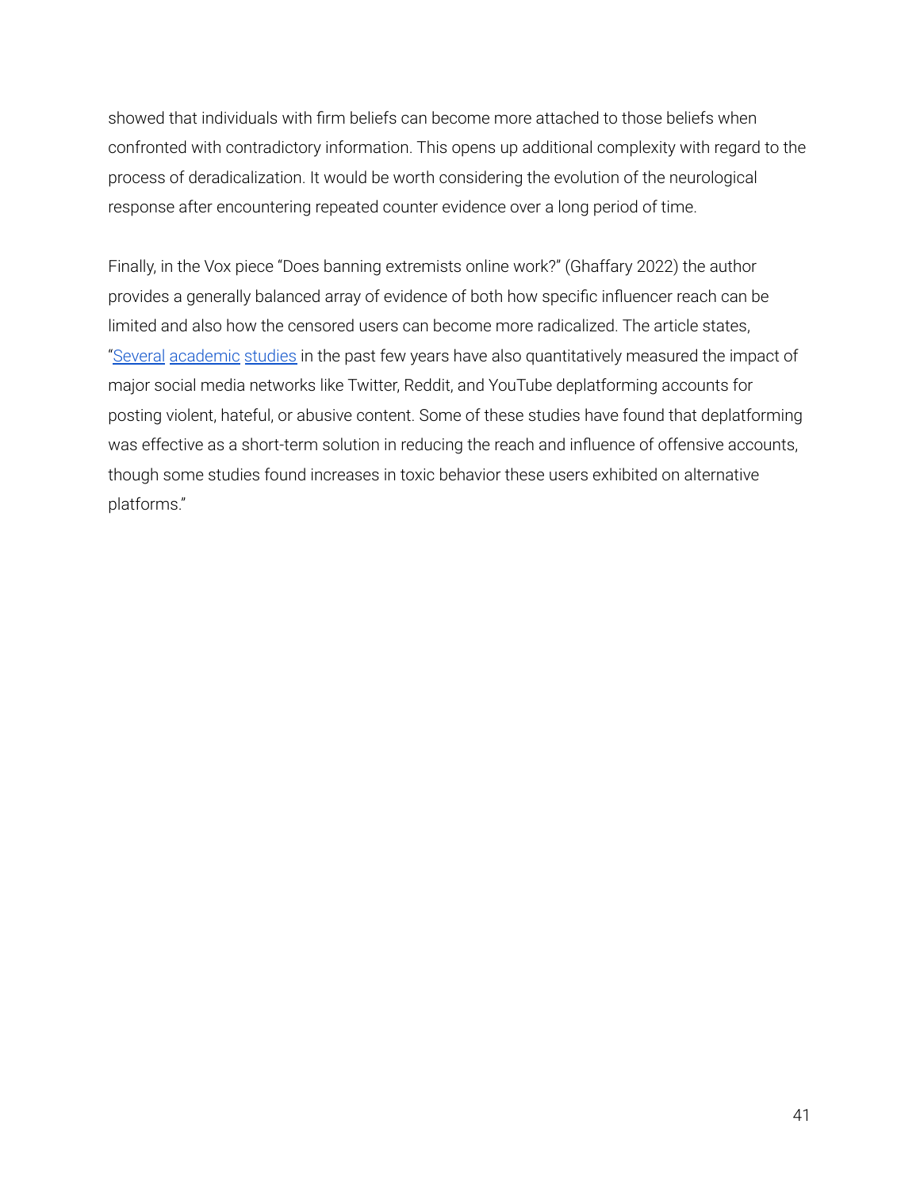showed that individuals with firm beliefs can become more attached to those beliefs when confronted with contradictory information. This opens up additional complexity with regard to the process of deradicalization. It would be worth considering the evolution of the neurological response after encountering repeated counter evidence over a long period of time.

Finally, in the Vox piece "Does banning extremists online work?" (Ghaffary 2022) the author provides a generally balanced array of evidence of both how specific influencer reach can be limited and also how the censored users can become more radicalized. The article states, "Several academic studies in the past few years have also quantitatively measured the impact of major social media networks like Twitter, Reddit, and YouTube deplatforming accounts for posting violent, hateful, or abusive content. Some of these studies have found that deplatforming was effective as a short-term solution in reducing the reach and influence of offensive accounts, though some studies found increases in toxic behavior these users exhibited on alternative platforms."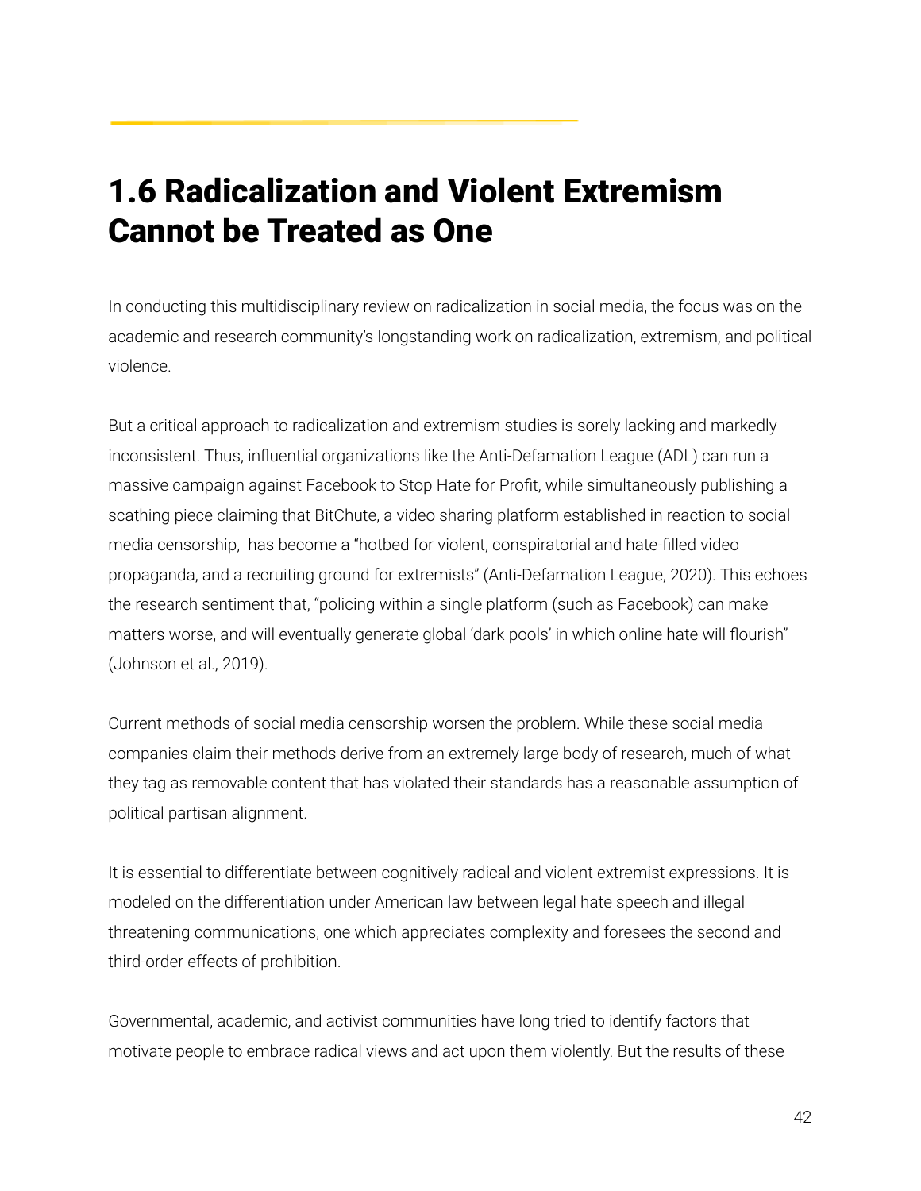## 1.6 Radicalization and Violent Extremism Cannot be Treated as One

In conducting this multidisciplinary review on radicalization in social media, the focus was on the academic and research community's longstanding work on radicalization, extremism, and political violence.

But a critical approach to radicalization and extremism studies is sorely lacking and markedly inconsistent. Thus, influential organizations like the Anti-Defamation League (ADL) can run a massive campaign against Facebook to Stop Hate for Profit, while simultaneously publishing a scathing piece claiming that BitChute, a video sharing platform established in reaction to social media censorship, has become a "hotbed for violent, conspiratorial and hate-filled video propaganda, and a recruiting ground for extremists" (Anti-Defamation League, 2020). This echoes the research sentiment that, "policing within a single platform (such as Facebook) can make matters worse, and will eventually generate global 'dark pools' in which online hate will flourish" (Johnson et al., 2019).

Current methods of social media censorship worsen the problem. While these social media companies claim their methods derive from an extremely large body of research, much of what they tag as removable content that has violated their standards has a reasonable assumption of political partisan alignment.

It is essential to differentiate between cognitively radical and violent extremist expressions. It is modeled on the differentiation under American law between legal hate speech and illegal threatening communications, one which appreciates complexity and foresees the second and third-order effects of prohibition.

Governmental, academic, and activist communities have long tried to identify factors that motivate people to embrace radical views and act upon them violently. But the results of these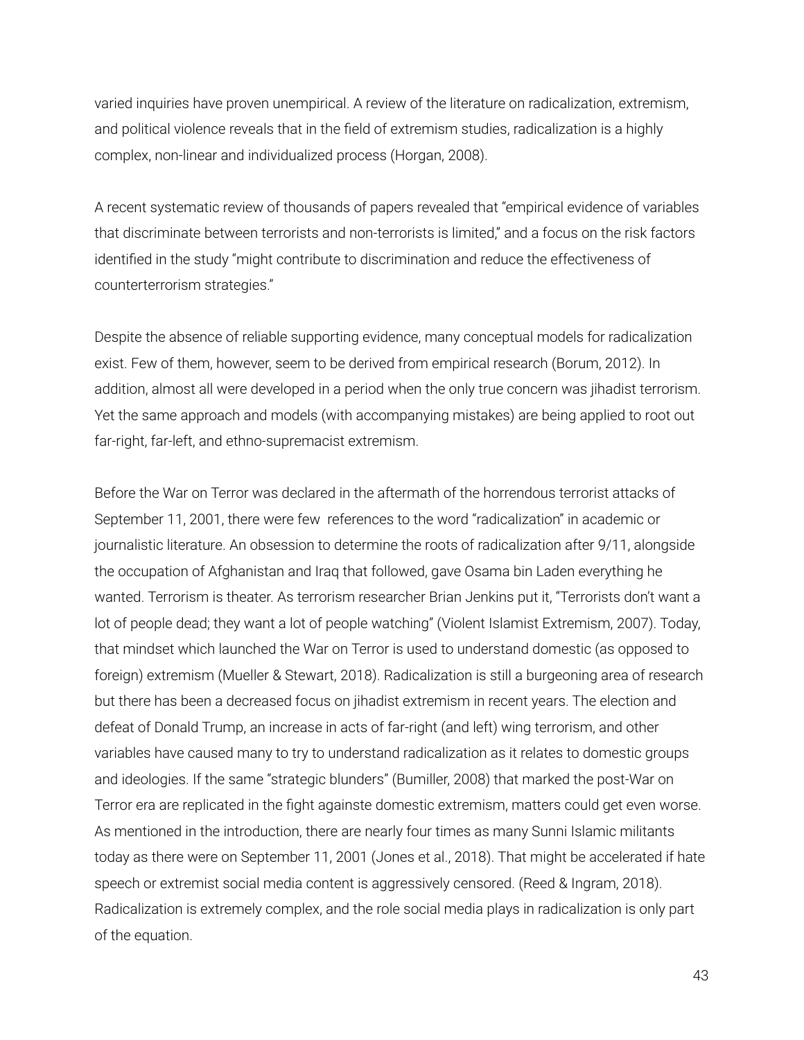varied inquiries have proven unempirical. A review of the literature on radicalization, extremism, and political violence reveals that in the field of extremism studies, radicalization is a highly complex, non-linear and individualized process (Horgan, 2008).

A recent systematic review of thousands of papers revealed that "empirical evidence of variables that discriminate between terrorists and non-terrorists is limited," and a focus on the risk factors identified in the study "might contribute to discrimination and reduce the effectiveness of counterterrorism strategies."

Despite the absence of reliable supporting evidence, many conceptual models for radicalization exist. Few of them, however, seem to be derived from empirical research (Borum, 2012). In addition, almost all were developed in a period when the only true concern was jihadist terrorism. Yet the same approach and models (with accompanying mistakes) are being applied to root out far-right, far-left, and ethno-supremacist extremism.

Before the War on Terror was declared in the aftermath of the horrendous terrorist attacks of September 11, 2001, there were few  references to the word "radicalization" in academic or journalistic literature. An obsession to determine the roots of radicalization after 9/11, alongside the occupation of Afghanistan and Iraq that followed, gave Osama bin Laden everything he wanted. Terrorism is theater. As terrorism researcher Brian Jenkins put it, "Terrorists don't want a lot of people dead; they want a lot of people watching" (Violent Islamist Extremism, 2007). Today, that mindset which launched the War on Terror is used to understand domestic (as opposed to foreign) extremism (Mueller & Stewart, 2018). Radicalization is still a burgeoning area of research but there has been a decreased focus on jihadist extremism in recent years. The election and defeat of Donald Trump, an increase in acts of far-right (and left) wing terrorism, and other variables have caused many to try to understand radicalization as it relates to domestic groups and ideologies. If the same "strategic blunders" (Bumiller, 2008) that marked the post-War on Terror era are replicated in the fight againste domestic extremism, matters could get even worse. As mentioned in the introduction, there are nearly four times as many Sunni Islamic militants today as there were on September 11, 2001 (Jones et al., 2018). That might be accelerated if hate speech or extremist social media content is aggressively censored. (Reed & Ingram, 2018). Radicalization is extremely complex, and the role social media plays in radicalization is only part of the equation.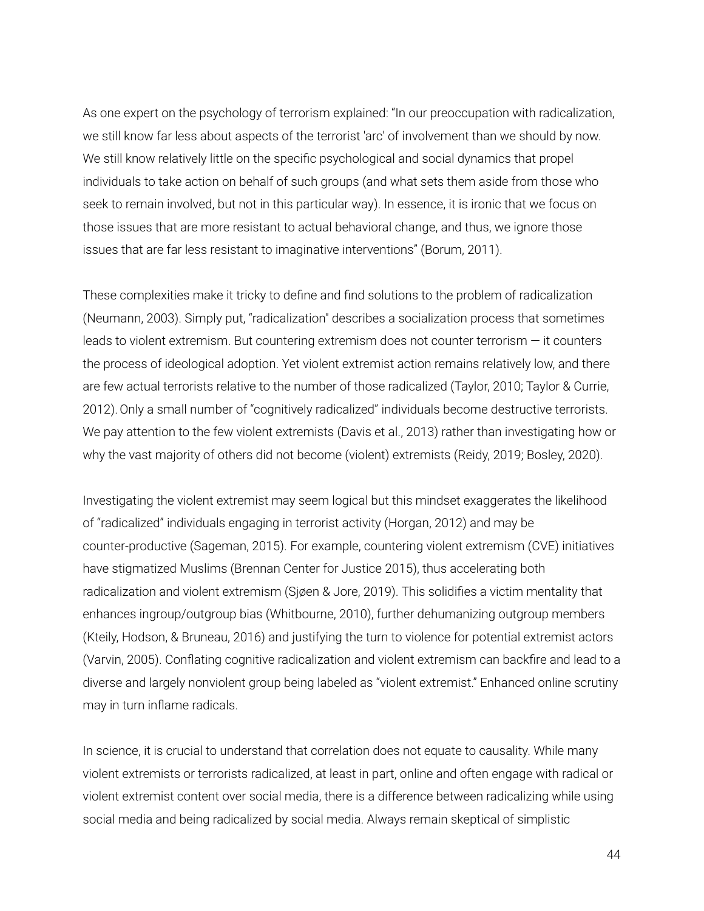As one expert on the psychology of terrorism explained: “In our preoccupation with radicalization, we still know far less about aspects of the terrorist 'arc' of involvement than we should by now. We still know relatively little on the specific psychological and social dynamics that propel individuals to take action on behalf of such groups (and what sets them aside from those who seek to remain involved, but not in this particular way). In essence, it is ironic that we focus on those issues that are more resistant to actual behavioral change, and thus, we ignore those issues that are far less resistant to imaginative interventions” (Borum, 2011).

These complexities make it tricky to define and find solutions to the problem of radicalization (Neumann, 2003). Simply put, “radicalization" describes a socialization process that sometimes leads to violent extremism. But countering extremism does not counter terrorism — it counters the process of ideological adoption. Yet violent extremist action remains relatively low, and there are few actual terrorists relative to the number of those radicalized (Taylor, 2010; Taylor & Currie, 2012). Only a small number of “cognitively radicalized” individuals become destructive terrorists. We pay attention to the few violent extremists (Davis et al., 2013) rather than investigating how or why the vast majority of others did not become (violent) extremists (Reidy, 2019; Bosley, 2020).

Investigating the violent extremist may seem logical but this mindset exaggerates the likelihood of “radicalized” individuals engaging in terrorist activity (Horgan, 2012) and may be counter-productive (Sageman, 2015). For example, countering violent extremism (CVE) initiatives have stigmatized Muslims (Brennan Center for Justice 2015), thus accelerating both radicalization and violent extremism (Sjøen & Jore, 2019). This solidifies a victim mentality that enhances ingroup/outgroup bias (Whitbourne, 2010), further dehumanizing outgroup members (Kteily, Hodson, & Bruneau, 2016) and justifying the turn to violence for potential extremist actors (Varvin, 2005). Conflating cognitive radicalization and violent extremism can backfire and lead to a diverse and largely nonviolent group being labeled as “violent extremist.” Enhanced online scrutiny may in turn inflame radicals.

In science, it is crucial to understand that correlation does not equate to causality. While many violent extremists or terrorists radicalized, at least in part, online and often engage with radical or violent extremist content over social media, there is a difference between radicalizing while using social media and being radicalized by social media. Always remain skeptical of simplistic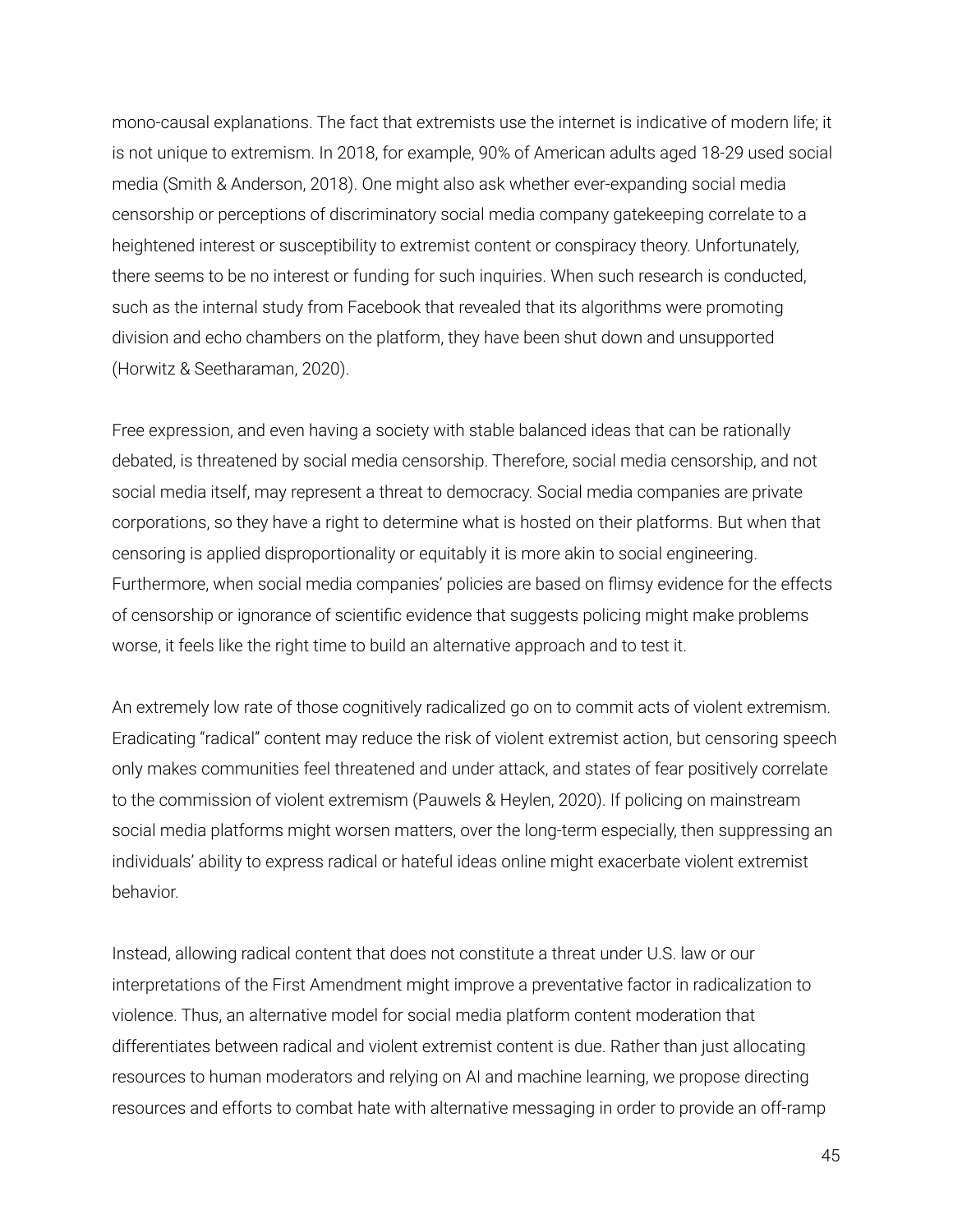mono-causal explanations. The fact that extremists use the internet is indicative of modern life; it is not unique to extremism. In 2018, for example, 90% of American adults aged 18-29 used social media (Smith & Anderson, 2018). One might also ask whether ever-expanding social media censorship or perceptions of discriminatory social media company gatekeeping correlate to a heightened interest or susceptibility to extremist content or conspiracy theory. Unfortunately, there seems to be no interest or funding for such inquiries. When such research is conducted, such as the internal study from Facebook that revealed that its algorithms were promoting division and echo chambers on the platform, they have been shut down and unsupported (Horwitz & Seetharaman, 2020).

Free expression, and even having a society with stable balanced ideas that can be rationally debated, is threatened by social media censorship. Therefore, social media censorship, and not social media itself, may represent a threat to democracy. Social media companies are private corporations, so they have a right to determine what is hosted on their platforms. But when that censoring is applied disproportionality or equitably it is more akin to social engineering. Furthermore, when social media companies' policies are based on flimsy evidence for the effects of censorship or ignorance of scientific evidence that suggests policing might make problems worse, it feels like the right time to build an alternative approach and to test it.

An extremely low rate of those cognitively radicalized go on to commit acts of violent extremism. Eradicating "radical" content may reduce the risk of violent extremist action, but censoring speech only makes communities feel threatened and under attack, and states of fear positively correlate to the commission of violent extremism (Pauwels & Heylen, 2020). If policing on mainstream social media platforms might worsen matters, over the long-term especially, then suppressing an individuals' ability to express radical or hateful ideas online might exacerbate violent extremist behavior.

Instead, allowing radical content that does not constitute a threat under U.S. law or our interpretations of the First Amendment might improve a preventative factor in radicalization to violence. Thus, an alternative model for social media platform content moderation that differentiates between radical and violent extremist content is due. Rather than just allocating resources to human moderators and relying on AI and machine learning, we propose directing resources and efforts to combat hate with alternative messaging in order to provide an off-ramp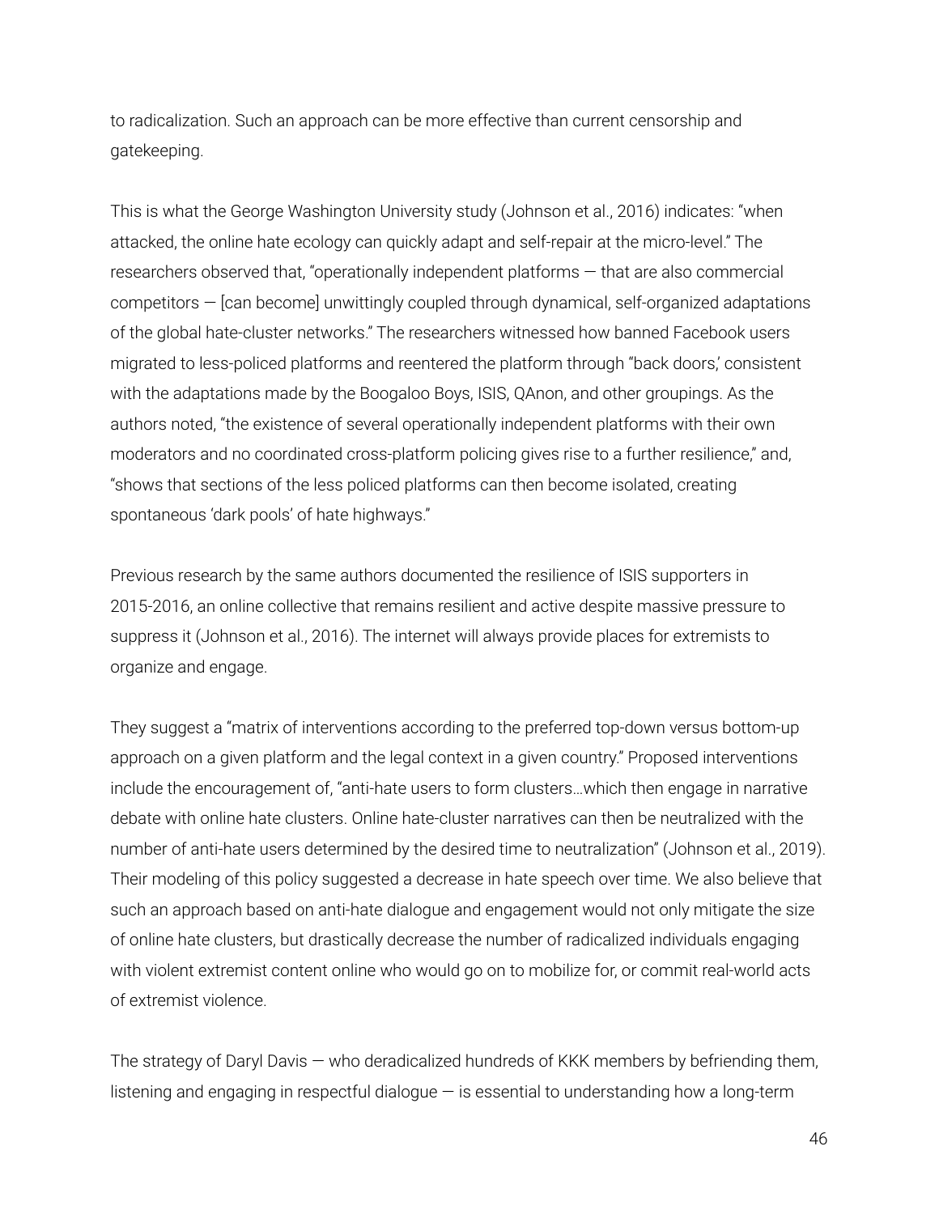to radicalization. Such an approach can be more effective than current censorship and gatekeeping.

This is what the George Washington University study (Johnson et al., 2016) indicates: "when attacked, the online hate ecology can quickly adapt and self-repair at the micro-level." The researchers observed that, "operationally independent platforms — that are also commercial competitors — [can become] unwittingly coupled through dynamical, self-organized adaptations of the global hate-cluster networks." The researchers witnessed how banned Facebook users migrated to less-policed platforms and reentered the platform through "back doors,' consistent with the adaptations made by the Boogaloo Boys, ISIS, QAnon, and other groupings. As the authors noted, "the existence of several operationally independent platforms with their own moderators and no coordinated cross-platform policing gives rise to a further resilience," and, "shows that sections of the less policed platforms can then become isolated, creating spontaneous 'dark pools' of hate highways."

Previous research by the same authors documented the resilience of ISIS supporters in 2015-2016, an online collective that remains resilient and active despite massive pressure to suppress it (Johnson et al., 2016). The internet will always provide places for extremists to organize and engage.

They suggest a "matrix of interventions according to the preferred top-down versus bottom-up approach on a given platform and the legal context in a given country." Proposed interventions include the encouragement of, "anti-hate users to form clusters…which then engage in narrative debate with online hate clusters. Online hate-cluster narratives can then be neutralized with the number of anti-hate users determined by the desired time to neutralization" (Johnson et al., 2019). Their modeling of this policy suggested a decrease in hate speech over time. We also believe that such an approach based on anti-hate dialogue and engagement would not only mitigate the size of online hate clusters, but drastically decrease the number of radicalized individuals engaging with violent extremist content online who would go on to mobilize for, or commit real-world acts of extremist violence.

The strategy of Daryl Davis — who deradicalized hundreds of KKK members by befriending them, listening and engaging in respectful dialogue — is essential to understanding how a long-term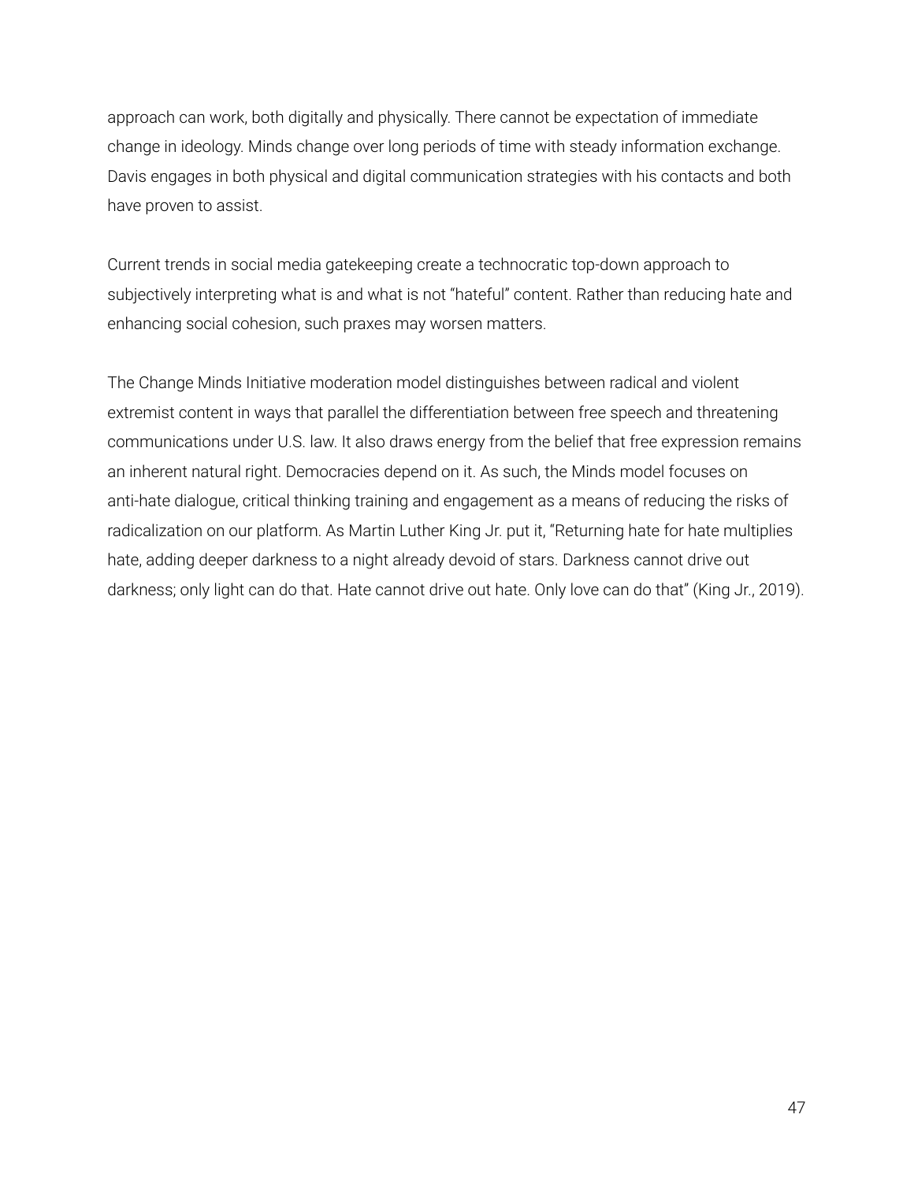approach can work, both digitally and physically. There cannot be expectation of immediate change in ideology. Minds change over long periods of time with steady information exchange. Davis engages in both physical and digital communication strategies with his contacts and both have proven to assist.

Current trends in social media gatekeeping create a technocratic top-down approach to subjectively interpreting what is and what is not "hateful" content. Rather than reducing hate and enhancing social cohesion, such praxes may worsen matters.

The Change Minds Initiative moderation model distinguishes between radical and violent extremist content in ways that parallel the differentiation between free speech and threatening communications under U.S. law. It also draws energy from the belief that free expression remains an inherent natural right. Democracies depend on it. As such, the Minds model focuses on anti-hate dialogue, critical thinking training and engagement as a means of reducing the risks of radicalization on our platform. As Martin Luther King Jr. put it, "Returning hate for hate multiplies hate, adding deeper darkness to a night already devoid of stars. Darkness cannot drive out darkness; only light can do that. Hate cannot drive out hate. Only love can do that" (King Jr., 2019).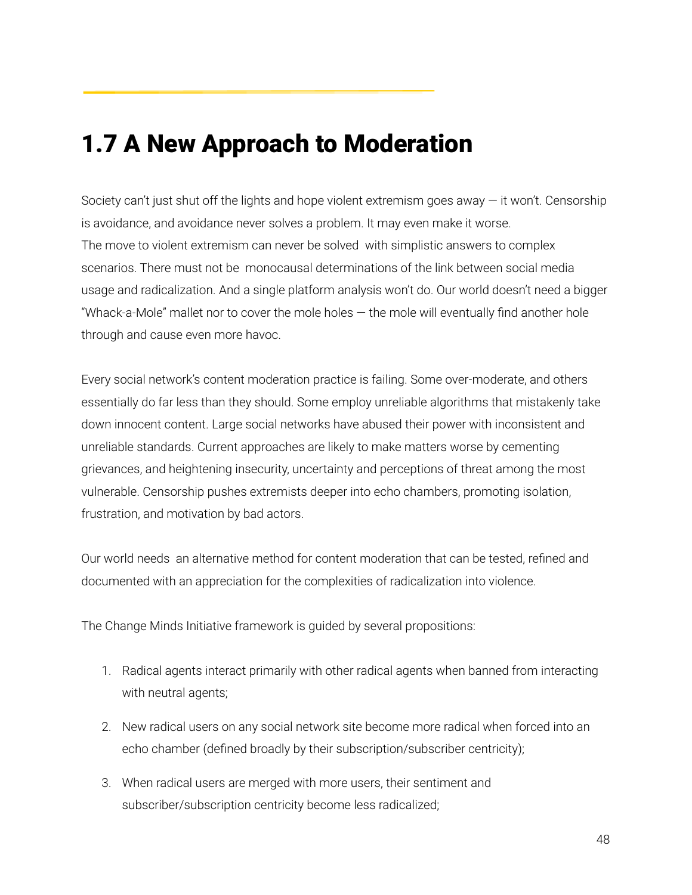## 1.7 A New Approach to Moderation

Society can't just shut off the lights and hope violent extremism goes away — it won't. Censorship is avoidance, and avoidance never solves a problem. It may even make it worse.
The move to violent extremism can never be solved with simplistic answers to complex scenarios. There must not be monocausal determinations of the link between social media usage and radicalization. And a single platform analysis won't do. Our world doesn't need a bigger "Whack-a-Mole" mallet nor to cover the mole holes — the mole will eventually find another hole through and cause even more havoc.

Every social network's content moderation practice is failing. Some over-moderate, and others essentially do far less than they should. Some employ unreliable algorithms that mistakenly take down innocent content. Large social networks have abused their power with inconsistent and unreliable standards. Current approaches are likely to make matters worse by cementing grievances, and heightening insecurity, uncertainty and perceptions of threat among the most vulnerable. Censorship pushes extremists deeper into echo chambers, promoting isolation, frustration, and motivation by bad actors.

Our world needs an alternative method for content moderation that can be tested, refined and documented with an appreciation for the complexities of radicalization into violence.

The Change Minds Initiative framework is guided by several propositions:

1. Radical agents interact primarily with other radical agents when banned from interacting with neutral agents;
2. New radical users on any social network site become more radical when forced into an echo chamber (defined broadly by their subscription/subscriber centricity);
3. When radical users are merged with more users, their sentiment and subscriber/subscription centricity become less radicalized;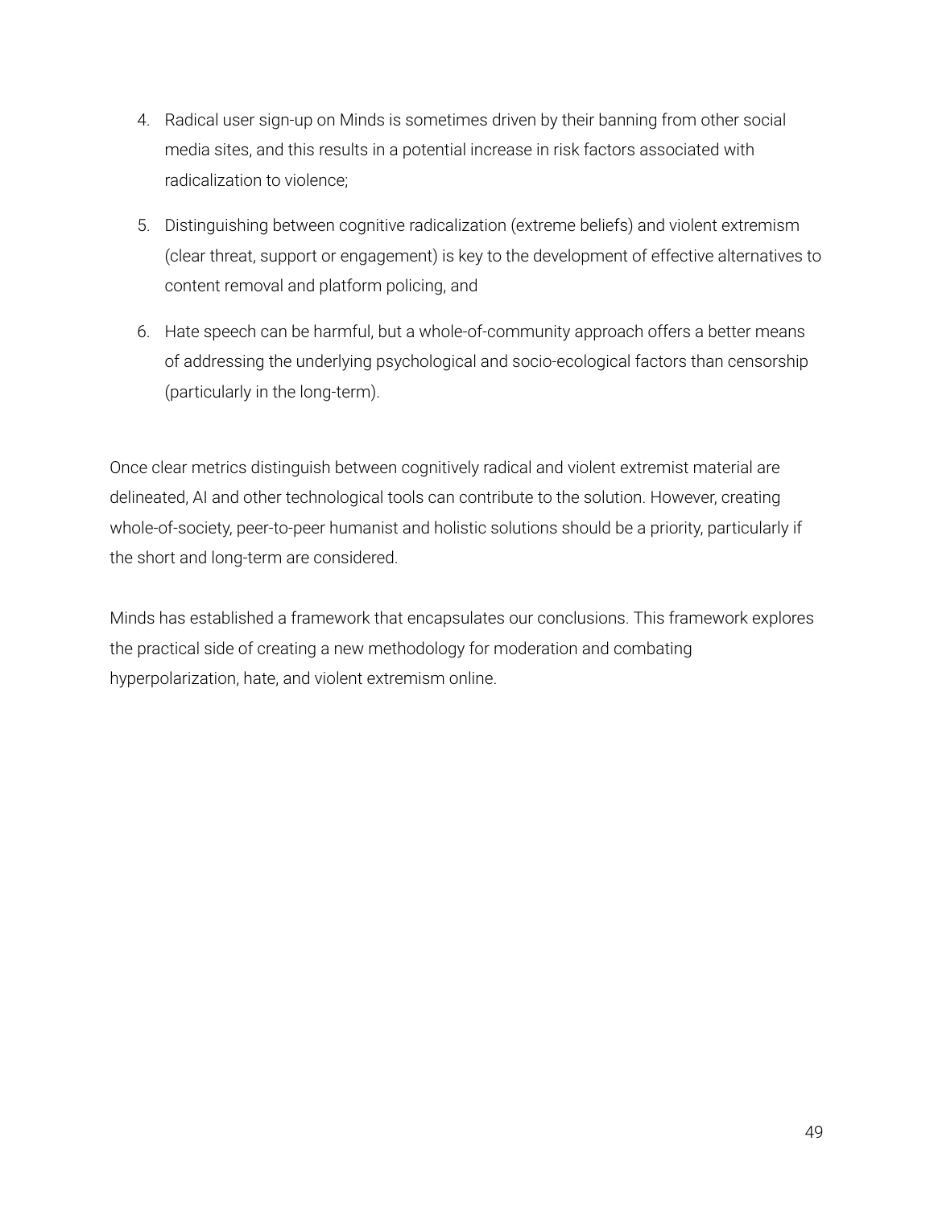4. Radical user sign-up on Minds is sometimes driven by their banning from other social media sites, and this results in a potential increase in risk factors associated with radicalization to violence;
5. Distinguishing between cognitive radicalization (extreme beliefs) and violent extremism (clear threat, support or engagement) is key to the development of effective alternatives to content removal and platform policing, and
6. Hate speech can be harmful, but a whole-of-community approach offers a better means of addressing the underlying psychological and socio-ecological factors than censorship (particularly in the long-term).

Once clear metrics distinguish between cognitively radical and violent extremist material are delineated, AI and other technological tools can contribute to the solution. However, creating whole-of-society, peer-to-peer humanist and holistic solutions should be a priority, particularly if the short and long-term are considered.

Minds has established a framework that encapsulates our conclusions. This framework explores the practical side of creating a new methodology for moderation and combating hyperpolarization, hate, and violent extremism online.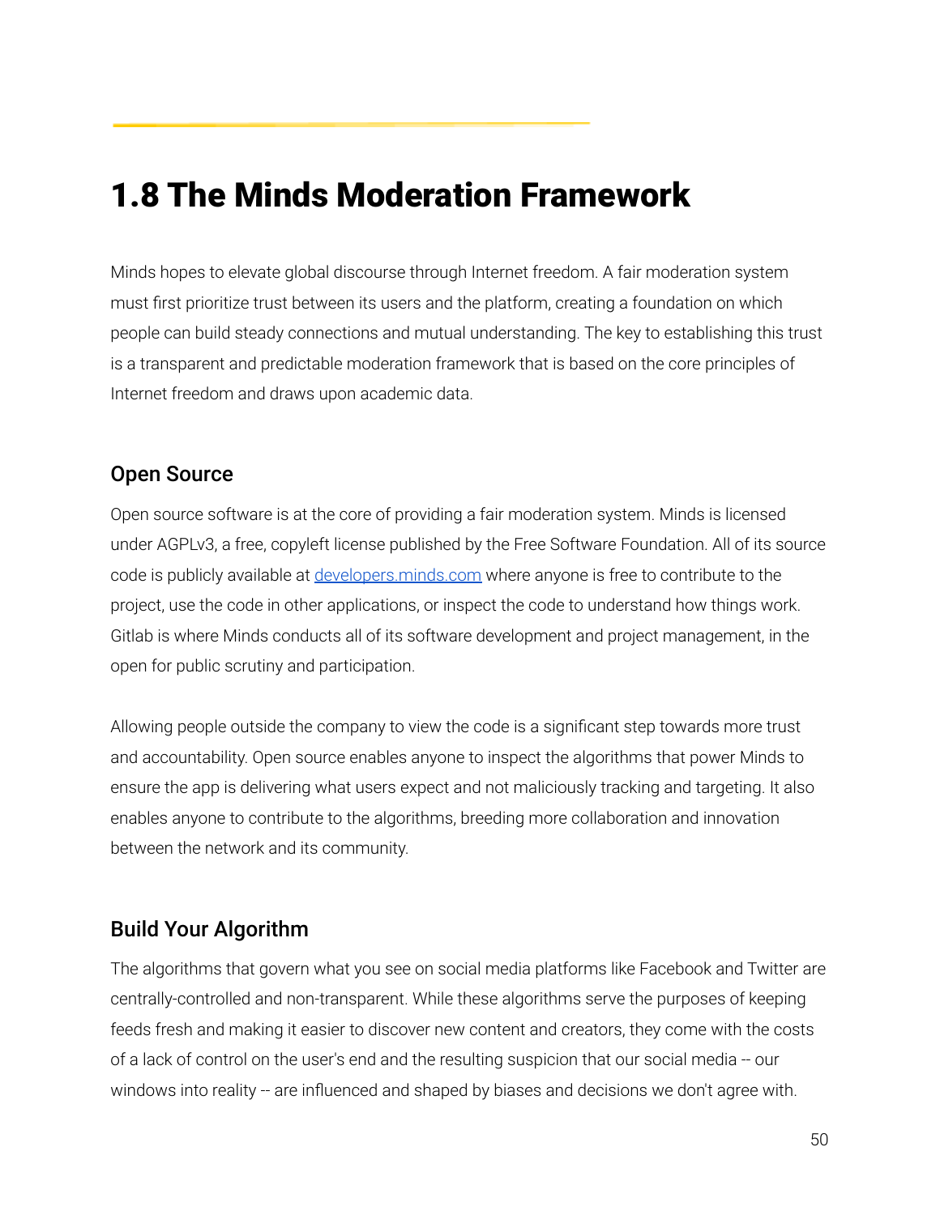# 1.8 The Minds Moderation Framework

Minds hopes to elevate global discourse through Internet freedom. A fair moderation system must first prioritize trust between its users and the platform, creating a foundation on which people can build steady connections and mutual understanding. The key to establishing this trust is a transparent and predictable moderation framework that is based on the core principles of Internet freedom and draws upon academic data.

## Open Source

Open source software is at the core of providing a fair moderation system. Minds is licensed under AGPLv3, a free, copyleft license published by the Free Software Foundation. All of its source code is publicly available at [developers.minds.com](developers.minds.com) where anyone is free to contribute to the project, use the code in other applications, or inspect the code to understand how things work. Gitlab is where Minds conducts all of its software development and project management, in the open for public scrutiny and participation.

Allowing people outside the company to view the code is a significant step towards more trust and accountability. Open source enables anyone to inspect the algorithms that power Minds to ensure the app is delivering what users expect and not maliciously tracking and targeting. It also enables anyone to contribute to the algorithms, breeding more collaboration and innovation between the network and its community.

## Build Your Algorithm

The algorithms that govern what you see on social media platforms like Facebook and Twitter are centrally-controlled and non-transparent. While these algorithms serve the purposes of keeping feeds fresh and making it easier to discover new content and creators, they come with the costs of a lack of control on the user's end and the resulting suspicion that our social media -- our windows into reality -- are influenced and shaped by biases and decisions we don't agree with.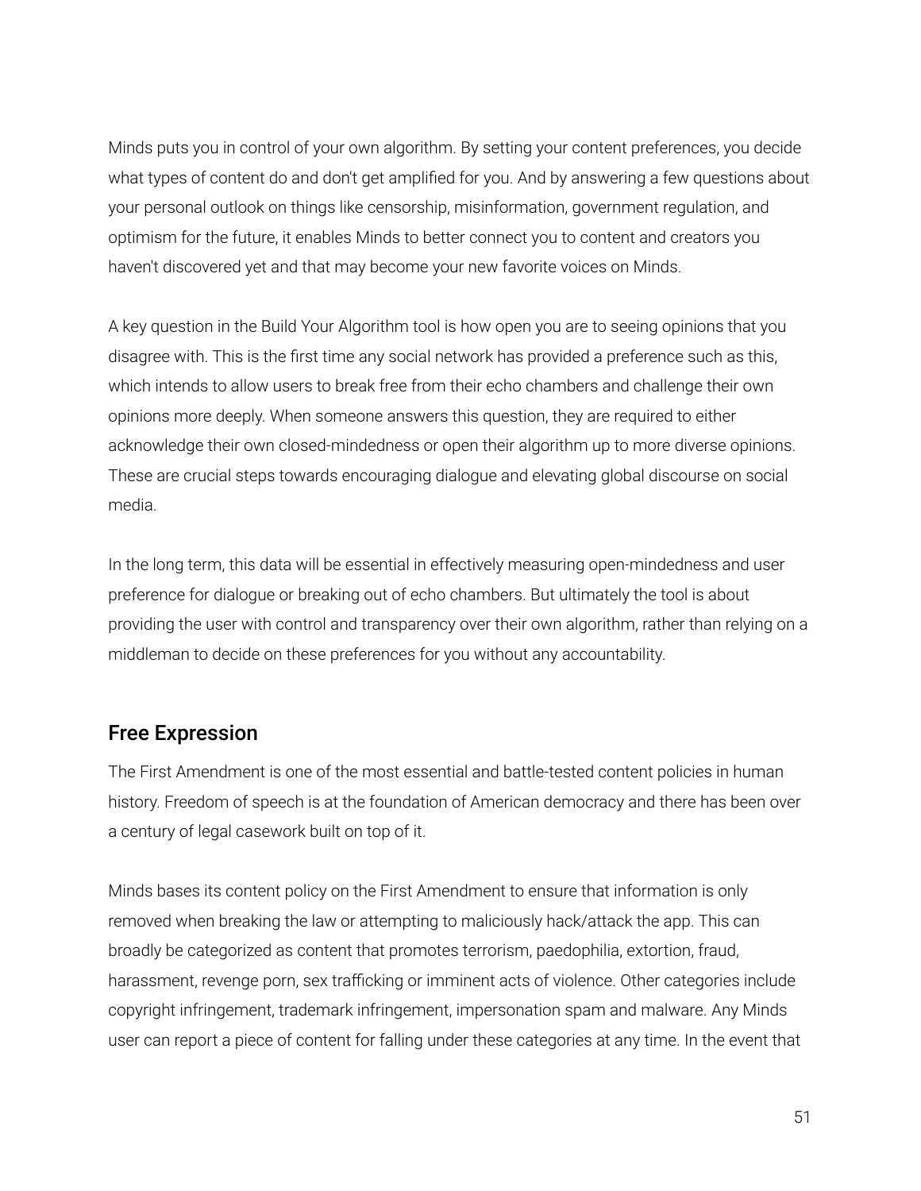Minds puts you in control of your own algorithm. By setting your content preferences, you decide what types of content do and don't get amplified for you. And by answering a few questions about your personal outlook on things like censorship, misinformation, government regulation, and optimism for the future, it enables Minds to better connect you to content and creators you haven't discovered yet and that may become your new favorite voices on Minds.

A key question in the Build Your Algorithm tool is how open you are to seeing opinions that you disagree with. This is the first time any social network has provided a preference such as this, which intends to allow users to break free from their echo chambers and challenge their own opinions more deeply. When someone answers this question, they are required to either acknowledge their own closed-mindedness or open their algorithm up to more diverse opinions. These are crucial steps towards encouraging dialogue and elevating global discourse on social media.

In the long term, this data will be essential in effectively measuring open-mindedness and user preference for dialogue or breaking out of echo chambers. But ultimately the tool is about providing the user with control and transparency over their own algorithm, rather than relying on a middleman to decide on these preferences for you without any accountability.

## Free Expression

The First Amendment is one of the most essential and battle-tested content policies in human history. Freedom of speech is at the foundation of American democracy and there has been over a century of legal casework built on top of it.

Minds bases its content policy on the First Amendment to ensure that information is only removed when breaking the law or attempting to maliciously hack/attack the app. This can broadly be categorized as content that promotes terrorism, paedophilia, extortion, fraud, harassment, revenge porn, sex trafficking or imminent acts of violence. Other categories include copyright infringement, trademark infringement, impersonation spam and malware. Any Minds user can report a piece of content for falling under these categories at any time. In the event that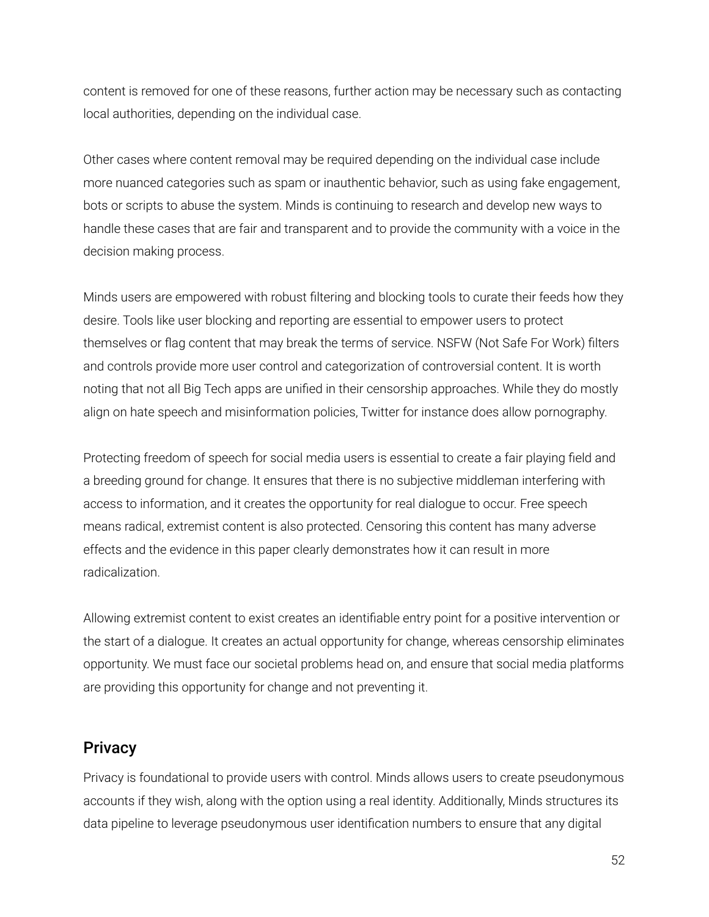content is removed for one of these reasons, further action may be necessary such as contacting local authorities, depending on the individual case.

Other cases where content removal may be required depending on the individual case include more nuanced categories such as spam or inauthentic behavior, such as using fake engagement, bots or scripts to abuse the system. Minds is continuing to research and develop new ways to handle these cases that are fair and transparent and to provide the community with a voice in the decision making process.

Minds users are empowered with robust filtering and blocking tools to curate their feeds how they desire. Tools like user blocking and reporting are essential to empower users to protect themselves or flag content that may break the terms of service. NSFW (Not Safe For Work) filters and controls provide more user control and categorization of controversial content. It is worth noting that not all Big Tech apps are unified in their censorship approaches. While they do mostly align on hate speech and misinformation policies, Twitter for instance does allow pornography.

Protecting freedom of speech for social media users is essential to create a fair playing field and a breeding ground for change. It ensures that there is no subjective middleman interfering with access to information, and it creates the opportunity for real dialogue to occur. Free speech means radical, extremist content is also protected. Censoring this content has many adverse effects and the evidence in this paper clearly demonstrates how it can result in more radicalization.

Allowing extremist content to exist creates an identifiable entry point for a positive intervention or the start of a dialogue. It creates an actual opportunity for change, whereas censorship eliminates opportunity. We must face our societal problems head on, and ensure that social media platforms are providing this opportunity for change and not preventing it.

## Privacy

Privacy is foundational to provide users with control. Minds allows users to create pseudonymous accounts if they wish, along with the option using a real identity. Additionally, Minds structures its data pipeline to leverage pseudonymous user identification numbers to ensure that any digital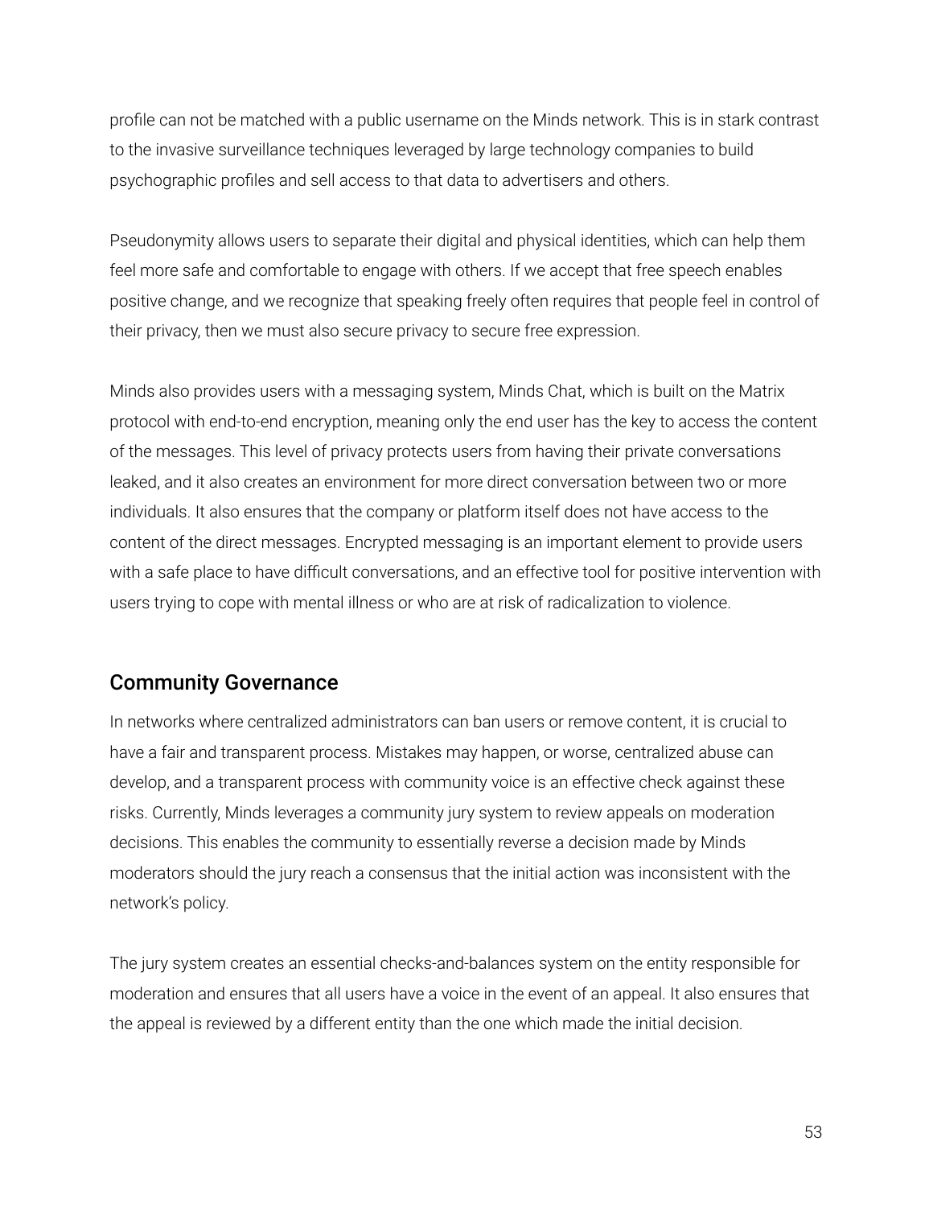profile can not be matched with a public username on the Minds network. This is in stark contrast to the invasive surveillance techniques leveraged by large technology companies to build psychographic profiles and sell access to that data to advertisers and others.

Pseudonymity allows users to separate their digital and physical identities, which can help them feel more safe and comfortable to engage with others. If we accept that free speech enables positive change, and we recognize that speaking freely often requires that people feel in control of their privacy, then we must also secure privacy to secure free expression.

Minds also provides users with a messaging system, Minds Chat, which is built on the Matrix protocol with end-to-end encryption, meaning only the end user has the key to access the content of the messages. This level of privacy protects users from having their private conversations leaked, and it also creates an environment for more direct conversation between two or more individuals. It also ensures that the company or platform itself does not have access to the content of the direct messages. Encrypted messaging is an important element to provide users with a safe place to have difficult conversations, and an effective tool for positive intervention with users trying to cope with mental illness or who are at risk of radicalization to violence.

## Community Governance

In networks where centralized administrators can ban users or remove content, it is crucial to have a fair and transparent process. Mistakes may happen, or worse, centralized abuse can develop, and a transparent process with community voice is an effective check against these risks. Currently, Minds leverages a community jury system to review appeals on moderation decisions. This enables the community to essentially reverse a decision made by Minds moderators should the jury reach a consensus that the initial action was inconsistent with the network's policy.

The jury system creates an essential checks-and-balances system on the entity responsible for moderation and ensures that all users have a voice in the event of an appeal. It also ensures that the appeal is reviewed by a different entity than the one which made the initial decision.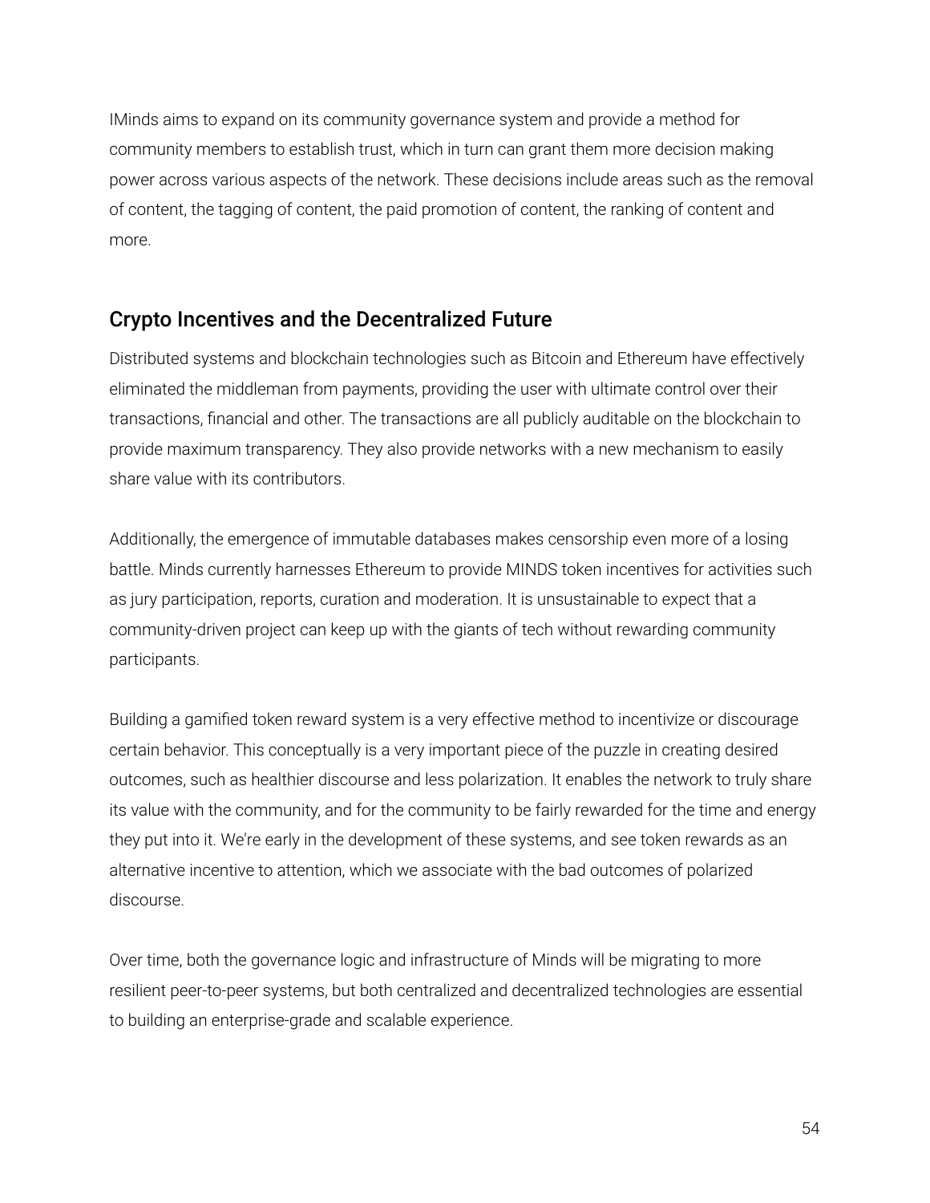IMinds aims to expand on its community governance system and provide a method for community members to establish trust, which in turn can grant them more decision making power across various aspects of the network. These decisions include areas such as the removal of content, the tagging of content, the paid promotion of content, the ranking of content and more.

## Crypto Incentives and the Decentralized Future

Distributed systems and blockchain technologies such as Bitcoin and Ethereum have effectively eliminated the middleman from payments, providing the user with ultimate control over their transactions, financial and other. The transactions are all publicly auditable on the blockchain to provide maximum transparency. They also provide networks with a new mechanism to easily share value with its contributors.

Additionally, the emergence of immutable databases makes censorship even more of a losing battle. Minds currently harnesses Ethereum to provide MINDS token incentives for activities such as jury participation, reports, curation and moderation. It is unsustainable to expect that a community-driven project can keep up with the giants of tech without rewarding community participants.

Building a gamified token reward system is a very effective method to incentivize or discourage certain behavior. This conceptually is a very important piece of the puzzle in creating desired outcomes, such as healthier discourse and less polarization. It enables the network to truly share its value with the community, and for the community to be fairly rewarded for the time and energy they put into it. We're early in the development of these systems, and see token rewards as an alternative incentive to attention, which we associate with the bad outcomes of polarized discourse.

Over time, both the governance logic and infrastructure of Minds will be migrating to more resilient peer-to-peer systems, but both centralized and decentralized technologies are essential to building an enterprise-grade and scalable experience.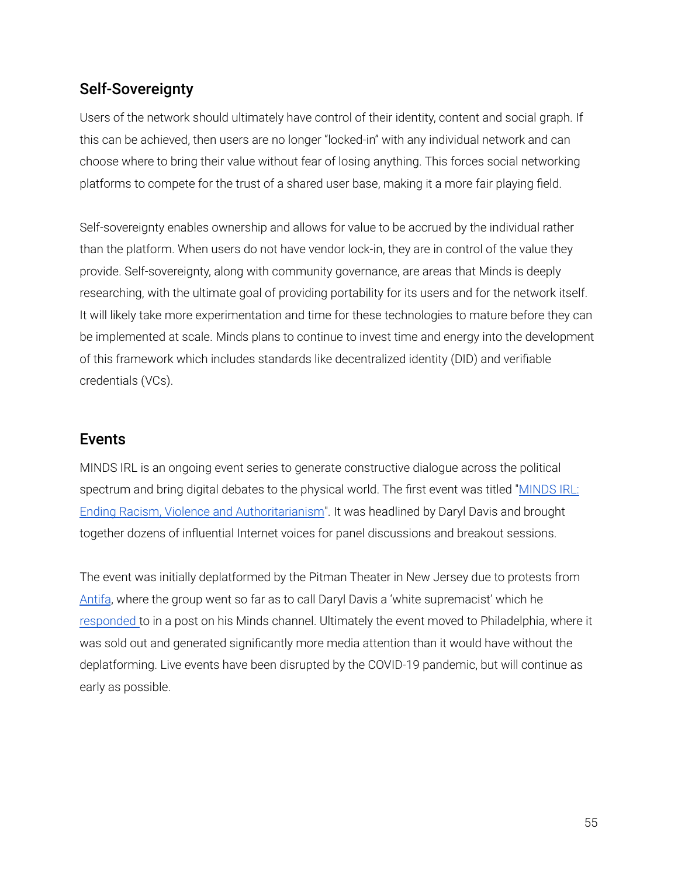## Self-Sovereignty

Users of the network should ultimately have control of their identity, content and social graph. If this can be achieved, then users are no longer “locked-in” with any individual network and can choose where to bring their value without fear of losing anything. This forces social networking platforms to compete for the trust of a shared user base, making it a more fair playing field.

Self-sovereignty enables ownership and allows for value to be accrued by the individual rather than the platform. When users do not have vendor lock-in, they are in control of the value they provide. Self-sovereignty, along with community governance, are areas that Minds is deeply researching, with the ultimate goal of providing portability for its users and for the network itself. It will likely take more experimentation and time for these technologies to mature before they can be implemented at scale. Minds plans to continue to invest time and energy into the development of this framework which includes standards like decentralized identity (DID) and verifiable credentials (VCs).

## Events

MINDS IRL is an ongoing event series to generate constructive dialogue across the political spectrum and bring digital debates to the physical world. The first event was titled "MINDS IRL: Ending Racism, Violence and Authoritarianism". It was headlined by Daryl Davis and brought together dozens of influential Internet voices for panel discussions and breakout sessions.

The event was initially deplatformed by the Pitman Theater in New Jersey due to protests from Antifa, where the group went so far as to call Daryl Davis a ‘white supremacist’ which he responded to in a post on his Minds channel. Ultimately the event moved to Philadelphia, where it was sold out and generated significantly more media attention than it would have without the deplatforming. Live events have been disrupted by the COVID-19 pandemic, but will continue as early as possible.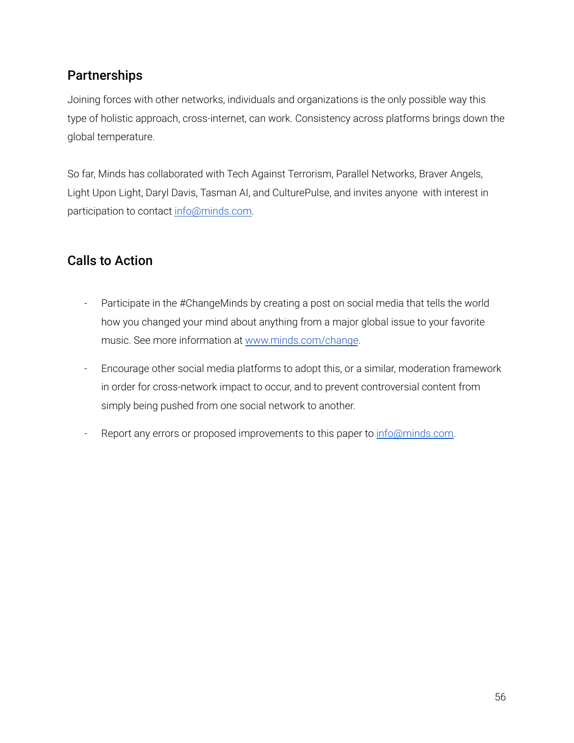## Partnerships

Joining forces with other networks, individuals and organizations is the only possible way this type of holistic approach, cross-internet, can work. Consistency across platforms brings down the global temperature.

So far, Minds has collaborated with Tech Against Terrorism, Parallel Networks, Braver Angels, Light Upon Light, Daryl Davis, Tasman AI, and CulturePulse, and invites anyone with interest in participation to contact info@minds.com.

## Calls to Action

- Participate in the #ChangeMinds by creating a post on social media that tells the world how you changed your mind about anything from a major global issue to your favorite music. See more information at www.minds.com/change.
- Encourage other social media platforms to adopt this, or a similar, moderation framework in order for cross-network impact to occur, and to prevent controversial content from simply being pushed from one social network to another.
- Report any errors or proposed improvements to this paper to info@minds.com.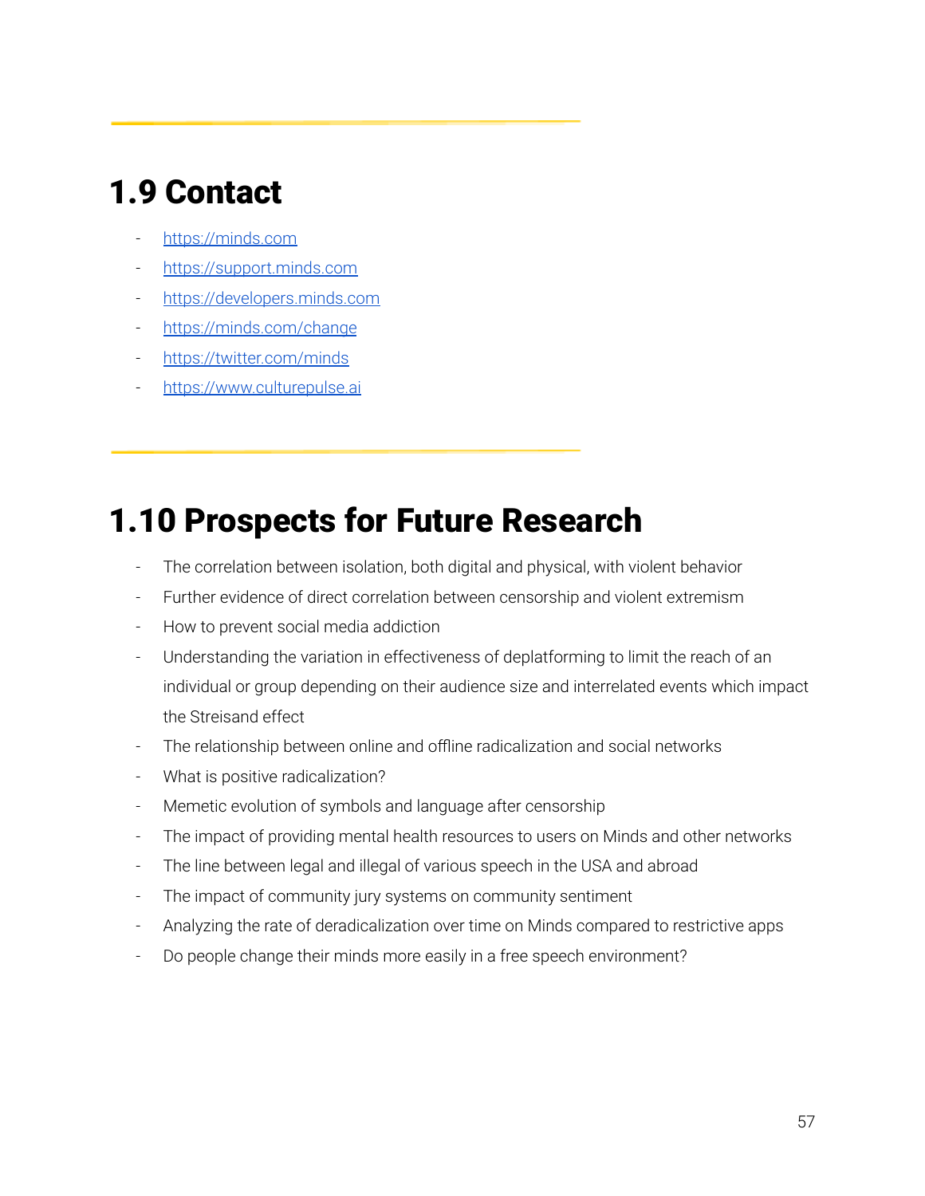## 1.9 Contact

- https://minds.com
- https://support.minds.com
- https://developers.minds.com
- https://minds.com/change
- https://twitter.com/minds
- https://www.culturepulse.ai

## 1.10 Prospects for Future Research

- The correlation between isolation, both digital and physical, with violent behavior
- Further evidence of direct correlation between censorship and violent extremism
- How to prevent social media addiction
- Understanding the variation in effectiveness of deplatforming to limit the reach of an individual or group depending on their audience size and interrelated events which impact the Streisand effect
- The relationship between online and offline radicalization and social networks
- What is positive radicalization?
- Memetic evolution of symbols and language after censorship
- The impact of providing mental health resources to users on Minds and other networks
- The line between legal and illegal of various speech in the USA and abroad
- The impact of community jury systems on community sentiment
- Analyzing the rate of deradicalization over time on Minds compared to restrictive apps
- Do people change their minds more easily in a free speech environment?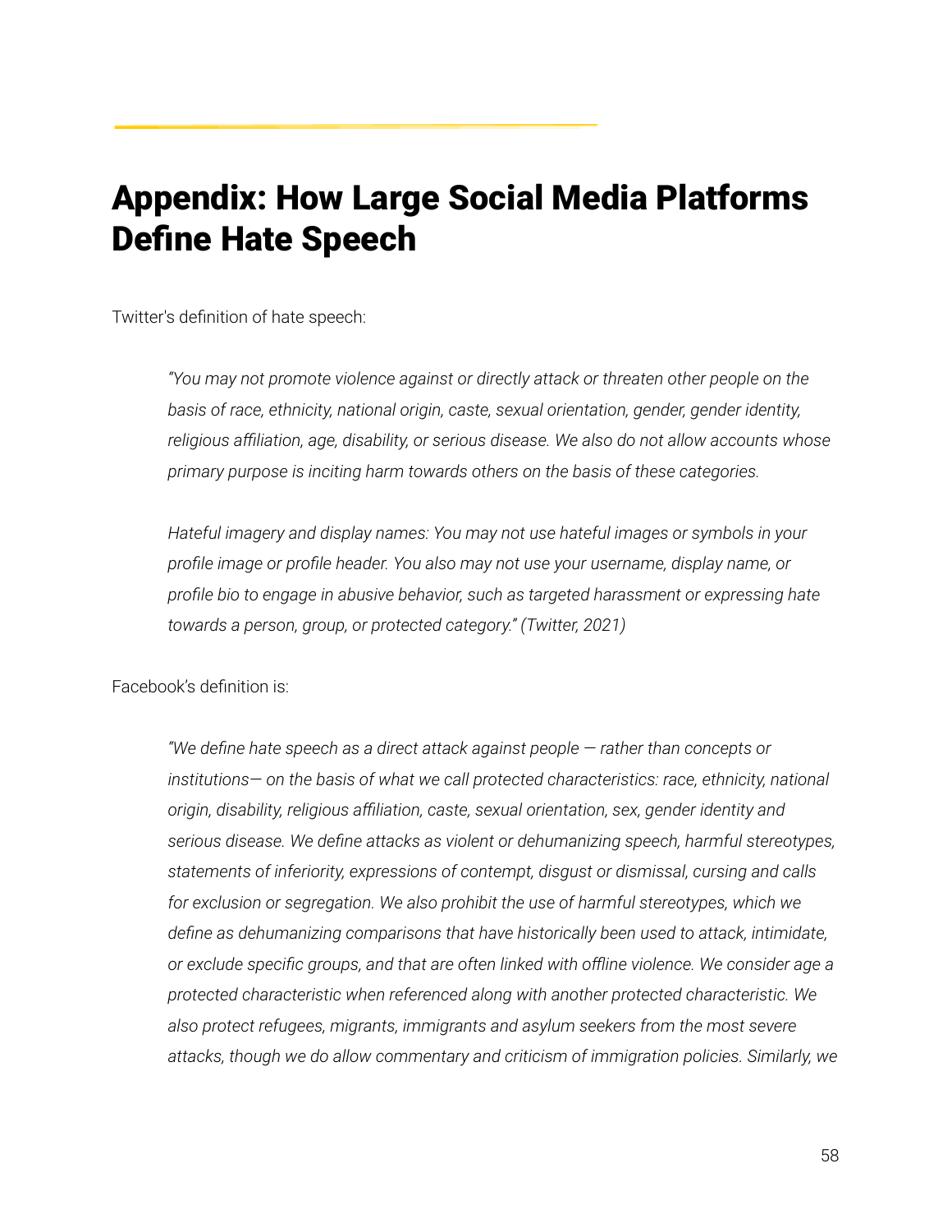# Appendix: How Large Social Media Platforms Define Hate Speech

Twitter's definition of hate speech:

> *"You may not promote violence against or directly attack or threaten other people on the basis of race, ethnicity, national origin, caste, sexual orientation, gender, gender identity, religious affiliation, age, disability, or serious disease. We also do not allow accounts whose primary purpose is inciting harm towards others on the basis of these categories.*
>
> *Hateful imagery and display names: You may not use hateful images or symbols in your profile image or profile header. You also may not use your username, display name, or profile bio to engage in abusive behavior, such as targeted harassment or expressing hate towards a person, group, or protected category." (Twitter, 2021)*

Facebook's definition is:

> *"We define hate speech as a direct attack against people — rather than concepts or institutions— on the basis of what we call protected characteristics: race, ethnicity, national origin, disability, religious affiliation, caste, sexual orientation, sex, gender identity and serious disease. We define attacks as violent or dehumanizing speech, harmful stereotypes, statements of inferiority, expressions of contempt, disgust or dismissal, cursing and calls for exclusion or segregation. We also prohibit the use of harmful stereotypes, which we define as dehumanizing comparisons that have historically been used to attack, intimidate, or exclude specific groups, and that are often linked with offline violence. We consider age a protected characteristic when referenced along with another protected characteristic. We also protect refugees, migrants, immigrants and asylum seekers from the most severe attacks, though we do allow commentary and criticism of immigration policies. Similarly, we*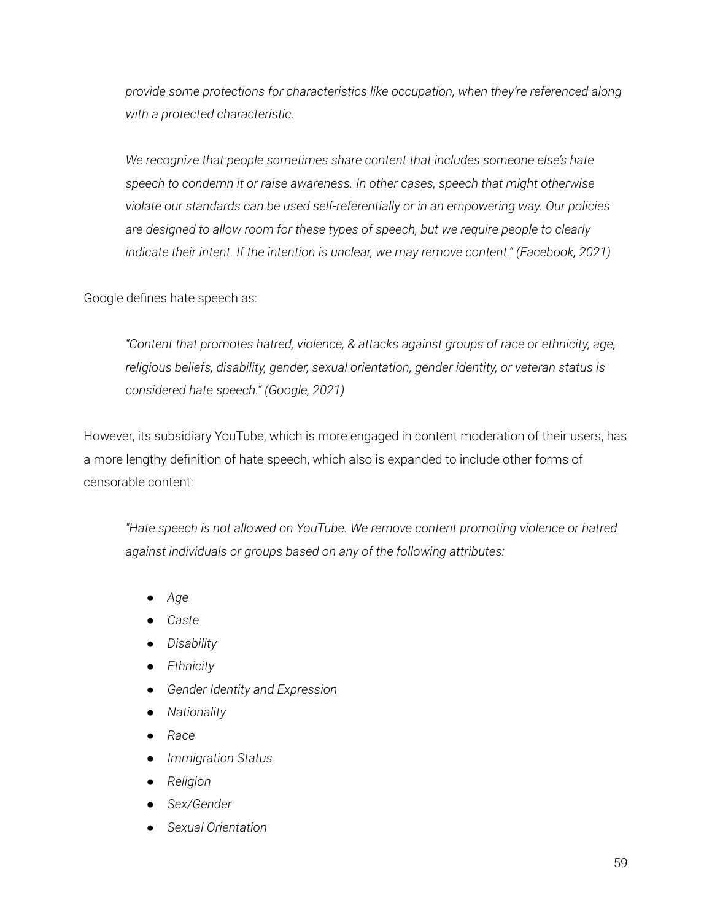> *provide some protections for characteristics like occupation, when they're referenced along with a protected characteristic.*
>
> *We recognize that people sometimes share content that includes someone else's hate speech to condemn it or raise awareness. In other cases, speech that might otherwise violate our standards can be used self-referentially or in an empowering way. Our policies are designed to allow room for these types of speech, but we require people to clearly indicate their intent. If the intention is unclear, we may remove content." (Facebook, 2021)*

Google defines hate speech as:

> *"Content that promotes hatred, violence, & attacks against groups of race or ethnicity, age, religious beliefs, disability, gender, sexual orientation, gender identity, or veteran status is considered hate speech." (Google, 2021)*

However, its subsidiary YouTube, which is more engaged in content moderation of their users, has a more lengthy definition of hate speech, which also is expanded to include other forms of censorable content:

> *"Hate speech is not allowed on YouTube. We remove content promoting violence or hatred against individuals or groups based on any of the following attributes:*
>
> - *Age*
> - *Caste*
> - *Disability*
> - *Ethnicity*
> - *Gender Identity and Expression*
> - *Nationality*
> - *Race*
> - *Immigration Status*
> - *Religion*
> - *Sex/Gender*
> - *Sexual Orientation*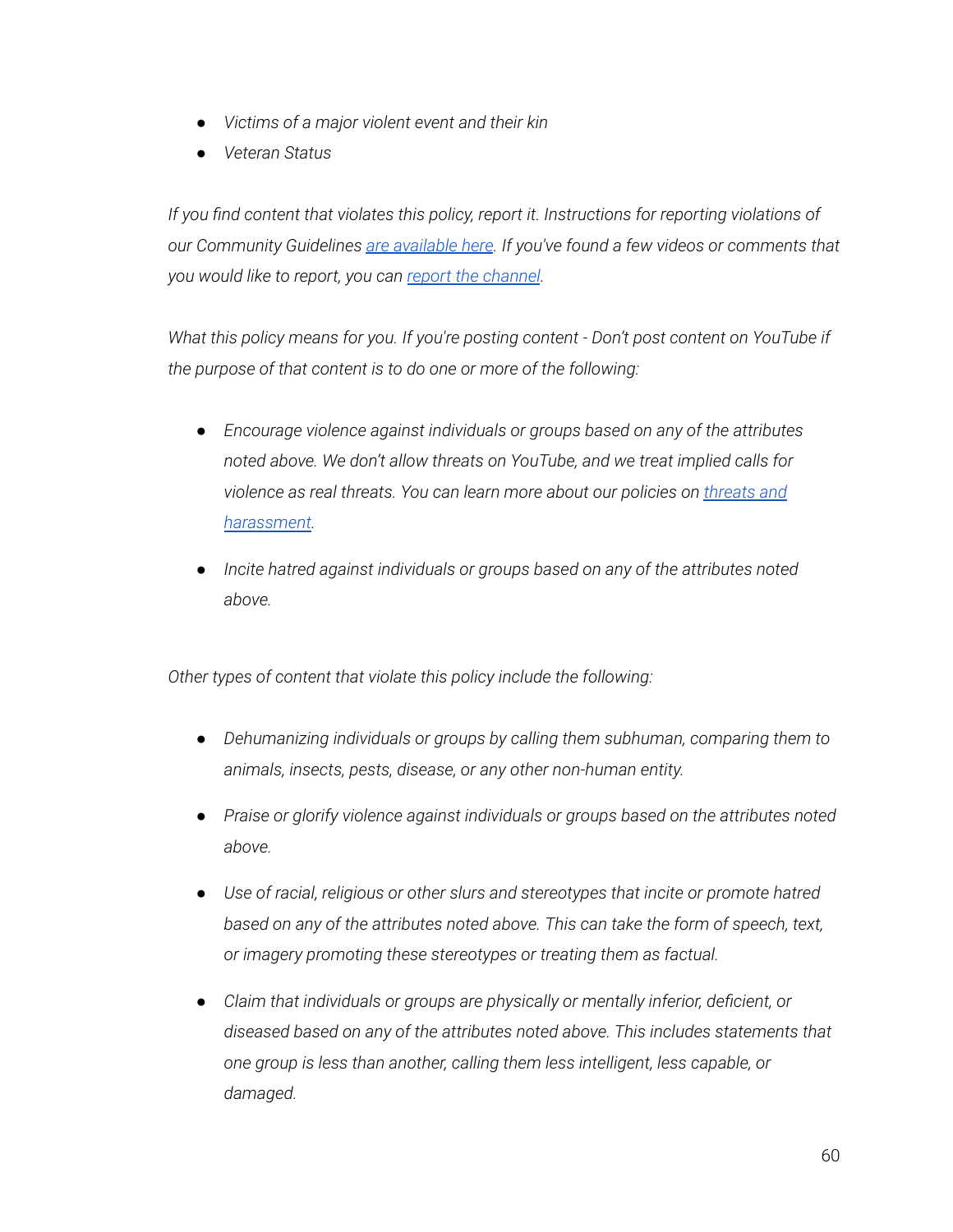- *Victims of a major violent event and their kin*
- *Veteran Status*

*If you find content that violates this policy, report it. Instructions for reporting violations of our Community Guidelines [are available here](). If you've found a few videos or comments that you would like to report, you can [report the channel]().*

*What this policy means for you. If you're posting content - Don't post content on YouTube if the purpose of that content is to do one or more of the following:*

- *Encourage violence against individuals or groups based on any of the attributes noted above. We don't allow threats on YouTube, and we treat implied calls for violence as real threats. You can learn more about our policies on [threats and harassment]().*
- *Incite hatred against individuals or groups based on any of the attributes noted above.*

*Other types of content that violate this policy include the following:*

- *Dehumanizing individuals or groups by calling them subhuman, comparing them to animals, insects, pests, disease, or any other non-human entity.*
- *Praise or glorify violence against individuals or groups based on the attributes noted above.*
- *Use of racial, religious or other slurs and stereotypes that incite or promote hatred based on any of the attributes noted above. This can take the form of speech, text, or imagery promoting these stereotypes or treating them as factual.*
- *Claim that individuals or groups are physically or mentally inferior, deficient, or diseased based on any of the attributes noted above. This includes statements that one group is less than another, calling them less intelligent, less capable, or damaged.*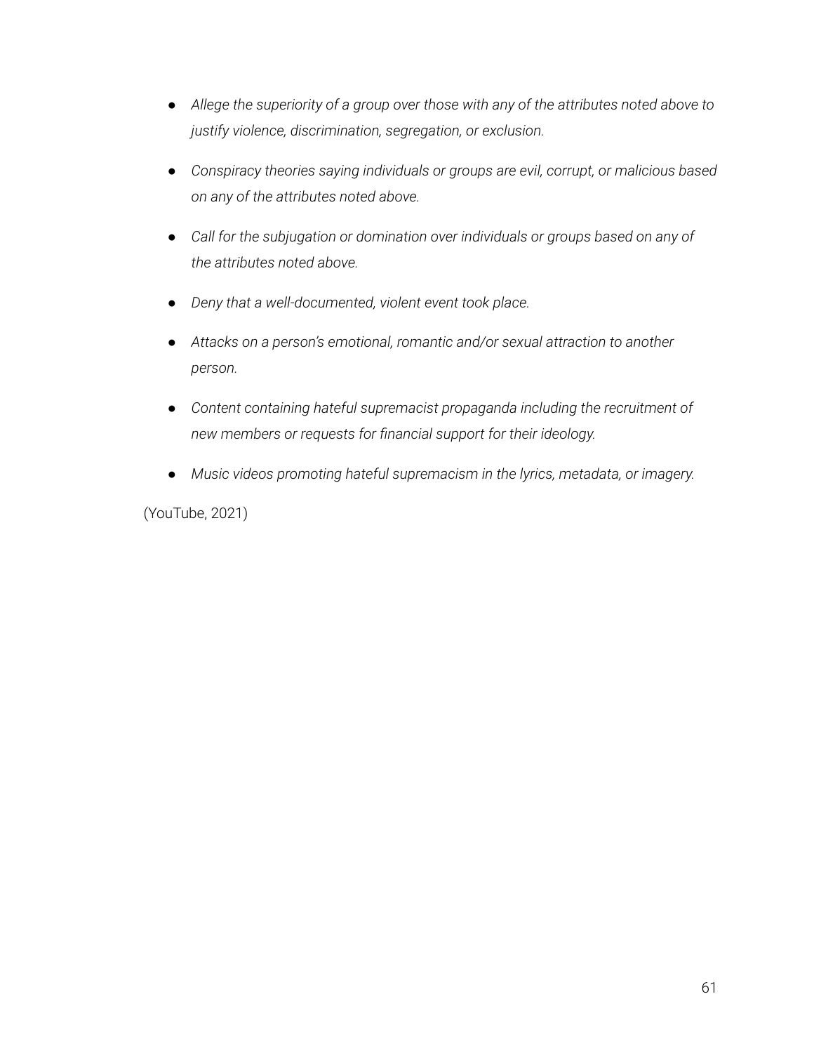- *Allege the superiority of a group over those with any of the attributes noted above to justify violence, discrimination, segregation, or exclusion.*
- *Conspiracy theories saying individuals or groups are evil, corrupt, or malicious based on any of the attributes noted above.*
- *Call for the subjugation or domination over individuals or groups based on any of the attributes noted above.*
- *Deny that a well-documented, violent event took place.*
- *Attacks on a person's emotional, romantic and/or sexual attraction to another person.*
- *Content containing hateful supremacist propaganda including the recruitment of new members or requests for financial support for their ideology.*
- *Music videos promoting hateful supremacism in the lyrics, metadata, or imagery.*

(YouTube, 2021)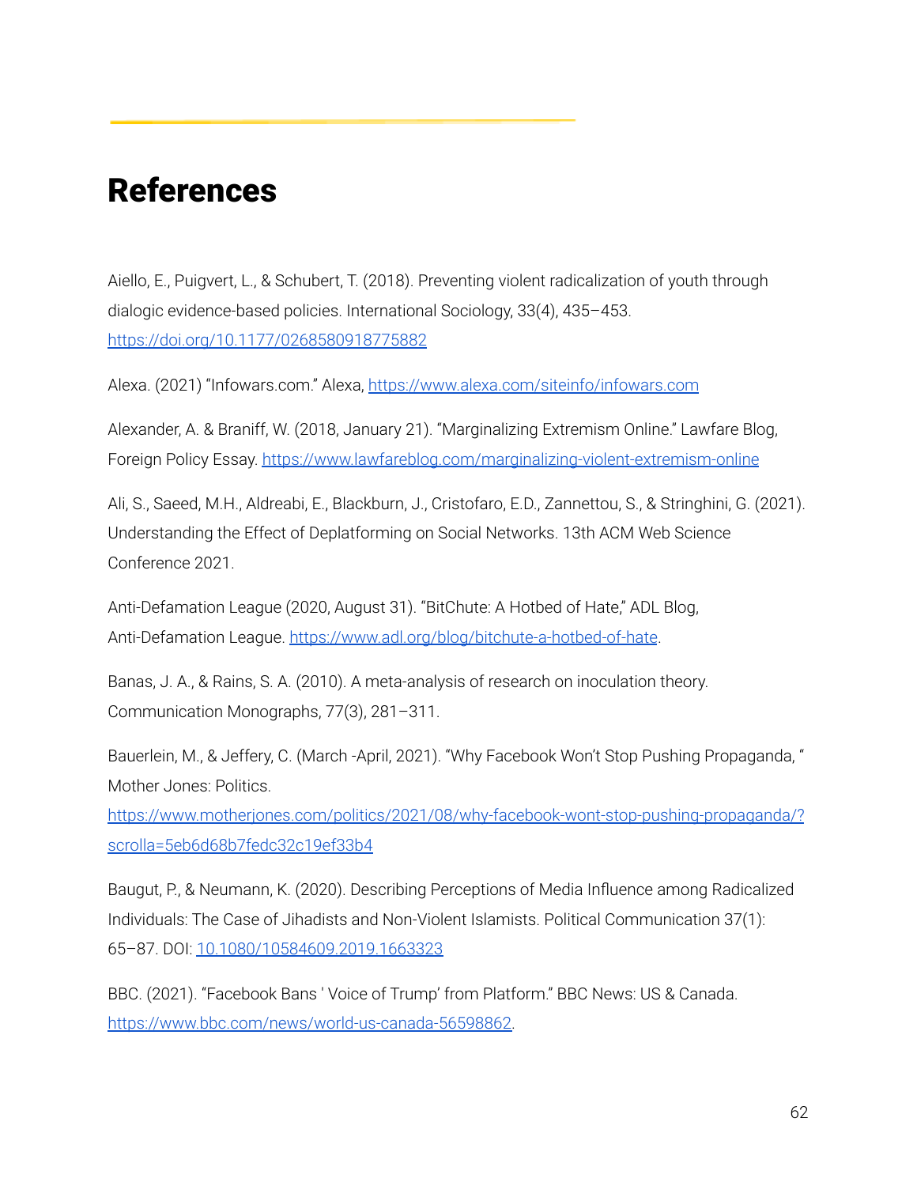# References

Aiello, E., Puigvert, L., & Schubert, T. (2018). Preventing violent radicalization of youth through dialogic evidence-based policies. International Sociology, 33(4), 435–453. https://doi.org/10.1177/0268580918775882

Alexa. (2021) "Infowars.com." Alexa, https://www.alexa.com/siteinfo/infowars.com

Alexander, A. & Braniff, W. (2018, January 21). "Marginalizing Extremism Online." Lawfare Blog, Foreign Policy Essay. https://www.lawfareblog.com/marginalizing-violent-extremism-online

Ali, S., Saeed, M.H., Aldreabi, E., Blackburn, J., Cristofaro, E.D., Zannettou, S., & Stringhini, G. (2021). Understanding the Effect of Deplatforming on Social Networks. 13th ACM Web Science Conference 2021.

Anti-Defamation League (2020, August 31). "BitChute: A Hotbed of Hate," ADL Blog, Anti-Defamation League. https://www.adl.org/blog/bitchute-a-hotbed-of-hate.

Banas, J. A., & Rains, S. A. (2010). A meta-analysis of research on inoculation theory. Communication Monographs, 77(3), 281–311.

Bauerlein, M., & Jeffery, C. (March -April, 2021). "Why Facebook Won't Stop Pushing Propaganda, " Mother Jones: Politics. https://www.motherjones.com/politics/2021/08/why-facebook-wont-stop-pushing-propaganda/?scrolla=5eb6d68b7fedc32c19ef33b4

Baugut, P., & Neumann, K. (2020). Describing Perceptions of Media Influence among Radicalized Individuals: The Case of Jihadists and Non-Violent Islamists. Political Communication 37(1): 65–87. DOI: 10.1080/10584609.2019.1663323

BBC. (2021). "Facebook Bans ' Voice of Trump' from Platform." BBC News: US & Canada. https://www.bbc.com/news/world-us-canada-56598862.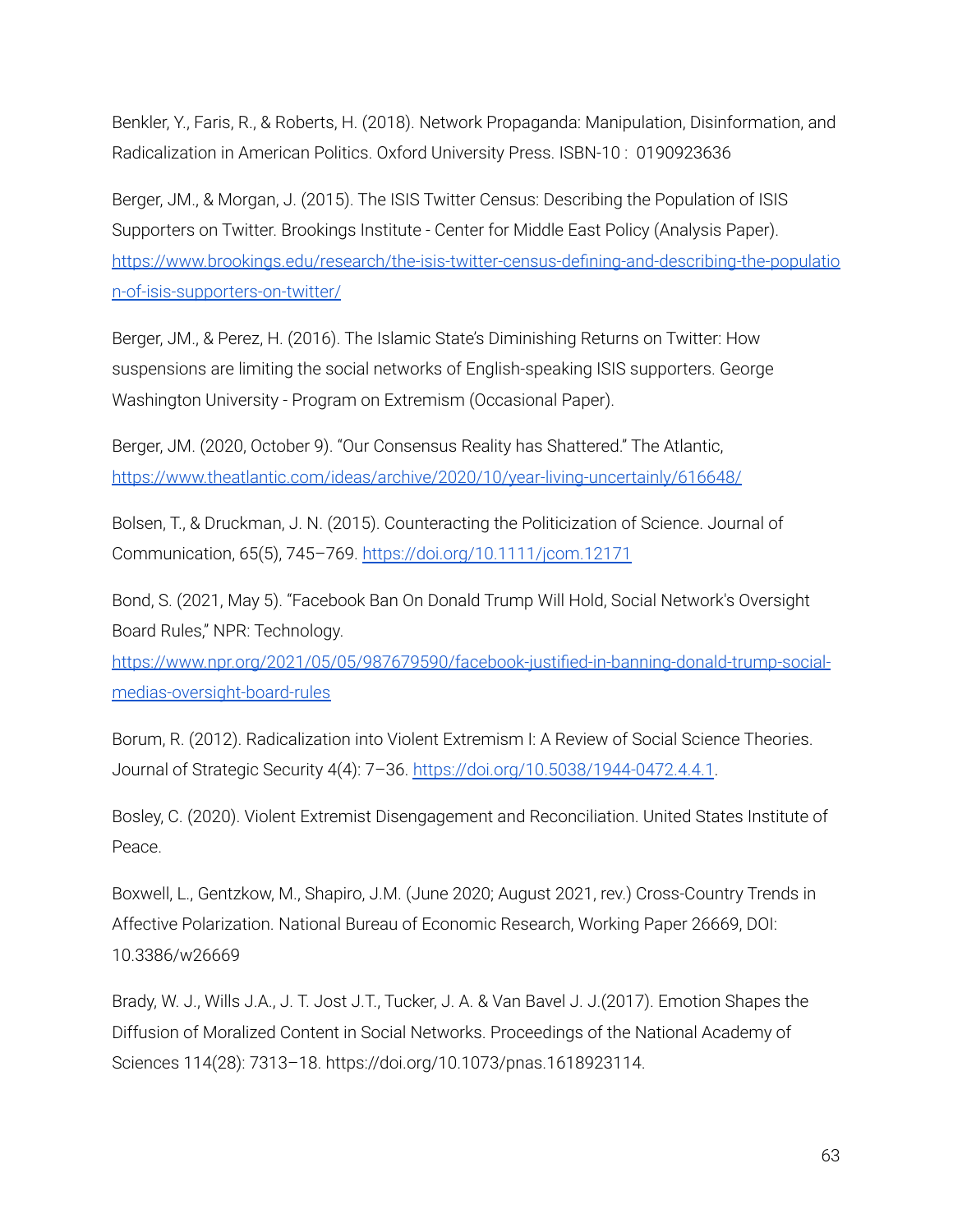Benkler, Y., Faris, R., & Roberts, H. (2018). Network Propaganda: Manipulation, Disinformation, and Radicalization in American Politics. Oxford University Press. ISBN-10 :  0190923636

Berger, JM., & Morgan, J. (2015). The ISIS Twitter Census: Describing the Population of ISIS Supporters on Twitter. Brookings Institute - Center for Middle East Policy (Analysis Paper). https://www.brookings.edu/research/the-isis-twitter-census-defining-and-describing-the-population-of-isis-supporters-on-twitter/

Berger, JM., & Perez, H. (2016). The Islamic State's Diminishing Returns on Twitter: How suspensions are limiting the social networks of English-speaking ISIS supporters. George Washington University - Program on Extremism (Occasional Paper).

Berger, JM. (2020, October 9). "Our Consensus Reality has Shattered." The Atlantic, https://www.theatlantic.com/ideas/archive/2020/10/year-living-uncertainly/616648/

Bolsen, T., & Druckman, J. N. (2015). Counteracting the Politicization of Science. Journal of Communication, 65(5), 745–769. https://doi.org/10.1111/jcom.12171

Bond, S. (2021, May 5). "Facebook Ban On Donald Trump Will Hold, Social Network's Oversight Board Rules," NPR: Technology. https://www.npr.org/2021/05/05/987679590/facebook-justified-in-banning-donald-trump-social-medias-oversight-board-rules

Borum, R. (2012). Radicalization into Violent Extremism I: A Review of Social Science Theories. Journal of Strategic Security 4(4): 7–36. https://doi.org/10.5038/1944-0472.4.4.1.

Bosley, C. (2020). Violent Extremist Disengagement and Reconciliation. United States Institute of Peace.

Boxwell, L., Gentzkow, M., Shapiro, J.M. (June 2020; August 2021, rev.) Cross-Country Trends in Affective Polarization. National Bureau of Economic Research, Working Paper 26669, DOI: 10.3386/w26669

Brady, W. J., Wills J.A., J. T. Jost J.T., Tucker, J. A. & Van Bavel J. J.(2017). Emotion Shapes the Diffusion of Moralized Content in Social Networks. Proceedings of the National Academy of Sciences 114(28): 7313–18. https://doi.org/10.1073/pnas.1618923114.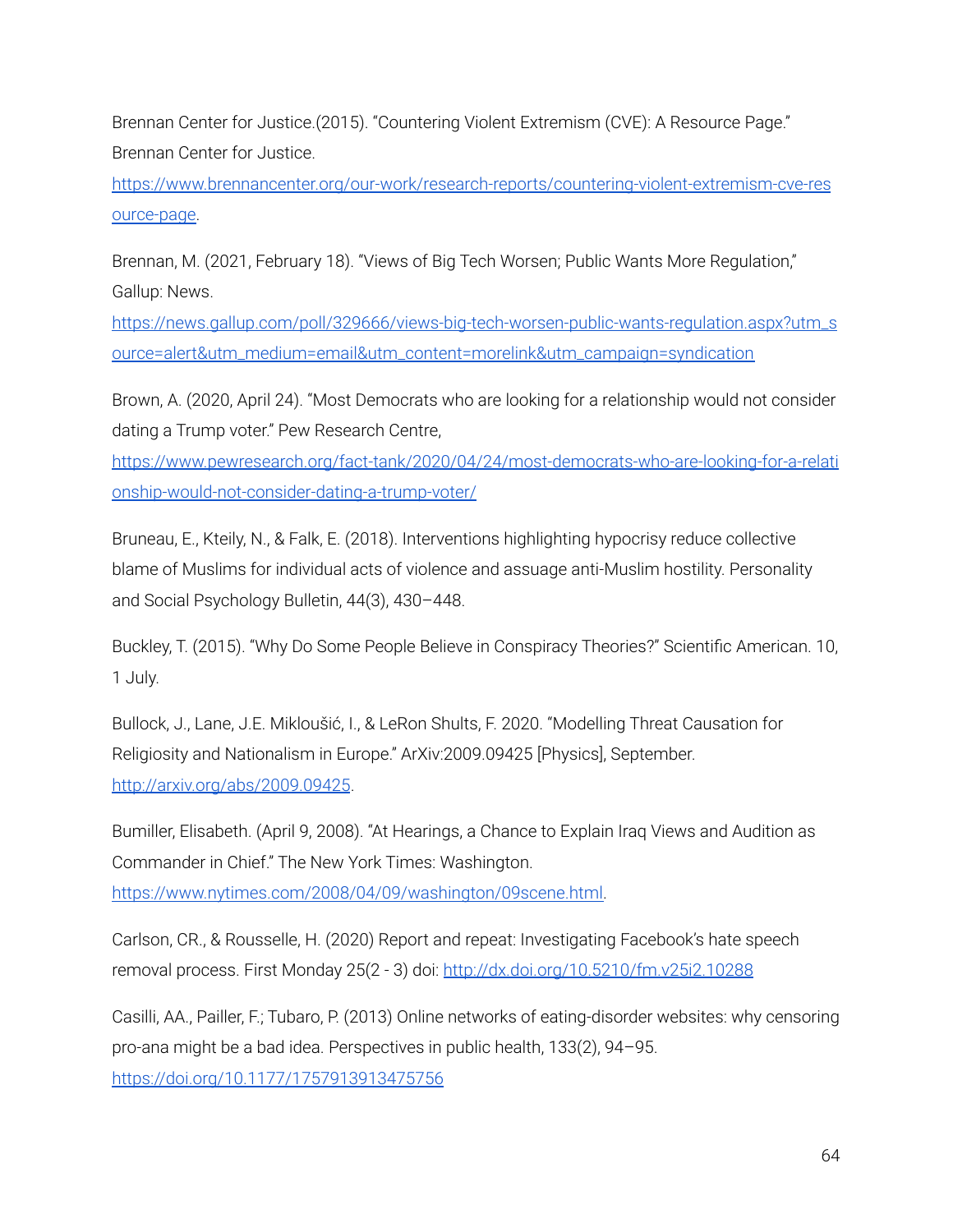Brennan Center for Justice.(2015). “Countering Violent Extremism (CVE): A Resource Page.” Brennan Center for Justice. https://www.brennancenter.org/our-work/research-reports/countering-violent-extremism-cve-resource-page.

Brennan, M. (2021, February 18). “Views of Big Tech Worsen; Public Wants More Regulation,” Gallup: News. https://news.gallup.com/poll/329666/views-big-tech-worsen-public-wants-regulation.aspx?utm_source=alert&utm_medium=email&utm_content=morelink&utm_campaign=syndication

Brown, A. (2020, April 24). “Most Democrats who are looking for a relationship would not consider dating a Trump voter.” Pew Research Centre, https://www.pewresearch.org/fact-tank/2020/04/24/most-democrats-who-are-looking-for-a-relationship-would-not-consider-dating-a-trump-voter/

Bruneau, E., Kteily, N., & Falk, E. (2018). Interventions highlighting hypocrisy reduce collective blame of Muslims for individual acts of violence and assuage anti-Muslim hostility. Personality and Social Psychology Bulletin, 44(3), 430–448.

Buckley, T. (2015). “Why Do Some People Believe in Conspiracy Theories?” Scientific American. 10, 1 July.

Bullock, J., Lane, J.E. Mikloušić, I., & LeRon Shults, F. 2020. “Modelling Threat Causation for Religiosity and Nationalism in Europe.” ArXiv:2009.09425 [Physics], September. http://arxiv.org/abs/2009.09425.

Bumiller, Elisabeth. (April 9, 2008). “At Hearings, a Chance to Explain Iraq Views and Audition as Commander in Chief.” The New York Times: Washington. https://www.nytimes.com/2008/04/09/washington/09scene.html.

Carlson, CR., & Rousselle, H. (2020) Report and repeat: Investigating Facebook’s hate speech removal process. First Monday 25(2 - 3) doi: http://dx.doi.org/10.5210/fm.v25i2.10288

Casilli, AA., Pailler, F.; Tubaro, P. (2013) Online networks of eating-disorder websites: why censoring pro-ana might be a bad idea. Perspectives in public health, 133(2), 94–95. https://doi.org/10.1177/1757913913475756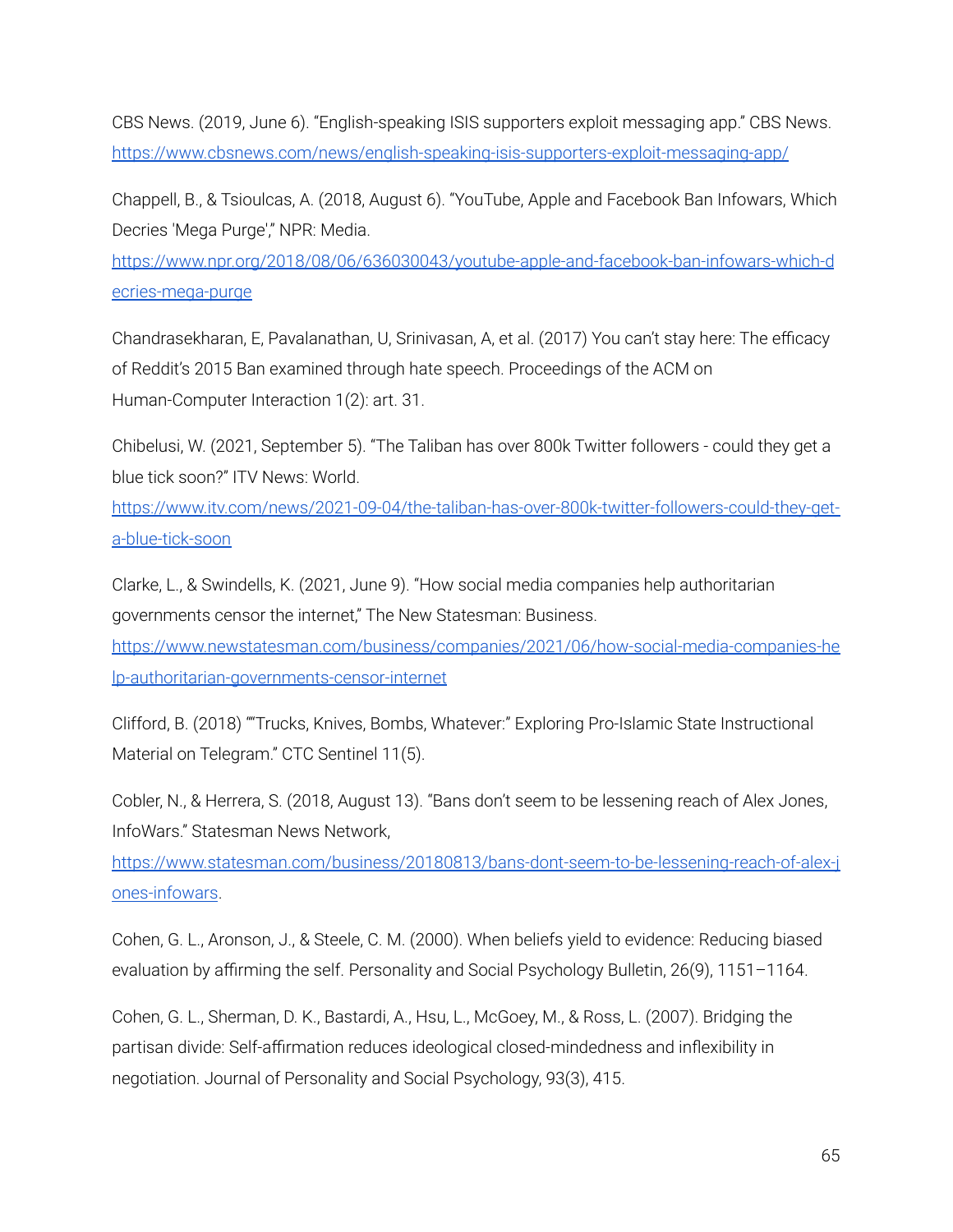CBS News. (2019, June 6). "English-speaking ISIS supporters exploit messaging app." CBS News. https://www.cbsnews.com/news/english-speaking-isis-supporters-exploit-messaging-app/

Chappell, B., & Tsioulcas, A. (2018, August 6). "YouTube, Apple and Facebook Ban Infowars, Which Decries 'Mega Purge'," NPR: Media. https://www.npr.org/2018/08/06/636030043/youtube-apple-and-facebook-ban-infowars-which-decries-mega-purge

Chandrasekharan, E, Pavalanathan, U, Srinivasan, A, et al. (2017) You can't stay here: The efficacy of Reddit's 2015 Ban examined through hate speech. Proceedings of the ACM on Human-Computer Interaction 1(2): art. 31.

Chibelusi, W. (2021, September 5). "The Taliban has over 800k Twitter followers - could they get a blue tick soon?" ITV News: World. https://www.itv.com/news/2021-09-04/the-taliban-has-over-800k-twitter-followers-could-they-get-a-blue-tick-soon

Clarke, L., & Swindells, K. (2021, June 9). "How social media companies help authoritarian governments censor the internet," The New Statesman: Business. https://www.newstatesman.com/business/companies/2021/06/how-social-media-companies-help-authoritarian-governments-censor-internet

Clifford, B. (2018) ""Trucks, Knives, Bombs, Whatever:" Exploring Pro-Islamic State Instructional Material on Telegram." CTC Sentinel 11(5).

Cobler, N., & Herrera, S. (2018, August 13). "Bans don't seem to be lessening reach of Alex Jones, InfoWars." Statesman News Network, https://www.statesman.com/business/20180813/bans-dont-seem-to-be-lessening-reach-of-alex-jones-infowars.

Cohen, G. L., Aronson, J., & Steele, C. M. (2000). When beliefs yield to evidence: Reducing biased evaluation by affirming the self. Personality and Social Psychology Bulletin, 26(9), 1151–1164.

Cohen, G. L., Sherman, D. K., Bastardi, A., Hsu, L., McGoey, M., & Ross, L. (2007). Bridging the partisan divide: Self-affirmation reduces ideological closed-mindedness and inflexibility in negotiation. Journal of Personality and Social Psychology, 93(3), 415.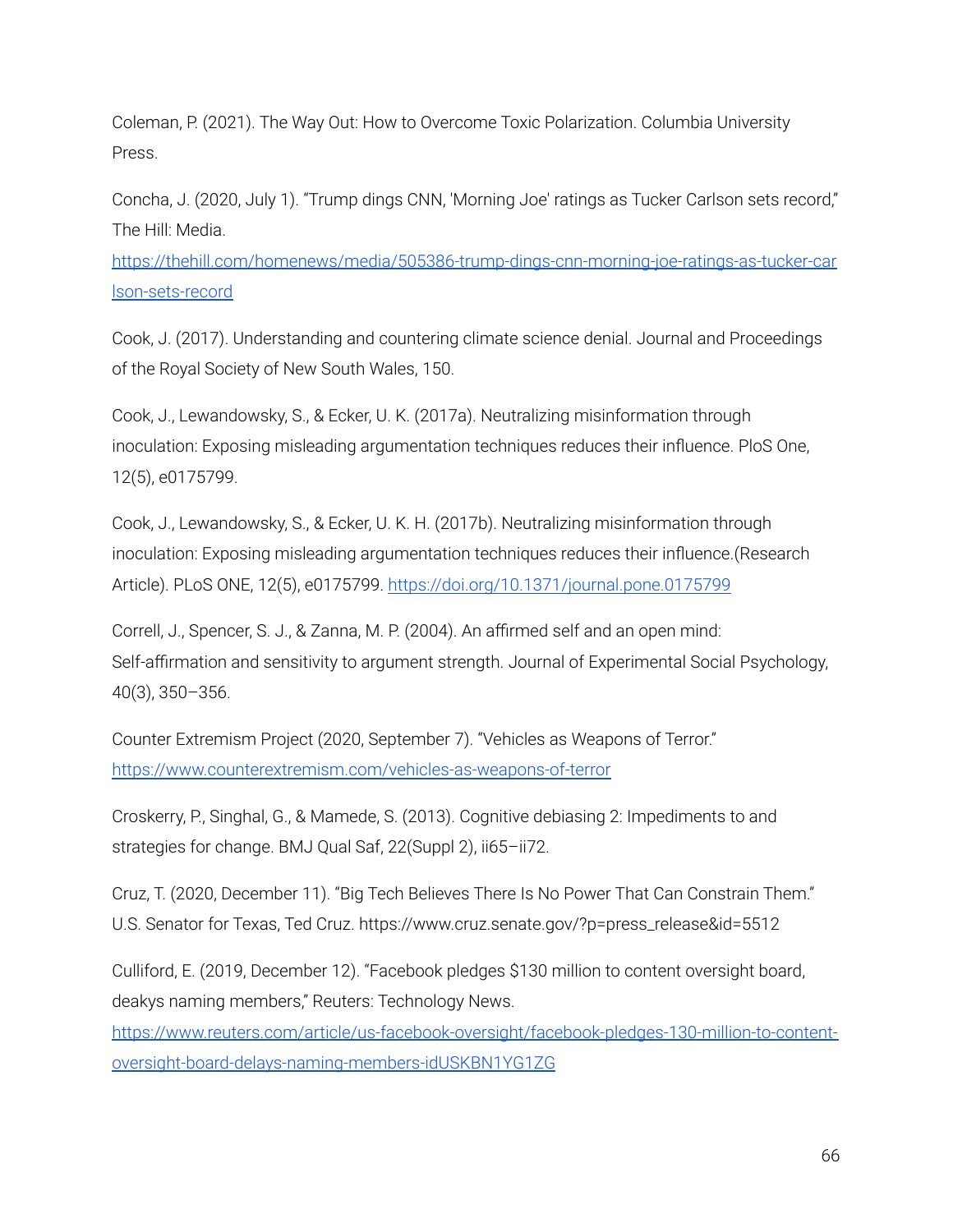Coleman, P. (2021). The Way Out: How to Overcome Toxic Polarization. Columbia University Press.

Concha, J. (2020, July 1). "Trump dings CNN, 'Morning Joe' ratings as Tucker Carlson sets record," The Hill: Media. https://thehill.com/homenews/media/505386-trump-dings-cnn-morning-joe-ratings-as-tucker-carlson-sets-record

Cook, J. (2017). Understanding and countering climate science denial. Journal and Proceedings of the Royal Society of New South Wales, 150.

Cook, J., Lewandowsky, S., & Ecker, U. K. (2017a). Neutralizing misinformation through inoculation: Exposing misleading argumentation techniques reduces their influence. PloS One, 12(5), e0175799.

Cook, J., Lewandowsky, S., & Ecker, U. K. H. (2017b). Neutralizing misinformation through inoculation: Exposing misleading argumentation techniques reduces their influence.(Research Article). PLoS ONE, 12(5), e0175799. https://doi.org/10.1371/journal.pone.0175799

Correll, J., Spencer, S. J., & Zanna, M. P. (2004). An affirmed self and an open mind: Self-affirmation and sensitivity to argument strength. Journal of Experimental Social Psychology, 40(3), 350–356.

Counter Extremism Project (2020, September 7). "Vehicles as Weapons of Terror." https://www.counterextremism.com/vehicles-as-weapons-of-terror

Croskerry, P., Singhal, G., & Mamede, S. (2013). Cognitive debiasing 2: Impediments to and strategies for change. BMJ Qual Saf, 22(Suppl 2), ii65–ii72.

Cruz, T. (2020, December 11). "Big Tech Believes There Is No Power That Can Constrain Them." U.S. Senator for Texas, Ted Cruz. https://www.cruz.senate.gov/?p=press_release&id=5512

Culliford, E. (2019, December 12). "Facebook pledges $130 million to content oversight board, deakys naming members," Reuters: Technology News. https://www.reuters.com/article/us-facebook-oversight/facebook-pledges-130-million-to-content-oversight-board-delays-naming-members-idUSKBN1YG1ZG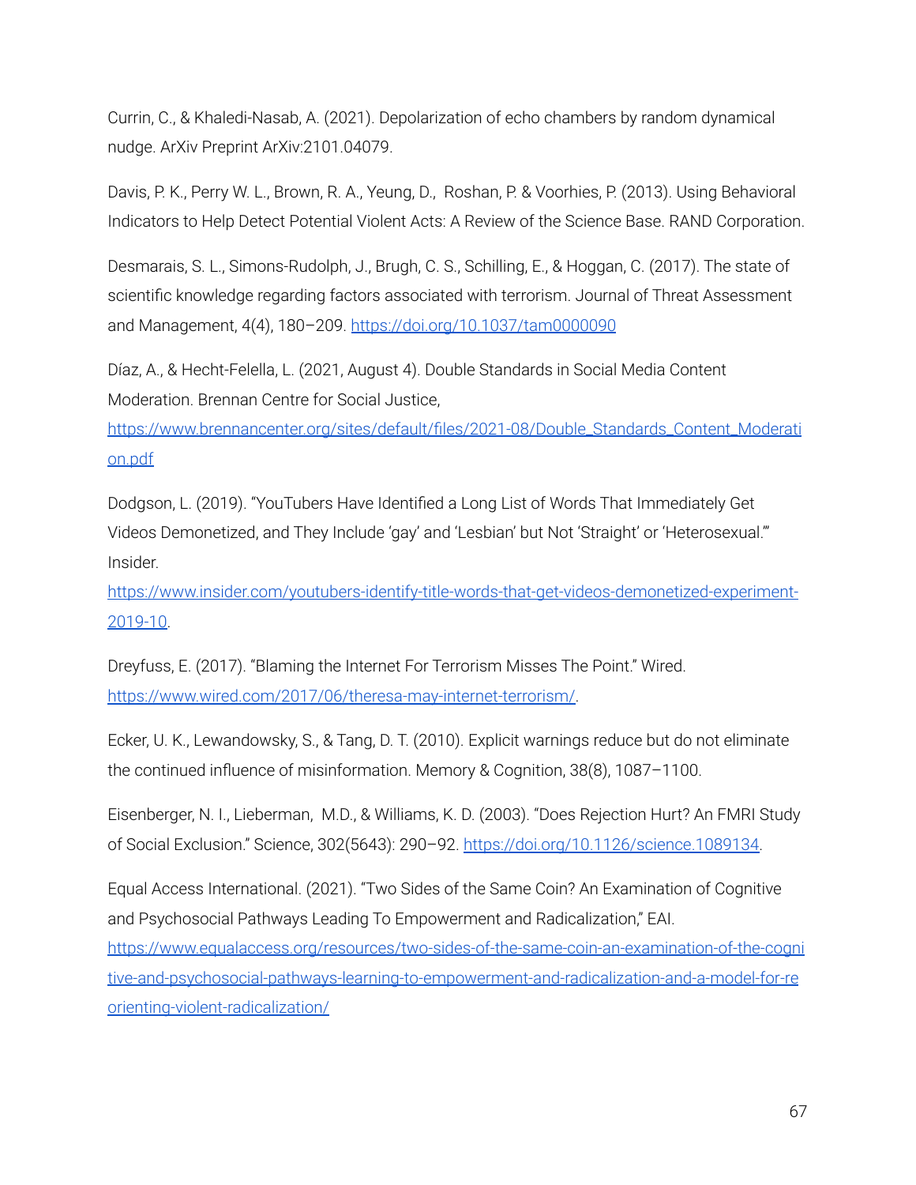Currin, C., & Khaledi-Nasab, A. (2021). Depolarization of echo chambers by random dynamical nudge. ArXiv Preprint ArXiv:2101.04079.

Davis, P. K., Perry W. L., Brown, R. A., Yeung, D., Roshan, P. & Voorhies, P. (2013). Using Behavioral Indicators to Help Detect Potential Violent Acts: A Review of the Science Base. RAND Corporation.

Desmarais, S. L., Simons-Rudolph, J., Brugh, C. S., Schilling, E., & Hoggan, C. (2017). The state of scientific knowledge regarding factors associated with terrorism. Journal of Threat Assessment and Management, 4(4), 180–209. https://doi.org/10.1037/tam0000090

Díaz, A., & Hecht-Felella, L. (2021, August 4). Double Standards in Social Media Content Moderation. Brennan Centre for Social Justice, https://www.brennancenter.org/sites/default/files/2021-08/Double_Standards_Content_Moderation.pdf

Dodgson, L. (2019). "YouTubers Have Identified a Long List of Words That Immediately Get Videos Demonetized, and They Include 'gay' and 'Lesbian' but Not 'Straight' or 'Heterosexual.'" Insider. https://www.insider.com/youtubers-identify-title-words-that-get-videos-demonetized-experiment-2019-10.

Dreyfuss, E. (2017). "Blaming the Internet For Terrorism Misses The Point." Wired. https://www.wired.com/2017/06/theresa-may-internet-terrorism/.

Ecker, U. K., Lewandowsky, S., & Tang, D. T. (2010). Explicit warnings reduce but do not eliminate the continued influence of misinformation. Memory & Cognition, 38(8), 1087–1100.

Eisenberger, N. I., Lieberman, M.D., & Williams, K. D. (2003). "Does Rejection Hurt? An FMRI Study of Social Exclusion." Science, 302(5643): 290–92. https://doi.org/10.1126/science.1089134.

Equal Access International. (2021). "Two Sides of the Same Coin? An Examination of Cognitive and Psychosocial Pathways Leading To Empowerment and Radicalization," EAI. https://www.equalaccess.org/resources/two-sides-of-the-same-coin-an-examination-of-the-cognitive-and-psychosocial-pathways-learning-to-empowerment-and-radicalization-and-a-model-for-reorienting-violent-radicalization/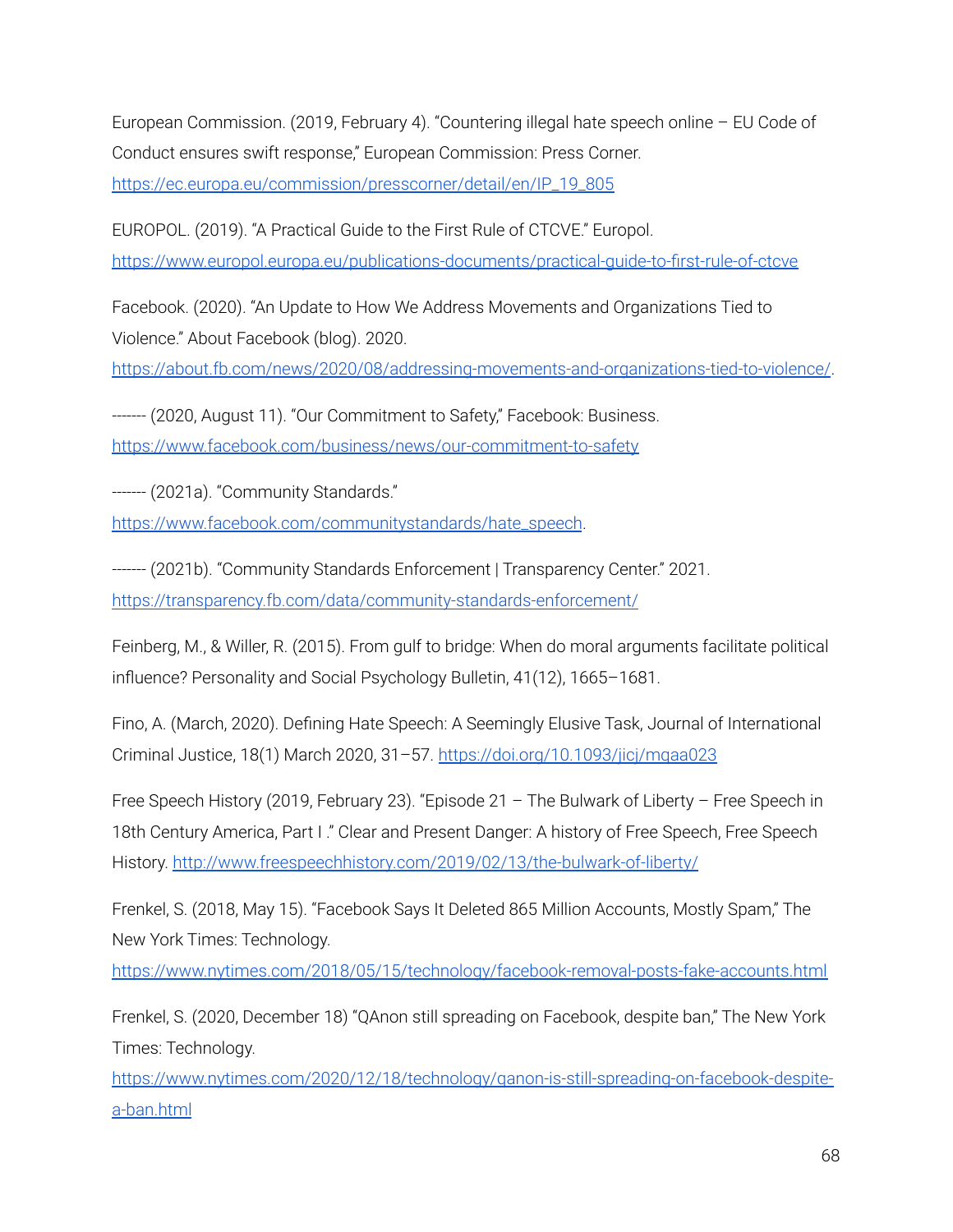European Commission. (2019, February 4). "Countering illegal hate speech online – EU Code of Conduct ensures swift response," European Commission: Press Corner. https://ec.europa.eu/commission/presscorner/detail/en/IP_19_805

EUROPOL. (2019). "A Practical Guide to the First Rule of CTCVE." Europol. https://www.europol.europa.eu/publications-documents/practical-guide-to-first-rule-of-ctcve

Facebook. (2020). "An Update to How We Address Movements and Organizations Tied to Violence." About Facebook (blog). 2020. https://about.fb.com/news/2020/08/addressing-movements-and-organizations-tied-to-violence/.

------- (2020, August 11). "Our Commitment to Safety," Facebook: Business. https://www.facebook.com/business/news/our-commitment-to-safety

------- (2021a). "Community Standards." https://www.facebook.com/communitystandards/hate_speech.

------- (2021b). "Community Standards Enforcement | Transparency Center." 2021. https://transparency.fb.com/data/community-standards-enforcement/

Feinberg, M., & Willer, R. (2015). From gulf to bridge: When do moral arguments facilitate political influence? Personality and Social Psychology Bulletin, 41(12), 1665–1681.

Fino, A. (March, 2020). Defining Hate Speech: A Seemingly Elusive Task, Journal of International Criminal Justice, 18(1) March 2020, 31–57. https://doi.org/10.1093/jicj/mqaa023

Free Speech History (2019, February 23). "Episode 21 – The Bulwark of Liberty – Free Speech in 18th Century America, Part I ." Clear and Present Danger: A history of Free Speech, Free Speech History. http://www.freespeechhistory.com/2019/02/13/the-bulwark-of-liberty/

Frenkel, S. (2018, May 15). "Facebook Says It Deleted 865 Million Accounts, Mostly Spam," The New York Times: Technology. https://www.nytimes.com/2018/05/15/technology/facebook-removal-posts-fake-accounts.html

Frenkel, S. (2020, December 18) "QAnon still spreading on Facebook, despite ban," The New York Times: Technology. https://www.nytimes.com/2020/12/18/technology/qanon-is-still-spreading-on-facebook-despite-a-ban.html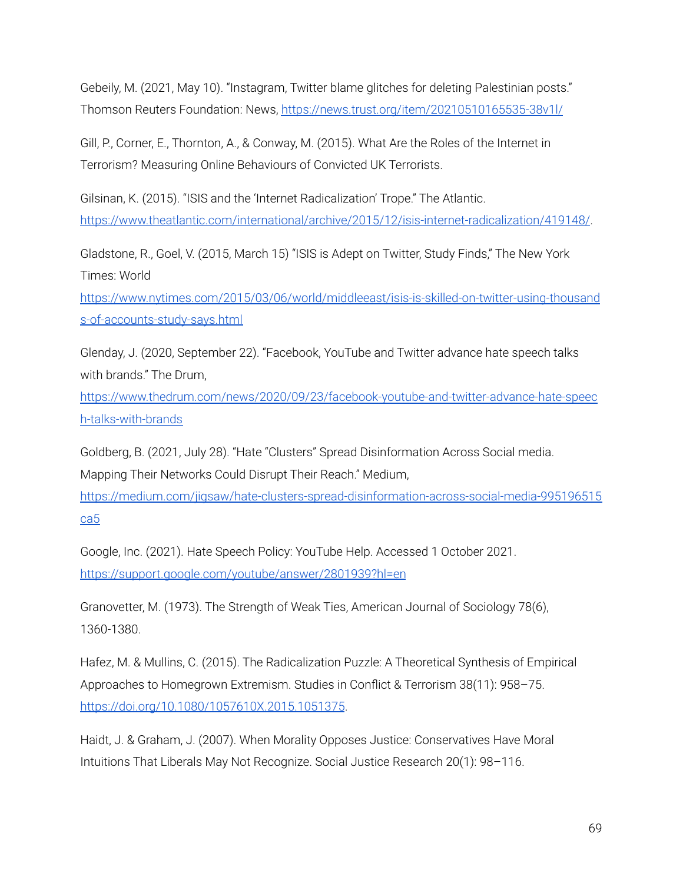Gebeily, M. (2021, May 10). "Instagram, Twitter blame glitches for deleting Palestinian posts." Thomson Reuters Foundation: News, https://news.trust.org/item/20210510165535-38v1l/

Gill, P., Corner, E., Thornton, A., & Conway, M. (2015). What Are the Roles of the Internet in Terrorism? Measuring Online Behaviours of Convicted UK Terrorists.

Gilsinan, K. (2015). "ISIS and the 'Internet Radicalization' Trope." The Atlantic. https://www.theatlantic.com/international/archive/2015/12/isis-internet-radicalization/419148/.

Gladstone, R., Goel, V. (2015, March 15) "ISIS is Adept on Twitter, Study Finds," The New York Times: World https://www.nytimes.com/2015/03/06/world/middleeast/isis-is-skilled-on-twitter-using-thousands-of-accounts-study-says.html

Glenday, J. (2020, September 22). "Facebook, YouTube and Twitter advance hate speech talks with brands." The Drum, https://www.thedrum.com/news/2020/09/23/facebook-youtube-and-twitter-advance-hate-speech-talks-with-brands

Goldberg, B. (2021, July 28). "Hate "Clusters" Spread Disinformation Across Social media. Mapping Their Networks Could Disrupt Their Reach." Medium, https://medium.com/jigsaw/hate-clusters-spread-disinformation-across-social-media-995196515ca5

Google, Inc. (2021). Hate Speech Policy: YouTube Help. Accessed 1 October 2021. https://support.google.com/youtube/answer/2801939?hl=en

Granovetter, M. (1973). The Strength of Weak Ties, American Journal of Sociology 78(6), 1360-1380.

Hafez, M. & Mullins, C. (2015). The Radicalization Puzzle: A Theoretical Synthesis of Empirical Approaches to Homegrown Extremism. Studies in Conflict & Terrorism 38(11): 958–75. https://doi.org/10.1080/1057610X.2015.1051375.

Haidt, J. & Graham, J. (2007). When Morality Opposes Justice: Conservatives Have Moral Intuitions That Liberals May Not Recognize. Social Justice Research 20(1): 98–116.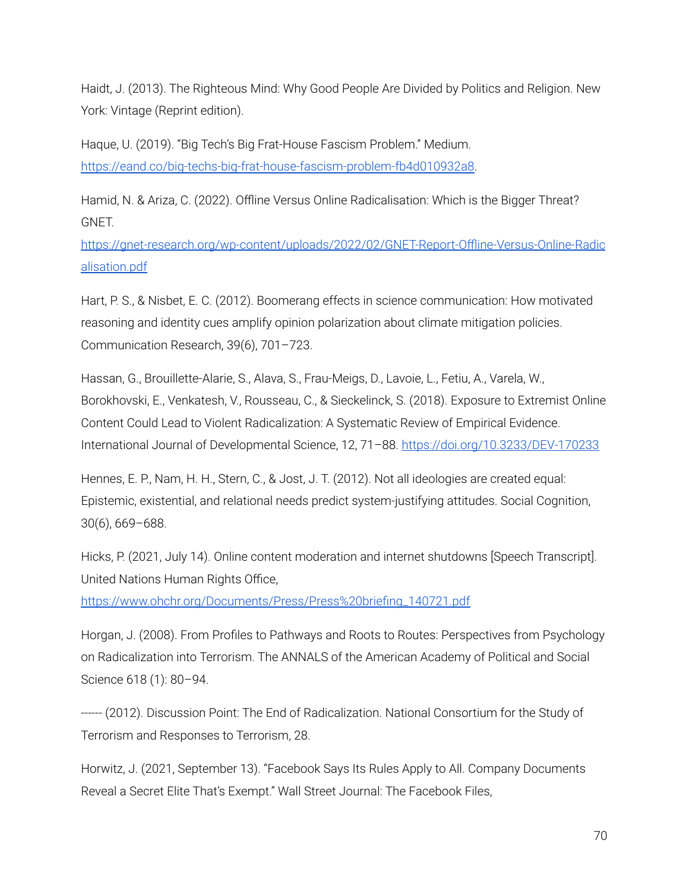Haidt, J. (2013). The Righteous Mind: Why Good People Are Divided by Politics and Religion. New York: Vintage (Reprint edition).

Haque, U. (2019). "Big Tech's Big Frat-House Fascism Problem." Medium. [https://eand.co/big-techs-big-frat-house-fascism-problem-fb4d010932a8](https://eand.co/big-techs-big-frat-house-fascism-problem-fb4d010932a8).

Hamid, N. & Ariza, C. (2022). Offline Versus Online Radicalisation: Which is the Bigger Threat? GNET. [https://gnet-research.org/wp-content/uploads/2022/02/GNET-Report-Offline-Versus-Online-Radicalisation.pdf](https://gnet-research.org/wp-content/uploads/2022/02/GNET-Report-Offline-Versus-Online-Radicalisation.pdf)

Hart, P. S., & Nisbet, E. C. (2012). Boomerang effects in science communication: How motivated reasoning and identity cues amplify opinion polarization about climate mitigation policies. Communication Research, 39(6), 701–723.

Hassan, G., Brouillette-Alarie, S., Alava, S., Frau-Meigs, D., Lavoie, L., Fetiu, A., Varela, W., Borokhovski, E., Venkatesh, V., Rousseau, C., & Sieckelinck, S. (2018). Exposure to Extremist Online Content Could Lead to Violent Radicalization: A Systematic Review of Empirical Evidence. International Journal of Developmental Science, 12, 71–88. [https://doi.org/10.3233/DEV-170233](https://doi.org/10.3233/DEV-170233)

Hennes, E. P., Nam, H. H., Stern, C., & Jost, J. T. (2012). Not all ideologies are created equal: Epistemic, existential, and relational needs predict system-justifying attitudes. Social Cognition, 30(6), 669–688.

Hicks, P. (2021, July 14). Online content moderation and internet shutdowns [Speech Transcript]. United Nations Human Rights Office, [https://www.ohchr.org/Documents/Press/Press%20briefing_140721.pdf](https://www.ohchr.org/Documents/Press/Press%20briefing_140721.pdf)

Horgan, J. (2008). From Profiles to Pathways and Roots to Routes: Perspectives from Psychology on Radicalization into Terrorism. The ANNALS of the American Academy of Political and Social Science 618 (1): 80–94.

------ (2012). Discussion Point: The End of Radicalization. National Consortium for the Study of Terrorism and Responses to Terrorism, 28.

Horwitz, J. (2021, September 13). "Facebook Says Its Rules Apply to All. Company Documents Reveal a Secret Elite That's Exempt." Wall Street Journal: The Facebook Files,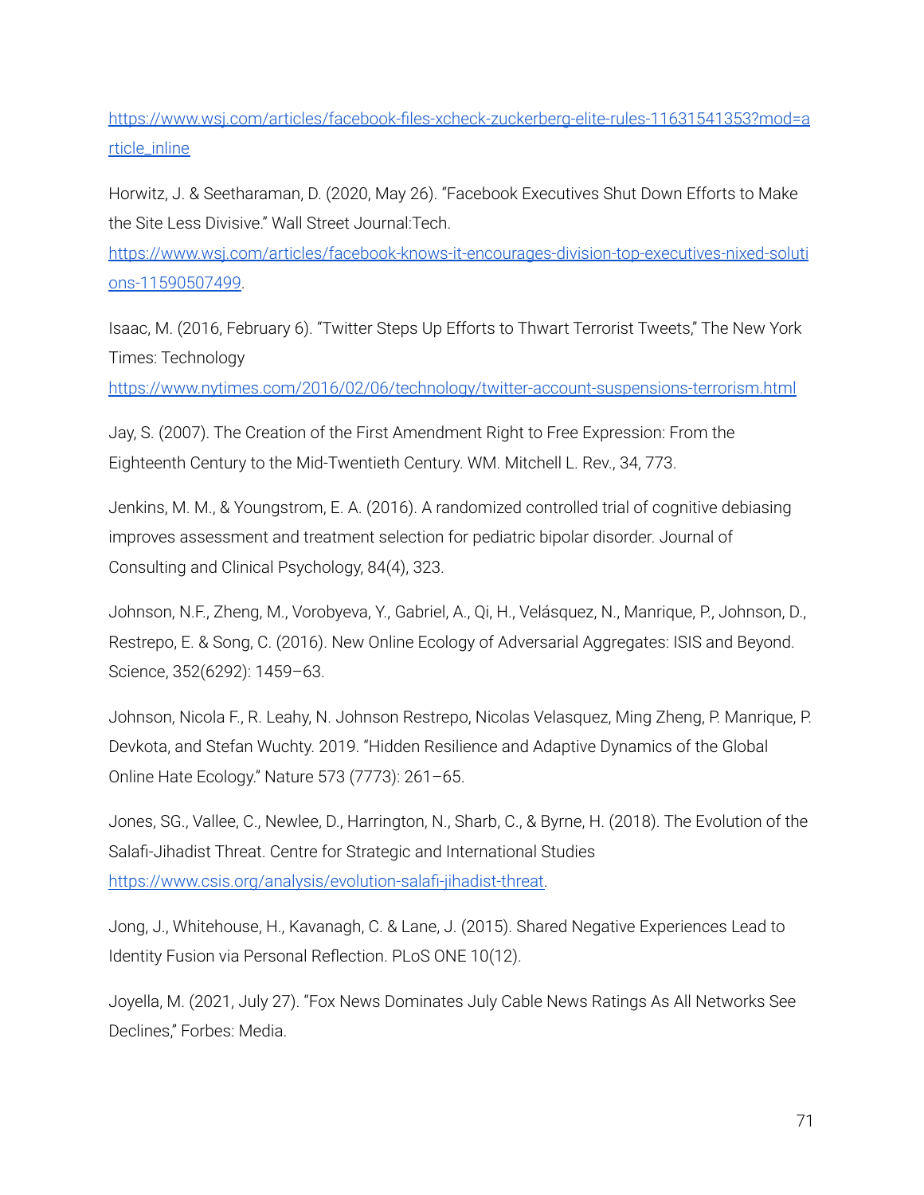https://www.wsj.com/articles/facebook-files-xcheck-zuckerberg-elite-rules-11631541353?mod=article_inline

Horwitz, J. & Seetharaman, D. (2020, May 26). "Facebook Executives Shut Down Efforts to Make the Site Less Divisive." Wall Street Journal:Tech. https://www.wsj.com/articles/facebook-knows-it-encourages-division-top-executives-nixed-solutions-11590507499.

Isaac, M. (2016, February 6). "Twitter Steps Up Efforts to Thwart Terrorist Tweets," The New York Times: Technology https://www.nytimes.com/2016/02/06/technology/twitter-account-suspensions-terrorism.html

Jay, S. (2007). The Creation of the First Amendment Right to Free Expression: From the Eighteenth Century to the Mid-Twentieth Century. WM. Mitchell L. Rev., 34, 773.

Jenkins, M. M., & Youngstrom, E. A. (2016). A randomized controlled trial of cognitive debiasing improves assessment and treatment selection for pediatric bipolar disorder. Journal of Consulting and Clinical Psychology, 84(4), 323.

Johnson, N.F., Zheng, M., Vorobyeva, Y., Gabriel, A., Qi, H., Velásquez, N., Manrique, P., Johnson, D., Restrepo, E. & Song, C. (2016). New Online Ecology of Adversarial Aggregates: ISIS and Beyond. Science, 352(6292): 1459–63.

Johnson, Nicola F., R. Leahy, N. Johnson Restrepo, Nicolas Velasquez, Ming Zheng, P. Manrique, P. Devkota, and Stefan Wuchty. 2019. "Hidden Resilience and Adaptive Dynamics of the Global Online Hate Ecology." Nature 573 (7773): 261–65.

Jones, SG., Vallee, C., Newlee, D., Harrington, N., Sharb, C., & Byrne, H. (2018). The Evolution of the Salafi-Jihadist Threat. Centre for Strategic and International Studies https://www.csis.org/analysis/evolution-salafi-jihadist-threat.

Jong, J., Whitehouse, H., Kavanagh, C. & Lane, J. (2015). Shared Negative Experiences Lead to Identity Fusion via Personal Reflection. PLoS ONE 10(12).

Joyella, M. (2021, July 27). "Fox News Dominates July Cable News Ratings As All Networks See Declines," Forbes: Media.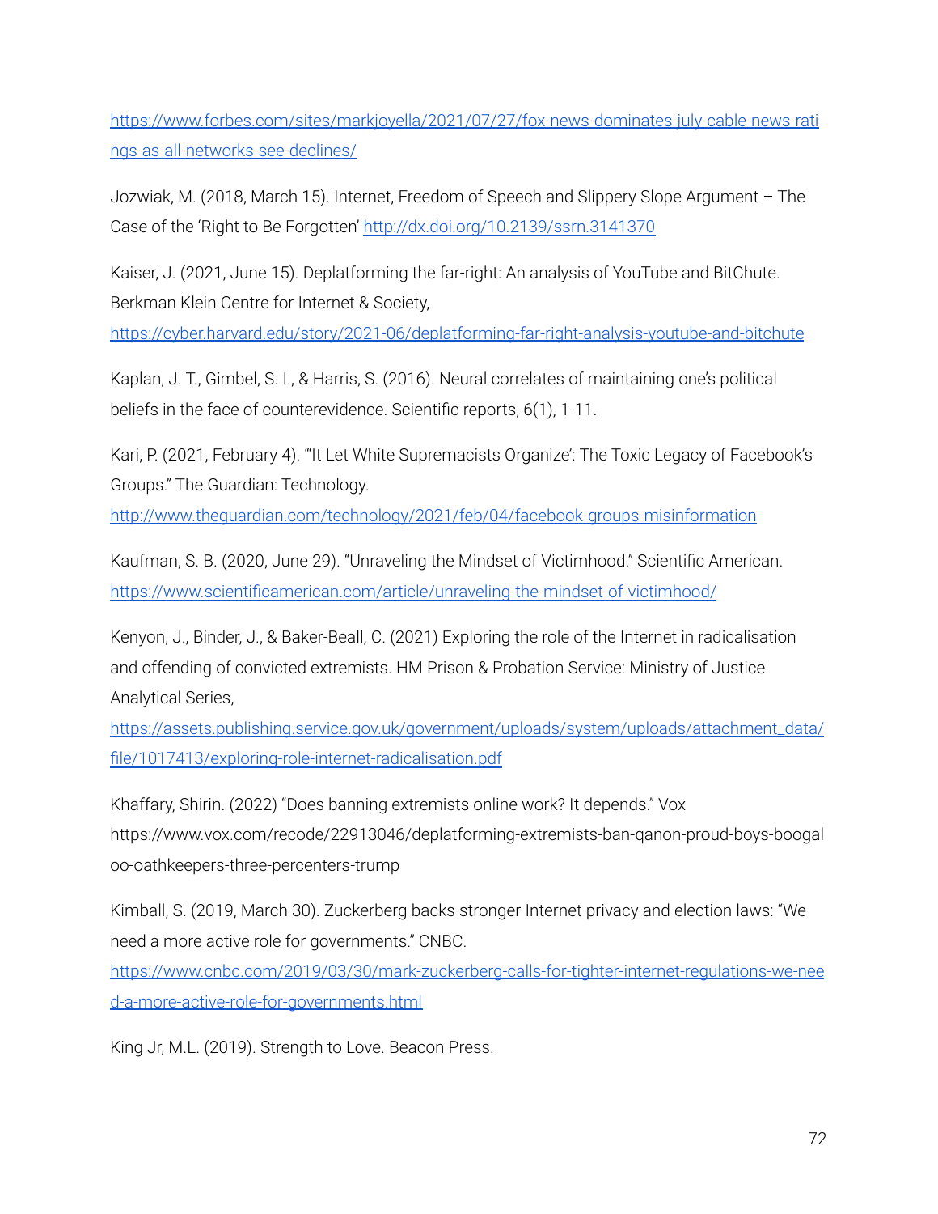https://www.forbes.com/sites/markjoyella/2021/07/27/fox-news-dominates-july-cable-news-ratings-as-all-networks-see-declines/

Jozwiak, M. (2018, March 15). Internet, Freedom of Speech and Slippery Slope Argument – The Case of the 'Right to Be Forgotten' http://dx.doi.org/10.2139/ssrn.3141370

Kaiser, J. (2021, June 15). Deplatforming the far-right: An analysis of YouTube and BitChute. Berkman Klein Centre for Internet & Society, https://cyber.harvard.edu/story/2021-06/deplatforming-far-right-analysis-youtube-and-bitchute

Kaplan, J. T., Gimbel, S. I., & Harris, S. (2016). Neural correlates of maintaining one's political beliefs in the face of counterevidence. Scientific reports, 6(1), 1-11.

Kari, P. (2021, February 4). "'It Let White Supremacists Organize': The Toxic Legacy of Facebook's Groups." The Guardian: Technology. http://www.theguardian.com/technology/2021/feb/04/facebook-groups-misinformation

Kaufman, S. B. (2020, June 29). "Unraveling the Mindset of Victimhood." Scientific American. https://www.scientificamerican.com/article/unraveling-the-mindset-of-victimhood/

Kenyon, J., Binder, J., & Baker-Beall, C. (2021) Exploring the role of the Internet in radicalisation and offending of convicted extremists. HM Prison & Probation Service: Ministry of Justice Analytical Series, https://assets.publishing.service.gov.uk/government/uploads/system/uploads/attachment_data/file/1017413/exploring-role-internet-radicalisation.pdf

Khaffary, Shirin. (2022) "Does banning extremists online work? It depends." Vox https://www.vox.com/recode/22913046/deplatforming-extremists-ban-qanon-proud-boys-boogaloo-oathkeepers-three-percenters-trump

Kimball, S. (2019, March 30). Zuckerberg backs stronger Internet privacy and election laws: "We need a more active role for governments." CNBC. https://www.cnbc.com/2019/03/30/mark-zuckerberg-calls-for-tighter-internet-regulations-we-need-a-more-active-role-for-governments.html

King Jr, M.L. (2019). Strength to Love. Beacon Press.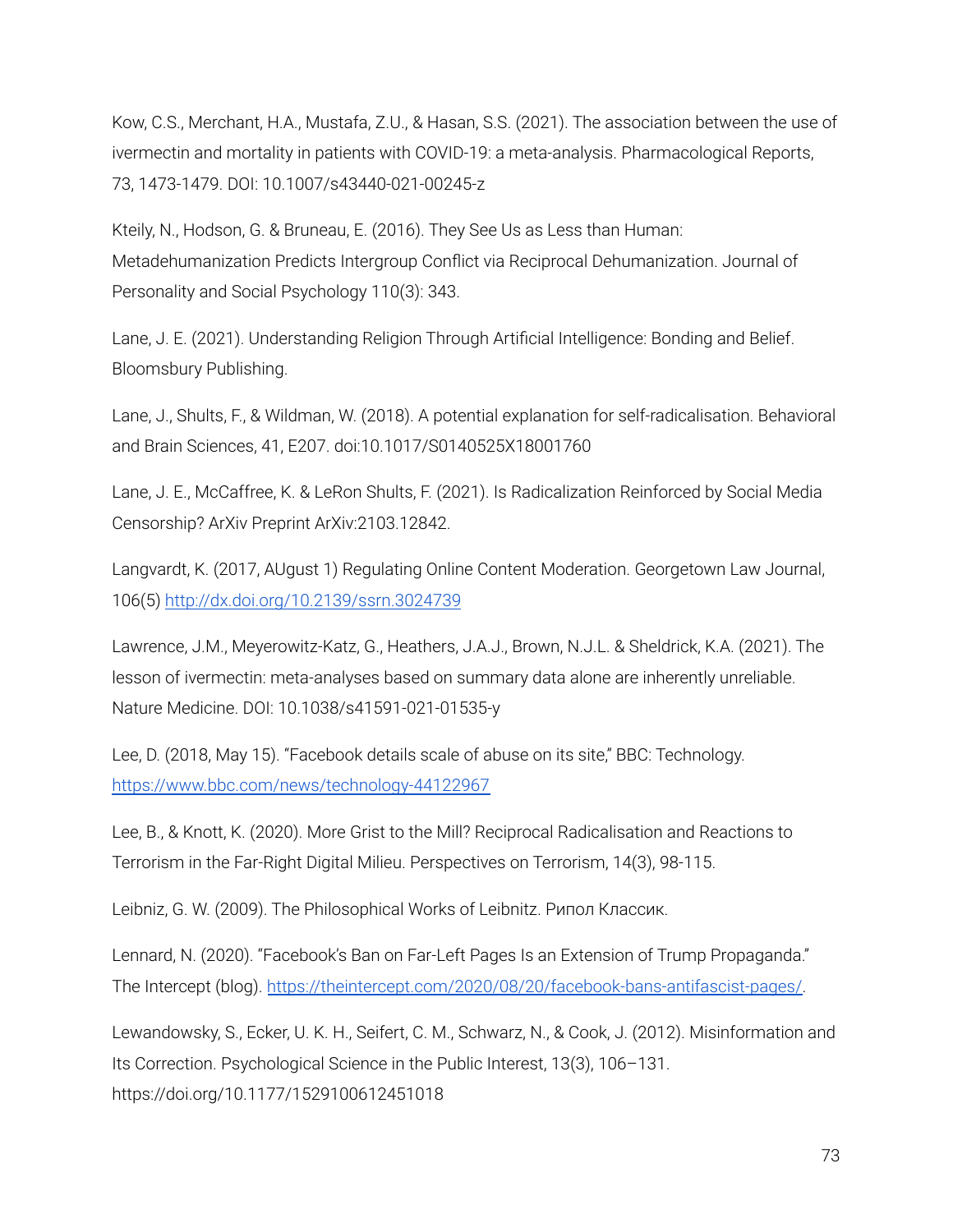Kow, C.S., Merchant, H.A., Mustafa, Z.U., & Hasan, S.S. (2021). The association between the use of ivermectin and mortality in patients with COVID-19: a meta-analysis. Pharmacological Reports, 73, 1473-1479. DOI: 10.1007/s43440-021-00245-z

Kteily, N., Hodson, G. & Bruneau, E. (2016). They See Us as Less than Human: Metadehumanization Predicts Intergroup Conflict via Reciprocal Dehumanization. Journal of Personality and Social Psychology 110(3): 343.

Lane, J. E. (2021). Understanding Religion Through Artificial Intelligence: Bonding and Belief. Bloomsbury Publishing.

Lane, J., Shults, F., & Wildman, W. (2018). A potential explanation for self-radicalisation. Behavioral and Brain Sciences, 41, E207. doi:10.1017/S0140525X18001760

Lane, J. E., McCaffree, K. & LeRon Shults, F. (2021). Is Radicalization Reinforced by Social Media Censorship? ArXiv Preprint ArXiv:2103.12842.

Langvardt, K. (2017, AUgust 1) Regulating Online Content Moderation. Georgetown Law Journal, 106(5) [http://dx.doi.org/10.2139/ssrn.3024739](http://dx.doi.org/10.2139/ssrn.3024739)

Lawrence, J.M., Meyerowitz-Katz, G., Heathers, J.A.J., Brown, N.J.L. & Sheldrick, K.A. (2021). The lesson of ivermectin: meta-analyses based on summary data alone are inherently unreliable. Nature Medicine. DOI: 10.1038/s41591-021-01535-y

Lee, D. (2018, May 15). "Facebook details scale of abuse on its site," BBC: Technology. [https://www.bbc.com/news/technology-44122967](https://www.bbc.com/news/technology-44122967)

Lee, B., & Knott, K. (2020). More Grist to the Mill? Reciprocal Radicalisation and Reactions to Terrorism in the Far-Right Digital Milieu. Perspectives on Terrorism, 14(3), 98-115.

Leibniz, G. W. (2009). The Philosophical Works of Leibnitz. Рипол Классик.

Lennard, N. (2020). "Facebook's Ban on Far-Left Pages Is an Extension of Trump Propaganda." The Intercept (blog). [https://theintercept.com/2020/08/20/facebook-bans-antifascist-pages/](https://theintercept.com/2020/08/20/facebook-bans-antifascist-pages/).

Lewandowsky, S., Ecker, U. K. H., Seifert, C. M., Schwarz, N., & Cook, J. (2012). Misinformation and Its Correction. Psychological Science in the Public Interest, 13(3), 106–131. https://doi.org/10.1177/1529100612451018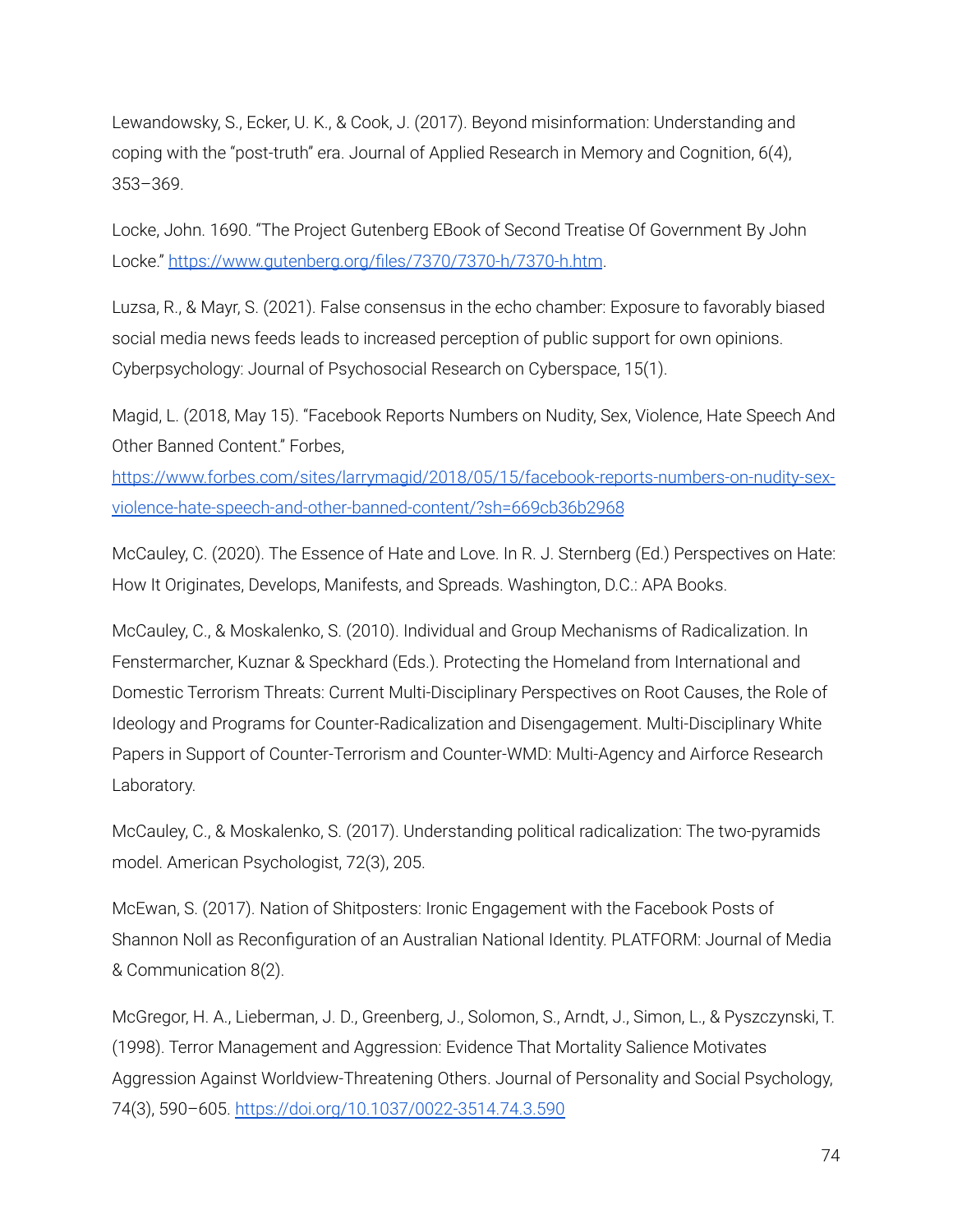Lewandowsky, S., Ecker, U. K., & Cook, J. (2017). Beyond misinformation: Understanding and coping with the "post-truth" era. Journal of Applied Research in Memory and Cognition, 6(4), 353–369.

Locke, John. 1690. "The Project Gutenberg EBook of Second Treatise Of Government By John Locke." https://www.gutenberg.org/files/7370/7370-h/7370-h.htm.

Luzsa, R., & Mayr, S. (2021). False consensus in the echo chamber: Exposure to favorably biased social media news feeds leads to increased perception of public support for own opinions. Cyberpsychology: Journal of Psychosocial Research on Cyberspace, 15(1).

Magid, L. (2018, May 15). "Facebook Reports Numbers on Nudity, Sex, Violence, Hate Speech And Other Banned Content." Forbes, https://www.forbes.com/sites/larrymagid/2018/05/15/facebook-reports-numbers-on-nudity-sex-violence-hate-speech-and-other-banned-content/?sh=669cb36b2968

McCauley, C. (2020). The Essence of Hate and Love. In R. J. Sternberg (Ed.) Perspectives on Hate: How It Originates, Develops, Manifests, and Spreads. Washington, D.C.: APA Books.

McCauley, C., & Moskalenko, S. (2010). Individual and Group Mechanisms of Radicalization. In Fenstermarcher, Kuznar & Speckhard (Eds.). Protecting the Homeland from International and Domestic Terrorism Threats: Current Multi-Disciplinary Perspectives on Root Causes, the Role of Ideology and Programs for Counter-Radicalization and Disengagement. Multi-Disciplinary White Papers in Support of Counter-Terrorism and Counter-WMD: Multi-Agency and Airforce Research Laboratory.

McCauley, C., & Moskalenko, S. (2017). Understanding political radicalization: The two-pyramids model. American Psychologist, 72(3), 205.

McEwan, S. (2017). Nation of Shitposters: Ironic Engagement with the Facebook Posts of Shannon Noll as Reconfiguration of an Australian National Identity. PLATFORM: Journal of Media & Communication 8(2).

McGregor, H. A., Lieberman, J. D., Greenberg, J., Solomon, S., Arndt, J., Simon, L., & Pyszczynski, T. (1998). Terror Management and Aggression: Evidence That Mortality Salience Motivates Aggression Against Worldview-Threatening Others. Journal of Personality and Social Psychology, 74(3), 590–605. https://doi.org/10.1037/0022-3514.74.3.590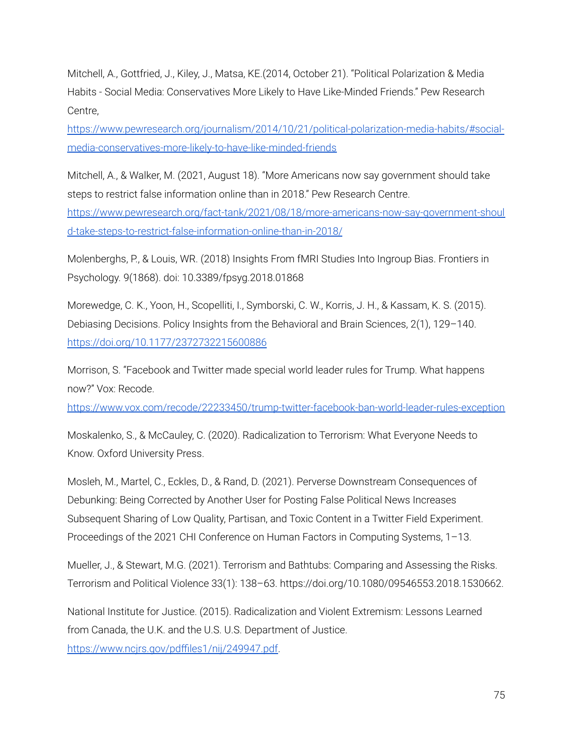Mitchell, A., Gottfried, J., Kiley, J., Matsa, KE.(2014, October 21). "Political Polarization & Media Habits - Social Media: Conservatives More Likely to Have Like-Minded Friends." Pew Research Centre, https://www.pewresearch.org/journalism/2014/10/21/political-polarization-media-habits/#social-media-conservatives-more-likely-to-have-like-minded-friends

Mitchell, A., & Walker, M. (2021, August 18). "More Americans now say government should take steps to restrict false information online than in 2018." Pew Research Centre. https://www.pewresearch.org/fact-tank/2021/08/18/more-americans-now-say-government-should-take-steps-to-restrict-false-information-online-than-in-2018/

Molenberghs, P., & Louis, WR. (2018) Insights From fMRI Studies Into Ingroup Bias. Frontiers in Psychology. 9(1868). doi: 10.3389/fpsyg.2018.01868

Morewedge, C. K., Yoon, H., Scopelliti, I., Symborski, C. W., Korris, J. H., & Kassam, K. S. (2015). Debiasing Decisions. Policy Insights from the Behavioral and Brain Sciences, 2(1), 129–140. https://doi.org/10.1177/2372732215600886

Morrison, S. "Facebook and Twitter made special world leader rules for Trump. What happens now?" Vox: Recode. https://www.vox.com/recode/22233450/trump-twitter-facebook-ban-world-leader-rules-exception

Moskalenko, S., & McCauley, C. (2020). Radicalization to Terrorism: What Everyone Needs to Know. Oxford University Press.

Mosleh, M., Martel, C., Eckles, D., & Rand, D. (2021). Perverse Downstream Consequences of Debunking: Being Corrected by Another User for Posting False Political News Increases Subsequent Sharing of Low Quality, Partisan, and Toxic Content in a Twitter Field Experiment. Proceedings of the 2021 CHI Conference on Human Factors in Computing Systems, 1–13.

Mueller, J., & Stewart, M.G. (2021). Terrorism and Bathtubs: Comparing and Assessing the Risks. Terrorism and Political Violence 33(1): 138–63. https://doi.org/10.1080/09546553.2018.1530662.

National Institute for Justice. (2015). Radicalization and Violent Extremism: Lessons Learned from Canada, the U.K. and the U.S. U.S. Department of Justice. https://www.ncjrs.gov/pdffiles1/nij/249947.pdf.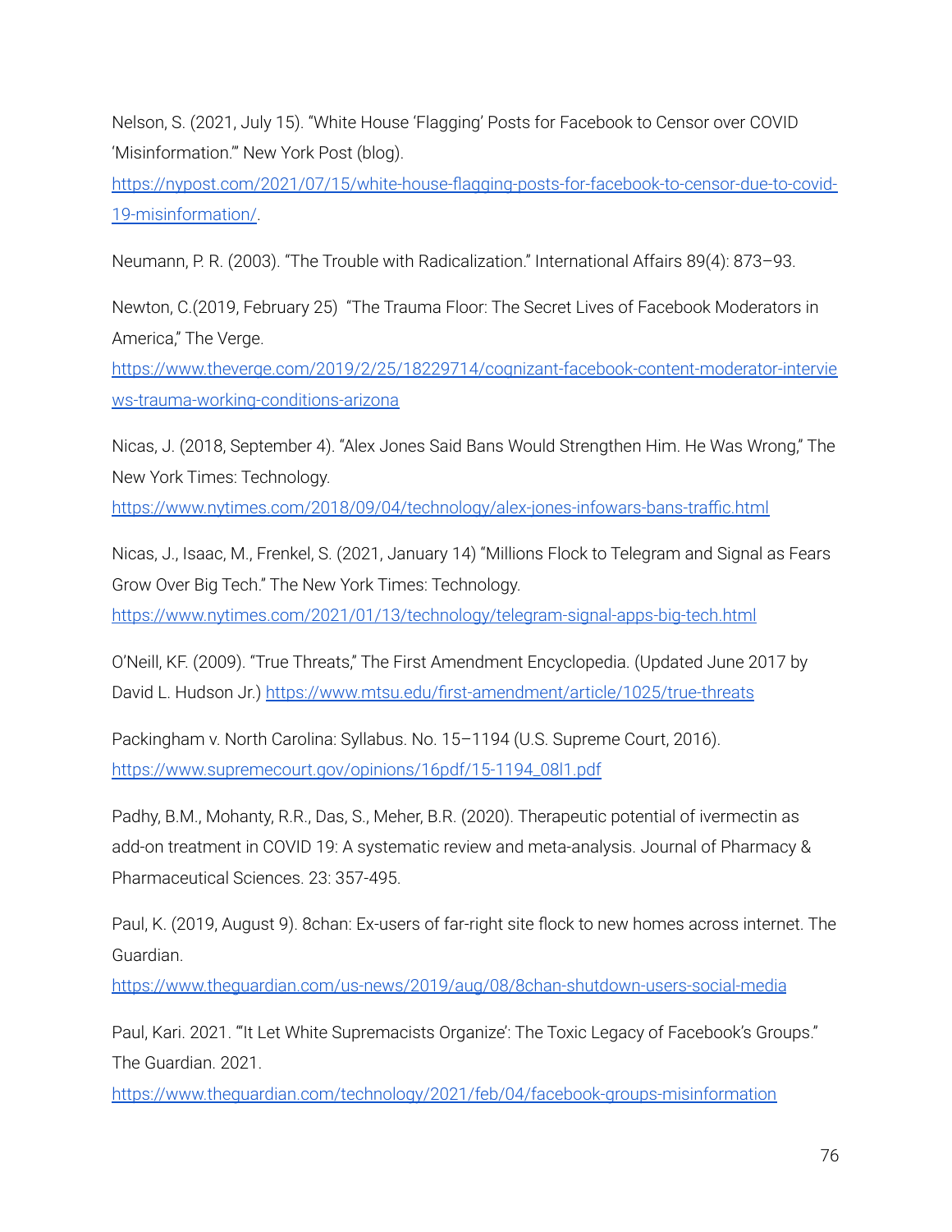Nelson, S. (2021, July 15). "White House 'Flagging' Posts for Facebook to Censor over COVID 'Misinformation.'" New York Post (blog). https://nypost.com/2021/07/15/white-house-flagging-posts-for-facebook-to-censor-due-to-covid-19-misinformation/.

Neumann, P. R. (2003). "The Trouble with Radicalization." International Affairs 89(4): 873–93.

Newton, C.(2019, February 25) "The Trauma Floor: The Secret Lives of Facebook Moderators in America," The Verge. https://www.theverge.com/2019/2/25/18229714/cognizant-facebook-content-moderator-interviews-trauma-working-conditions-arizona

Nicas, J. (2018, September 4). "Alex Jones Said Bans Would Strengthen Him. He Was Wrong," The New York Times: Technology. https://www.nytimes.com/2018/09/04/technology/alex-jones-infowars-bans-traffic.html

Nicas, J., Isaac, M., Frenkel, S. (2021, January 14) "Millions Flock to Telegram and Signal as Fears Grow Over Big Tech." The New York Times: Technology. https://www.nytimes.com/2021/01/13/technology/telegram-signal-apps-big-tech.html

O'Neill, KF. (2009). "True Threats," The First Amendment Encyclopedia. (Updated June 2017 by David L. Hudson Jr.) https://www.mtsu.edu/first-amendment/article/1025/true-threats

Packingham v. North Carolina: Syllabus. No. 15–1194 (U.S. Supreme Court, 2016). https://www.supremecourt.gov/opinions/16pdf/15-1194_08l1.pdf

Padhy, B.M., Mohanty, R.R., Das, S., Meher, B.R. (2020). Therapeutic potential of ivermectin as add-on treatment in COVID 19: A systematic review and meta-analysis. Journal of Pharmacy & Pharmaceutical Sciences. 23: 357-495.

Paul, K. (2019, August 9). 8chan: Ex-users of far-right site flock to new homes across internet. The Guardian. https://www.theguardian.com/us-news/2019/aug/08/8chan-shutdown-users-social-media

Paul, Kari. 2021. "'It Let White Supremacists Organize': The Toxic Legacy of Facebook's Groups." The Guardian. 2021. https://www.theguardian.com/technology/2021/feb/04/facebook-groups-misinformation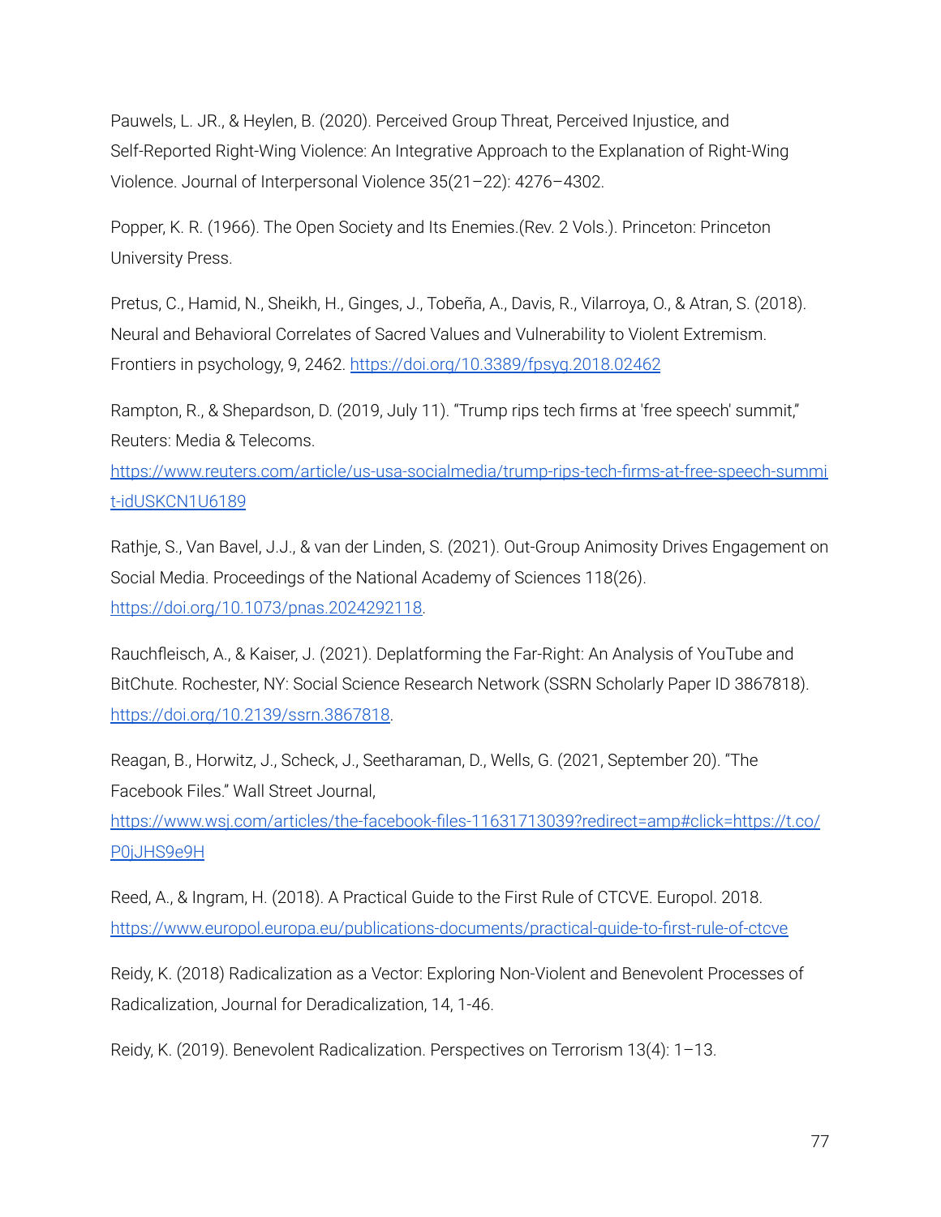Pauwels, L. JR., & Heylen, B. (2020). Perceived Group Threat, Perceived Injustice, and Self-Reported Right-Wing Violence: An Integrative Approach to the Explanation of Right-Wing Violence. Journal of Interpersonal Violence 35(21–22): 4276–4302.

Popper, K. R. (1966). The Open Society and Its Enemies.(Rev. 2 Vols.). Princeton: Princeton University Press.

Pretus, C., Hamid, N., Sheikh, H., Ginges, J., Tobeña, A., Davis, R., Vilarroya, O., & Atran, S. (2018). Neural and Behavioral Correlates of Sacred Values and Vulnerability to Violent Extremism. Frontiers in psychology, 9, 2462. https://doi.org/10.3389/fpsyg.2018.02462

Rampton, R., & Shepardson, D. (2019, July 11). "Trump rips tech firms at 'free speech' summit," Reuters: Media & Telecoms. https://www.reuters.com/article/us-usa-socialmedia/trump-rips-tech-firms-at-free-speech-summit-idUSKCN1U6189

Rathje, S., Van Bavel, J.J., & van der Linden, S. (2021). Out-Group Animosity Drives Engagement on Social Media. Proceedings of the National Academy of Sciences 118(26). https://doi.org/10.1073/pnas.2024292118.

Rauchfleisch, A., & Kaiser, J. (2021). Deplatforming the Far-Right: An Analysis of YouTube and BitChute. Rochester, NY: Social Science Research Network (SSRN Scholarly Paper ID 3867818). https://doi.org/10.2139/ssrn.3867818.

Reagan, B., Horwitz, J., Scheck, J., Seetharaman, D., Wells, G. (2021, September 20). "The Facebook Files." Wall Street Journal, https://www.wsj.com/articles/the-facebook-files-11631713039?redirect=amp#click=https://t.co/P0jJHS9e9H

Reed, A., & Ingram, H. (2018). A Practical Guide to the First Rule of CTCVE. Europol. 2018. https://www.europol.europa.eu/publications-documents/practical-guide-to-first-rule-of-ctcve

Reidy, K. (2018) Radicalization as a Vector: Exploring Non-Violent and Benevolent Processes of Radicalization, Journal for Deradicalization, 14, 1-46.

Reidy, K. (2019). Benevolent Radicalization. Perspectives on Terrorism 13(4): 1–13.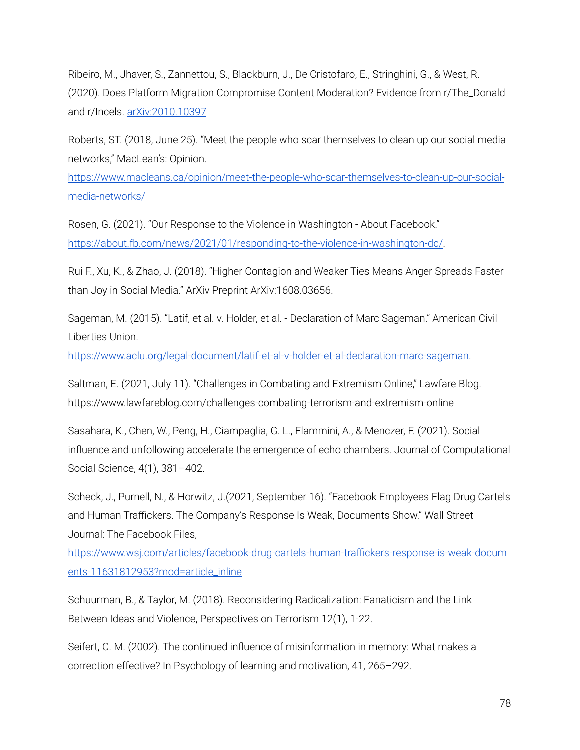Ribeiro, M., Jhaver, S., Zannettou, S., Blackburn, J., De Cristofaro, E., Stringhini, G., & West, R. (2020). Does Platform Migration Compromise Content Moderation? Evidence from r/The_Donald and r/Incels. [arXiv:2010.10397](https://arxiv.org/abs/2010.10397)

Roberts, ST. (2018, June 25). "Meet the people who scar themselves to clean up our social media networks," MacLean's: Opinion. [https://www.macleans.ca/opinion/meet-the-people-who-scar-themselves-to-clean-up-our-social-media-networks/](https://www.macleans.ca/opinion/meet-the-people-who-scar-themselves-to-clean-up-our-social-media-networks/)

Rosen, G. (2021). "Our Response to the Violence in Washington - About Facebook." [https://about.fb.com/news/2021/01/responding-to-the-violence-in-washington-dc/](https://about.fb.com/news/2021/01/responding-to-the-violence-in-washington-dc/).

Rui F., Xu, K., & Zhao, J. (2018). "Higher Contagion and Weaker Ties Means Anger Spreads Faster than Joy in Social Media." ArXiv Preprint ArXiv:1608.03656.

Sageman, M. (2015). "Latif, et al. v. Holder, et al. - Declaration of Marc Sageman." American Civil Liberties Union. [https://www.aclu.org/legal-document/latif-et-al-v-holder-et-al-declaration-marc-sageman](https://www.aclu.org/legal-document/latif-et-al-v-holder-et-al-declaration-marc-sageman).

Saltman, E. (2021, July 11). "Challenges in Combating and Extremism Online," Lawfare Blog. https://www.lawfareblog.com/challenges-combating-terrorism-and-extremism-online

Sasahara, K., Chen, W., Peng, H., Ciampaglia, G. L., Flammini, A., & Menczer, F. (2021). Social influence and unfollowing accelerate the emergence of echo chambers. Journal of Computational Social Science, 4(1), 381–402.

Scheck, J., Purnell, N., & Horwitz, J.(2021, September 16). "Facebook Employees Flag Drug Cartels and Human Traffickers. The Company's Response Is Weak, Documents Show." Wall Street Journal: The Facebook Files, [https://www.wsj.com/articles/facebook-drug-cartels-human-traffickers-response-is-weak-documents-11631812953?mod=article_inline](https://www.wsj.com/articles/facebook-drug-cartels-human-traffickers-response-is-weak-documents-11631812953?mod=article_inline)

Schuurman, B., & Taylor, M. (2018). Reconsidering Radicalization: Fanaticism and the Link Between Ideas and Violence, Perspectives on Terrorism 12(1), 1-22.

Seifert, C. M. (2002). The continued influence of misinformation in memory: What makes a correction effective? In Psychology of learning and motivation, 41, 265–292.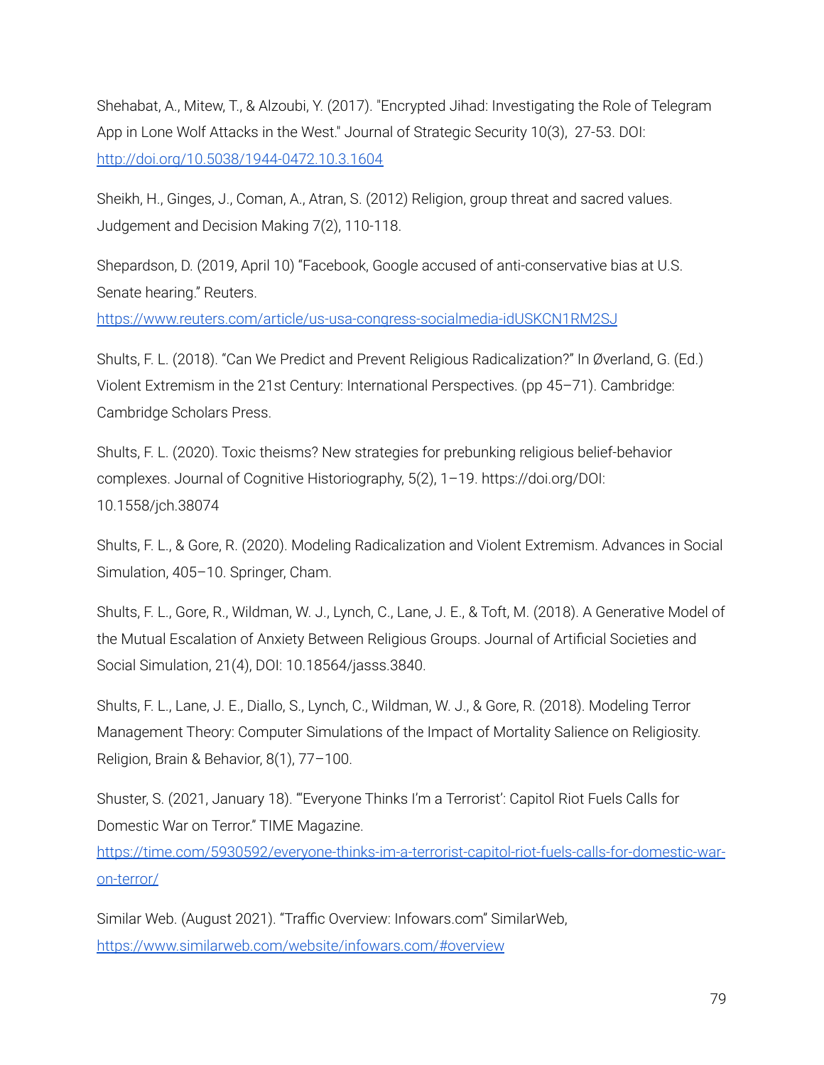Shehabat, A., Mitew, T., & Alzoubi, Y. (2017). "Encrypted Jihad: Investigating the Role of Telegram App in Lone Wolf Attacks in the West." Journal of Strategic Security 10(3), 27-53. DOI: [http://doi.org/10.5038/1944-0472.10.3.1604](http://doi.org/10.5038/1944-0472.10.3.1604)

Sheikh, H., Ginges, J., Coman, A., Atran, S. (2012) Religion, group threat and sacred values. Judgement and Decision Making 7(2), 110-118.

Shepardson, D. (2019, April 10) “Facebook, Google accused of anti-conservative bias at U.S. Senate hearing.” Reuters. [https://www.reuters.com/article/us-usa-congress-socialmedia-idUSKCN1RM2SJ](https://www.reuters.com/article/us-usa-congress-socialmedia-idUSKCN1RM2SJ)

Shults, F. L. (2018). “Can We Predict and Prevent Religious Radicalization?” In Øverland, G. (Ed.) Violent Extremism in the 21st Century: International Perspectives. (pp 45–71). Cambridge: Cambridge Scholars Press.

Shults, F. L. (2020). Toxic theisms? New strategies for prebunking religious belief-behavior complexes. Journal of Cognitive Historiography, 5(2), 1–19. https://doi.org/DOI: 10.1558/jch.38074

Shults, F. L., & Gore, R. (2020). Modeling Radicalization and Violent Extremism. Advances in Social Simulation, 405–10. Springer, Cham.

Shults, F. L., Gore, R., Wildman, W. J., Lynch, C., Lane, J. E., & Toft, M. (2018). A Generative Model of the Mutual Escalation of Anxiety Between Religious Groups. Journal of Artificial Societies and Social Simulation, 21(4), DOI: 10.18564/jasss.3840.

Shults, F. L., Lane, J. E., Diallo, S., Lynch, C., Wildman, W. J., & Gore, R. (2018). Modeling Terror Management Theory: Computer Simulations of the Impact of Mortality Salience on Religiosity. Religion, Brain & Behavior, 8(1), 77–100.

Shuster, S. (2021, January 18). “‘Everyone Thinks I’m a Terrorist’: Capitol Riot Fuels Calls for Domestic War on Terror.” TIME Magazine. [https://time.com/5930592/everyone-thinks-im-a-terrorist-capitol-riot-fuels-calls-for-domestic-war-on-terror/](https://time.com/5930592/everyone-thinks-im-a-terrorist-capitol-riot-fuels-calls-for-domestic-war-on-terror/)

Similar Web. (August 2021). “Traffic Overview: Infowars.com” SimilarWeb, [https://www.similarweb.com/website/infowars.com/#overview](https://www.similarweb.com/website/infowars.com/#overview)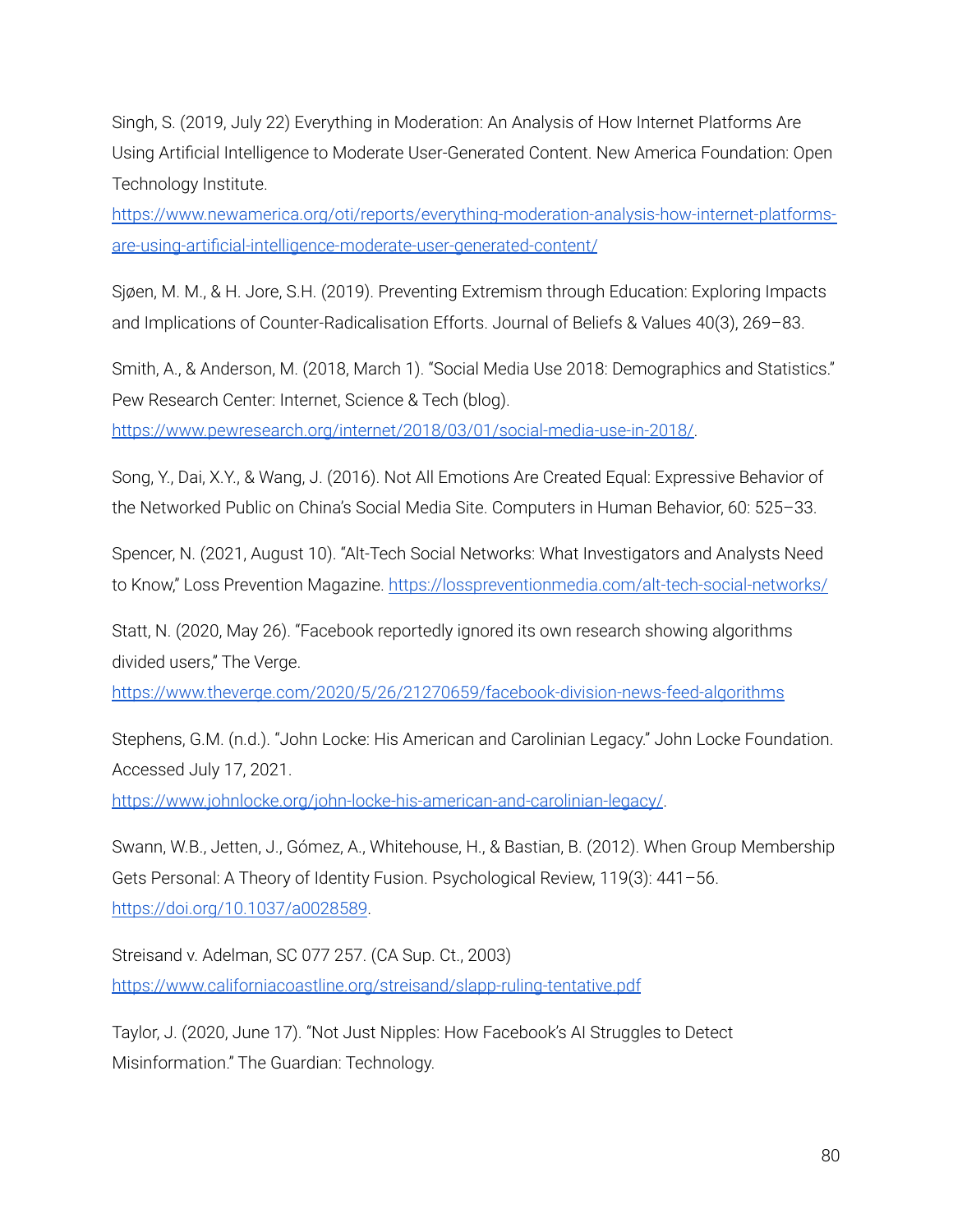Singh, S. (2019, July 22) Everything in Moderation: An Analysis of How Internet Platforms Are Using Artificial Intelligence to Moderate User-Generated Content. New America Foundation: Open Technology Institute. https://www.newamerica.org/oti/reports/everything-moderation-analysis-how-internet-platforms-are-using-artificial-intelligence-moderate-user-generated-content/

Sjøen, M. M., & H. Jore, S.H. (2019). Preventing Extremism through Education: Exploring Impacts and Implications of Counter-Radicalisation Efforts. Journal of Beliefs & Values 40(3), 269–83.

Smith, A., & Anderson, M. (2018, March 1). "Social Media Use 2018: Demographics and Statistics." Pew Research Center: Internet, Science & Tech (blog). https://www.pewresearch.org/internet/2018/03/01/social-media-use-in-2018/.

Song, Y., Dai, X.Y., & Wang, J. (2016). Not All Emotions Are Created Equal: Expressive Behavior of the Networked Public on China's Social Media Site. Computers in Human Behavior, 60: 525–33.

Spencer, N. (2021, August 10). "Alt-Tech Social Networks: What Investigators and Analysts Need to Know," Loss Prevention Magazine. https://losspreventionmedia.com/alt-tech-social-networks/

Statt, N. (2020, May 26). "Facebook reportedly ignored its own research showing algorithms divided users," The Verge. https://www.theverge.com/2020/5/26/21270659/facebook-division-news-feed-algorithms

Stephens, G.M. (n.d.). "John Locke: His American and Carolinian Legacy." John Locke Foundation. Accessed July 17, 2021. https://www.johnlocke.org/john-locke-his-american-and-carolinian-legacy/.

Swann, W.B., Jetten, J., Gómez, A., Whitehouse, H., & Bastian, B. (2012). When Group Membership Gets Personal: A Theory of Identity Fusion. Psychological Review, 119(3): 441–56. https://doi.org/10.1037/a0028589.

Streisand v. Adelman, SC 077 257. (CA Sup. Ct., 2003) https://www.californiacoastline.org/streisand/slapp-ruling-tentative.pdf

Taylor, J. (2020, June 17). "Not Just Nipples: How Facebook's AI Struggles to Detect Misinformation." The Guardian: Technology.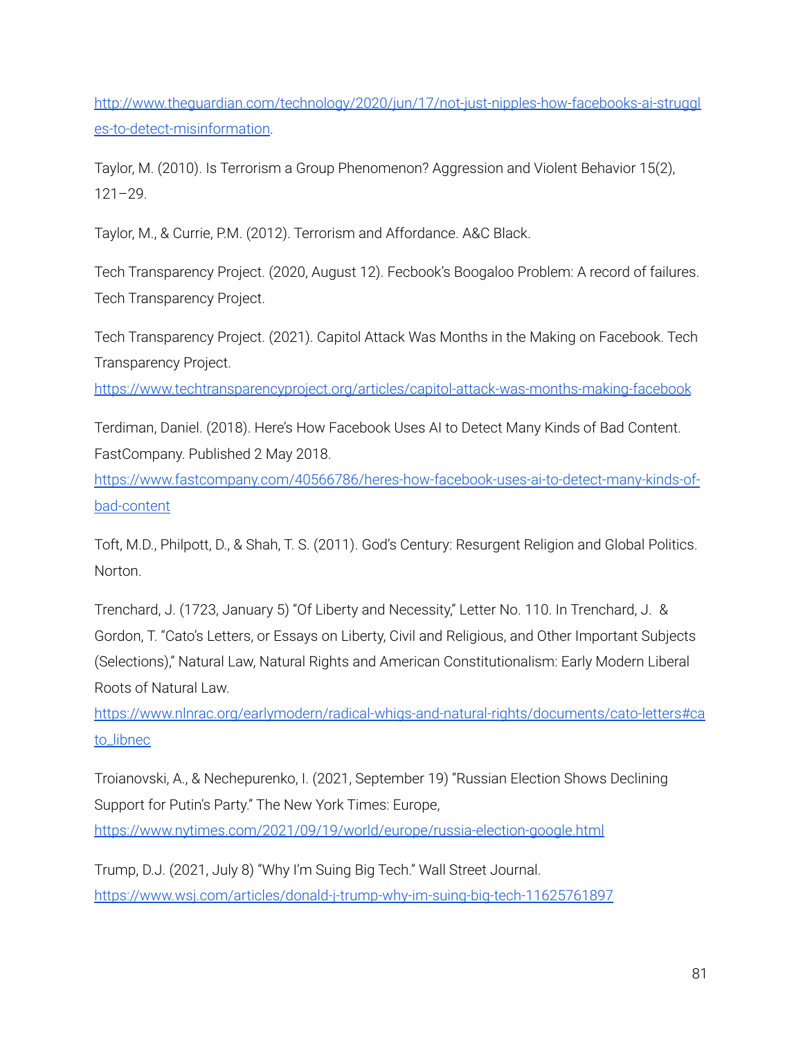http://www.theguardian.com/technology/2020/jun/17/not-just-nipples-how-facebooks-ai-struggles-to-detect-misinformation.

Taylor, M. (2010). Is Terrorism a Group Phenomenon? Aggression and Violent Behavior 15(2), 121–29.

Taylor, M., & Currie, P.M. (2012). Terrorism and Affordance. A&C Black.

Tech Transparency Project. (2020, August 12). Fecbook's Boogaloo Problem: A record of failures. Tech Transparency Project.

Tech Transparency Project. (2021). Capitol Attack Was Months in the Making on Facebook. Tech Transparency Project. https://www.techtransparencyproject.org/articles/capitol-attack-was-months-making-facebook

Terdiman, Daniel. (2018). Here's How Facebook Uses AI to Detect Many Kinds of Bad Content. FastCompany. Published 2 May 2018. https://www.fastcompany.com/40566786/heres-how-facebook-uses-ai-to-detect-many-kinds-of-bad-content

Toft, M.D., Philpott, D., & Shah, T. S. (2011). God's Century: Resurgent Religion and Global Politics. Norton.

Trenchard, J. (1723, January 5) "Of Liberty and Necessity," Letter No. 110. In Trenchard, J. & Gordon, T. "Cato's Letters, or Essays on Liberty, Civil and Religious, and Other Important Subjects (Selections)," Natural Law, Natural Rights and American Constitutionalism: Early Modern Liberal Roots of Natural Law. https://www.nlnrac.org/earlymodern/radical-whigs-and-natural-rights/documents/cato-letters#cato_libnec

Troianovski, A., & Nechepurenko, I. (2021, September 19) "Russian Election Shows Declining Support for Putin's Party." The New York Times: Europe, https://www.nytimes.com/2021/09/19/world/europe/russia-election-google.html

Trump, D.J. (2021, July 8) "Why I'm Suing Big Tech." Wall Street Journal. https://www.wsj.com/articles/donald-j-trump-why-im-suing-big-tech-11625761897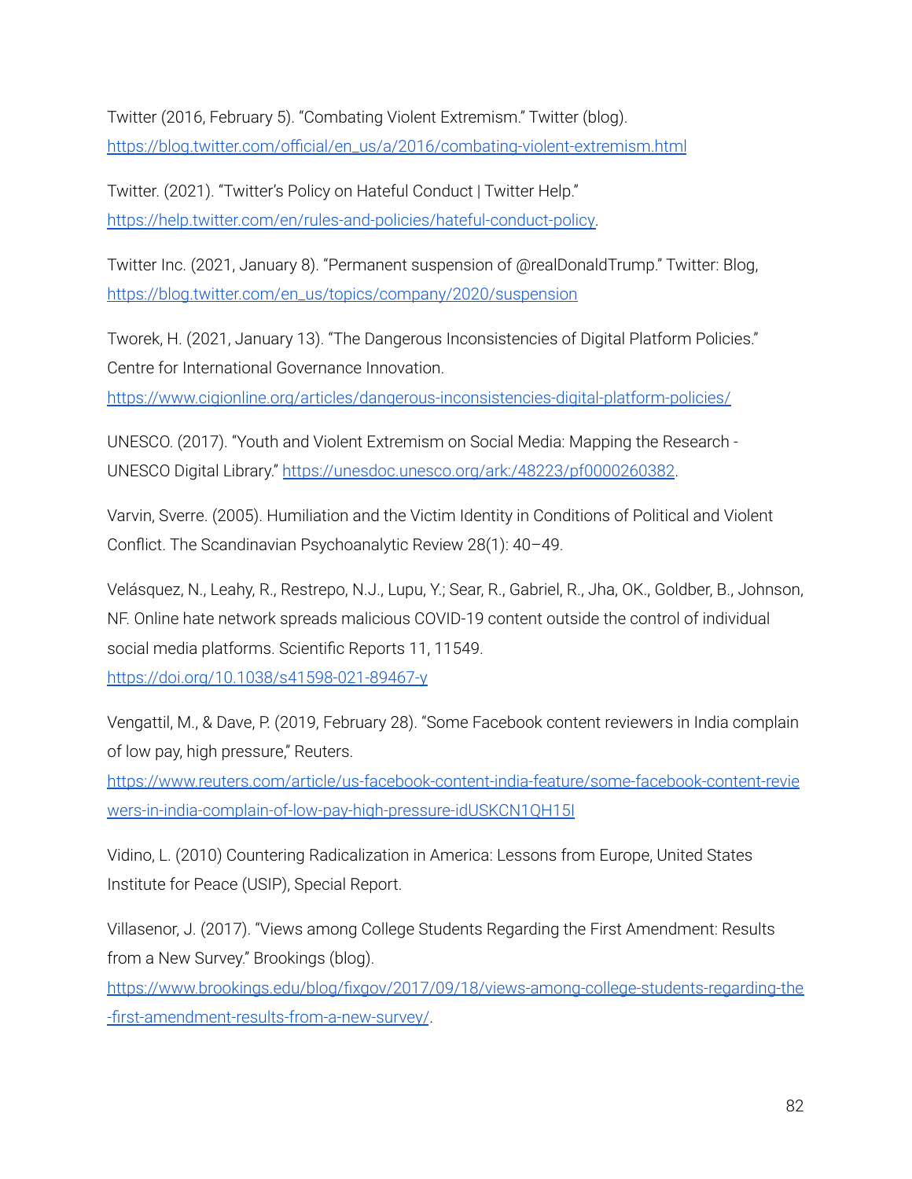Twitter (2016, February 5). “Combating Violent Extremism.” Twitter (blog). https://blog.twitter.com/official/en_us/a/2016/combating-violent-extremism.html

Twitter. (2021). “Twitter’s Policy on Hateful Conduct | Twitter Help.” https://help.twitter.com/en/rules-and-policies/hateful-conduct-policy.

Twitter Inc. (2021, January 8). “Permanent suspension of @realDonaldTrump.” Twitter: Blog, https://blog.twitter.com/en_us/topics/company/2020/suspension

Tworek, H. (2021, January 13). “The Dangerous Inconsistencies of Digital Platform Policies.” Centre for International Governance Innovation. https://www.cigionline.org/articles/dangerous-inconsistencies-digital-platform-policies/

UNESCO. (2017). “Youth and Violent Extremism on Social Media: Mapping the Research - UNESCO Digital Library.” https://unesdoc.unesco.org/ark:/48223/pf0000260382.

Varvin, Sverre. (2005). Humiliation and the Victim Identity in Conditions of Political and Violent Conflict. The Scandinavian Psychoanalytic Review 28(1): 40–49.

Velásquez, N., Leahy, R., Restrepo, N.J., Lupu, Y.; Sear, R., Gabriel, R., Jha, OK., Goldber, B., Johnson, NF. Online hate network spreads malicious COVID-19 content outside the control of individual social media platforms. Scientific Reports 11, 11549. https://doi.org/10.1038/s41598-021-89467-y

Vengattil, M., & Dave, P. (2019, February 28). “Some Facebook content reviewers in India complain of low pay, high pressure,” Reuters. https://www.reuters.com/article/us-facebook-content-india-feature/some-facebook-content-reviewers-in-india-complain-of-low-pay-high-pressure-idUSKCN1QH15I

Vidino, L. (2010) Countering Radicalization in America: Lessons from Europe, United States Institute for Peace (USIP), Special Report.

Villasenor, J. (2017). “Views among College Students Regarding the First Amendment: Results from a New Survey.” Brookings (blog). https://www.brookings.edu/blog/fixgov/2017/09/18/views-among-college-students-regarding-the-first-amendment-results-from-a-new-survey/.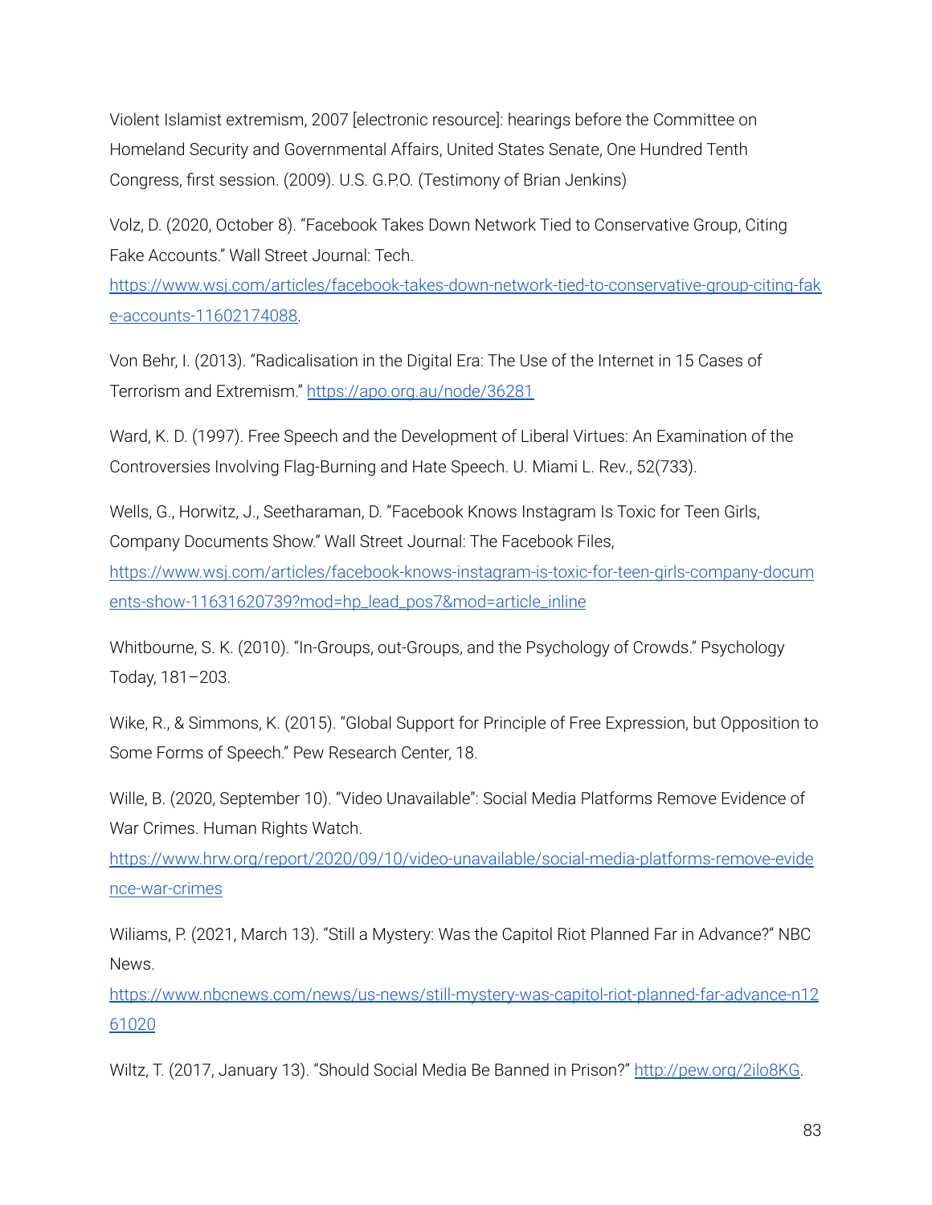Violent Islamist extremism, 2007 [electronic resource]: hearings before the Committee on Homeland Security and Governmental Affairs, United States Senate, One Hundred Tenth Congress, first session. (2009). U.S. G.P.O. (Testimony of Brian Jenkins)

Volz, D. (2020, October 8). "Facebook Takes Down Network Tied to Conservative Group, Citing Fake Accounts." Wall Street Journal: Tech. https://www.wsj.com/articles/facebook-takes-down-network-tied-to-conservative-group-citing-fake-accounts-11602174088.

Von Behr, I. (2013). "Radicalisation in the Digital Era: The Use of the Internet in 15 Cases of Terrorism and Extremism." https://apo.org.au/node/36281

Ward, K. D. (1997). Free Speech and the Development of Liberal Virtues: An Examination of the Controversies Involving Flag-Burning and Hate Speech. U. Miami L. Rev., 52(733).

Wells, G., Horwitz, J., Seetharaman, D. "Facebook Knows Instagram Is Toxic for Teen Girls, Company Documents Show." Wall Street Journal: The Facebook Files, https://www.wsj.com/articles/facebook-knows-instagram-is-toxic-for-teen-girls-company-documents-show-11631620739?mod=hp_lead_pos7&mod=article_inline

Whitbourne, S. K. (2010). "In-Groups, out-Groups, and the Psychology of Crowds." Psychology Today, 181–203.

Wike, R., & Simmons, K. (2015). "Global Support for Principle of Free Expression, but Opposition to Some Forms of Speech." Pew Research Center, 18.

Wille, B. (2020, September 10). "Video Unavailable": Social Media Platforms Remove Evidence of War Crimes. Human Rights Watch. https://www.hrw.org/report/2020/09/10/video-unavailable/social-media-platforms-remove-evidence-war-crimes

Wiliams, P. (2021, March 13). "Still a Mystery: Was the Capitol Riot Planned Far in Advance?" NBC News. https://www.nbcnews.com/news/us-news/still-mystery-was-capitol-riot-planned-far-advance-n1261020

Wiltz, T. (2017, January 13). "Should Social Media Be Banned in Prison?" http://pew.org/2ilo8KG.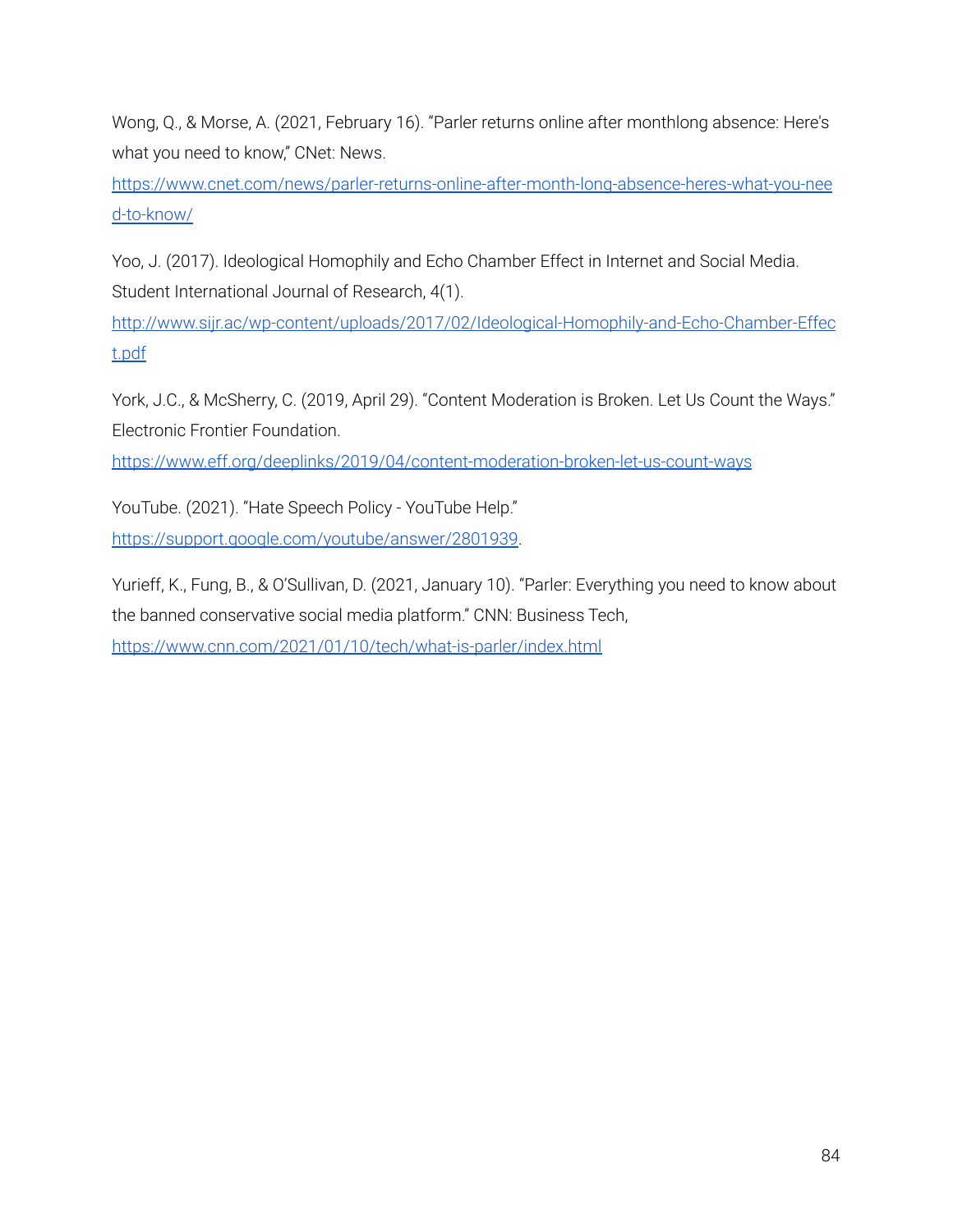Wong, Q., & Morse, A. (2021, February 16). “Parler returns online after monthlong absence: Here's what you need to know,” CNet: News. https://www.cnet.com/news/parler-returns-online-after-month-long-absence-heres-what-you-need-to-know/

Yoo, J. (2017). Ideological Homophily and Echo Chamber Effect in Internet and Social Media. Student International Journal of Research, 4(1). http://www.sijr.ac/wp-content/uploads/2017/02/Ideological-Homophily-and-Echo-Chamber-Effect.pdf

York, J.C., & McSherry, C. (2019, April 29). “Content Moderation is Broken. Let Us Count the Ways.” Electronic Frontier Foundation. https://www.eff.org/deeplinks/2019/04/content-moderation-broken-let-us-count-ways

YouTube. (2021). “Hate Speech Policy - YouTube Help.” https://support.google.com/youtube/answer/2801939.

Yurieff, K., Fung, B., & O'Sullivan, D. (2021, January 10). “Parler: Everything you need to know about the banned conservative social media platform.” CNN: Business Tech, https://www.cnn.com/2021/01/10/tech/what-is-parler/index.html